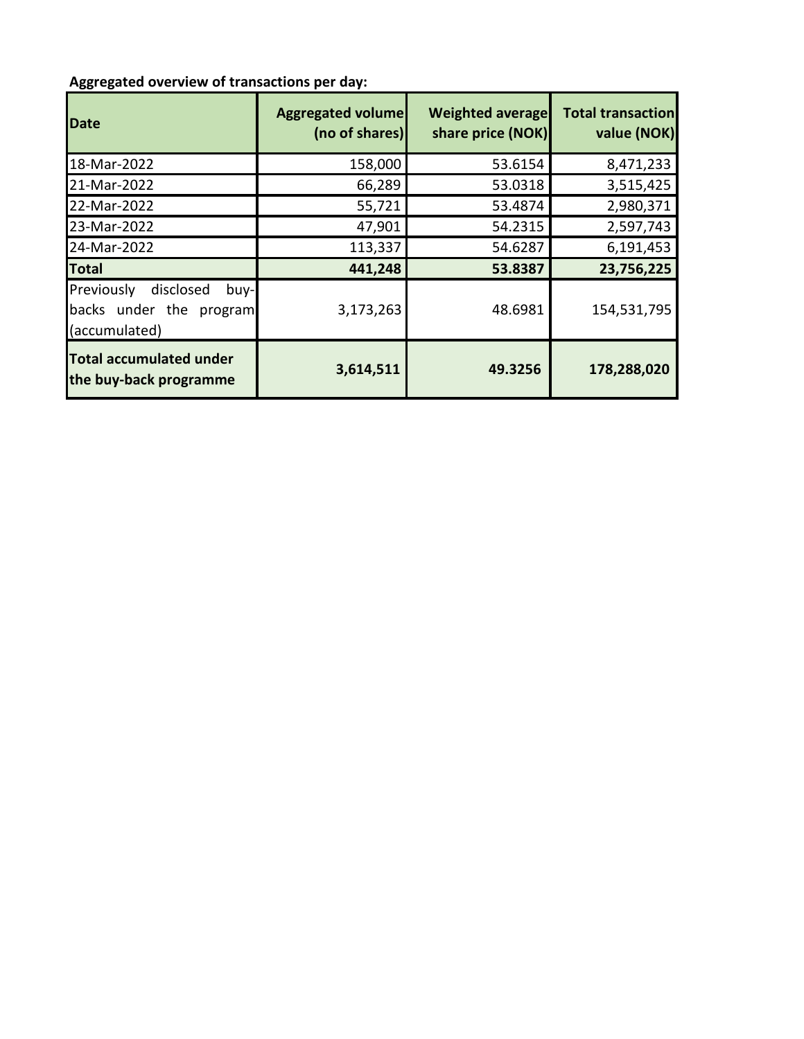**Aggregated overview of transactions per day:**

| Date | Aggregated volume (no of shares) | Weighted average share price (NOK) | Total transaction value (NOK) |
|---|---|---|---|
| 18-Mar-2022 | 158,000 | 53.6154 | 8,471,233 |
| 21-Mar-2022 | 66,289 | 53.0318 | 3,515,425 |
| 22-Mar-2022 | 55,721 | 53.4874 | 2,980,371 |
| 23-Mar-2022 | 47,901 | 54.2315 | 2,597,743 |
| 24-Mar-2022 | 113,337 | 54.6287 | 6,191,453 |
| **Total** | **441,248** | **53.8387** | **23,756,225** |
| Previously disclosed buy-backs under the program (accumulated) | 3,173,263 | 48.6981 | 154,531,795 |
| **Total accumulated under the buy-back programme** | **3,614,511** | **49.3256** | **178,288,020** |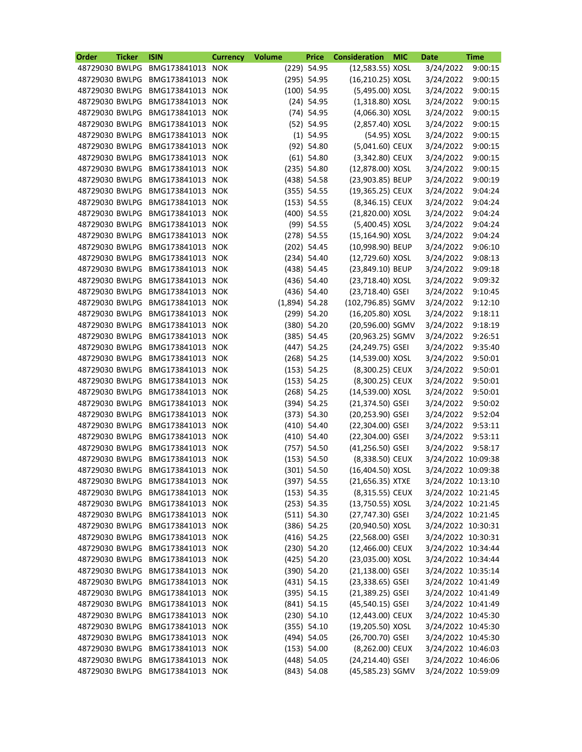| Order | Ticker | ISIN | Currency | Volume | Price | Consideration | MIC | Date | Time |
|---|---|---|---|---|---|---|---|---|---|
| 48729030 | BWLPG | BMG173841013 | NOK | (229) | 54.95 | (12,583.55) | XOSL | 3/24/2022 | 9:00:15 |
| 48729030 | BWLPG | BMG173841013 | NOK | (295) | 54.95 | (16,210.25) | XOSL | 3/24/2022 | 9:00:15 |
| 48729030 | BWLPG | BMG173841013 | NOK | (100) | 54.95 | (5,495.00) | XOSL | 3/24/2022 | 9:00:15 |
| 48729030 | BWLPG | BMG173841013 | NOK | (24) | 54.95 | (1,318.80) | XOSL | 3/24/2022 | 9:00:15 |
| 48729030 | BWLPG | BMG173841013 | NOK | (74) | 54.95 | (4,066.30) | XOSL | 3/24/2022 | 9:00:15 |
| 48729030 | BWLPG | BMG173841013 | NOK | (52) | 54.95 | (2,857.40) | XOSL | 3/24/2022 | 9:00:15 |
| 48729030 | BWLPG | BMG173841013 | NOK | (1) | 54.95 | (54.95) | XOSL | 3/24/2022 | 9:00:15 |
| 48729030 | BWLPG | BMG173841013 | NOK | (92) | 54.80 | (5,041.60) | CEUX | 3/24/2022 | 9:00:15 |
| 48729030 | BWLPG | BMG173841013 | NOK | (61) | 54.80 | (3,342.80) | CEUX | 3/24/2022 | 9:00:15 |
| 48729030 | BWLPG | BMG173841013 | NOK | (235) | 54.80 | (12,878.00) | XOSL | 3/24/2022 | 9:00:15 |
| 48729030 | BWLPG | BMG173841013 | NOK | (438) | 54.58 | (23,903.85) | BEUP | 3/24/2022 | 9:00:19 |
| 48729030 | BWLPG | BMG173841013 | NOK | (355) | 54.55 | (19,365.25) | CEUX | 3/24/2022 | 9:04:24 |
| 48729030 | BWLPG | BMG173841013 | NOK | (153) | 54.55 | (8,346.15) | CEUX | 3/24/2022 | 9:04:24 |
| 48729030 | BWLPG | BMG173841013 | NOK | (400) | 54.55 | (21,820.00) | XOSL | 3/24/2022 | 9:04:24 |
| 48729030 | BWLPG | BMG173841013 | NOK | (99) | 54.55 | (5,400.45) | XOSL | 3/24/2022 | 9:04:24 |
| 48729030 | BWLPG | BMG173841013 | NOK | (278) | 54.55 | (15,164.90) | XOSL | 3/24/2022 | 9:04:24 |
| 48729030 | BWLPG | BMG173841013 | NOK | (202) | 54.45 | (10,998.90) | BEUP | 3/24/2022 | 9:06:10 |
| 48729030 | BWLPG | BMG173841013 | NOK | (234) | 54.40 | (12,729.60) | XOSL | 3/24/2022 | 9:08:13 |
| 48729030 | BWLPG | BMG173841013 | NOK | (438) | 54.45 | (23,849.10) | BEUP | 3/24/2022 | 9:09:18 |
| 48729030 | BWLPG | BMG173841013 | NOK | (436) | 54.40 | (23,718.40) | XOSL | 3/24/2022 | 9:09:32 |
| 48729030 | BWLPG | BMG173841013 | NOK | (436) | 54.40 | (23,718.40) | GSEI | 3/24/2022 | 9:10:45 |
| 48729030 | BWLPG | BMG173841013 | NOK | (1,894) | 54.28 | (102,796.85) | SGMV | 3/24/2022 | 9:12:10 |
| 48729030 | BWLPG | BMG173841013 | NOK | (299) | 54.20 | (16,205.80) | XOSL | 3/24/2022 | 9:18:11 |
| 48729030 | BWLPG | BMG173841013 | NOK | (380) | 54.20 | (20,596.00) | SGMV | 3/24/2022 | 9:18:19 |
| 48729030 | BWLPG | BMG173841013 | NOK | (385) | 54.45 | (20,963.25) | SGMV | 3/24/2022 | 9:26:51 |
| 48729030 | BWLPG | BMG173841013 | NOK | (447) | 54.25 | (24,249.75) | GSEI | 3/24/2022 | 9:35:40 |
| 48729030 | BWLPG | BMG173841013 | NOK | (268) | 54.25 | (14,539.00) | XOSL | 3/24/2022 | 9:50:01 |
| 48729030 | BWLPG | BMG173841013 | NOK | (153) | 54.25 | (8,300.25) | CEUX | 3/24/2022 | 9:50:01 |
| 48729030 | BWLPG | BMG173841013 | NOK | (153) | 54.25 | (8,300.25) | CEUX | 3/24/2022 | 9:50:01 |
| 48729030 | BWLPG | BMG173841013 | NOK | (268) | 54.25 | (14,539.00) | XOSL | 3/24/2022 | 9:50:01 |
| 48729030 | BWLPG | BMG173841013 | NOK | (394) | 54.25 | (21,374.50) | GSEI | 3/24/2022 | 9:50:02 |
| 48729030 | BWLPG | BMG173841013 | NOK | (373) | 54.30 | (20,253.90) | GSEI | 3/24/2022 | 9:52:04 |
| 48729030 | BWLPG | BMG173841013 | NOK | (410) | 54.40 | (22,304.00) | GSEI | 3/24/2022 | 9:53:11 |
| 48729030 | BWLPG | BMG173841013 | NOK | (410) | 54.40 | (22,304.00) | GSEI | 3/24/2022 | 9:53:11 |
| 48729030 | BWLPG | BMG173841013 | NOK | (757) | 54.50 | (41,256.50) | GSEI | 3/24/2022 | 9:58:17 |
| 48729030 | BWLPG | BMG173841013 | NOK | (153) | 54.50 | (8,338.50) | CEUX | 3/24/2022 | 10:09:38 |
| 48729030 | BWLPG | BMG173841013 | NOK | (301) | 54.50 | (16,404.50) | XOSL | 3/24/2022 | 10:09:38 |
| 48729030 | BWLPG | BMG173841013 | NOK | (397) | 54.55 | (21,656.35) | XTXE | 3/24/2022 | 10:13:10 |
| 48729030 | BWLPG | BMG173841013 | NOK | (153) | 54.35 | (8,315.55) | CEUX | 3/24/2022 | 10:21:45 |
| 48729030 | BWLPG | BMG173841013 | NOK | (253) | 54.35 | (13,750.55) | XOSL | 3/24/2022 | 10:21:45 |
| 48729030 | BWLPG | BMG173841013 | NOK | (511) | 54.30 | (27,747.30) | GSEI | 3/24/2022 | 10:21:45 |
| 48729030 | BWLPG | BMG173841013 | NOK | (386) | 54.25 | (20,940.50) | XOSL | 3/24/2022 | 10:30:31 |
| 48729030 | BWLPG | BMG173841013 | NOK | (416) | 54.25 | (22,568.00) | GSEI | 3/24/2022 | 10:30:31 |
| 48729030 | BWLPG | BMG173841013 | NOK | (230) | 54.20 | (12,466.00) | CEUX | 3/24/2022 | 10:34:44 |
| 48729030 | BWLPG | BMG173841013 | NOK | (425) | 54.20 | (23,035.00) | XOSL | 3/24/2022 | 10:34:44 |
| 48729030 | BWLPG | BMG173841013 | NOK | (390) | 54.20 | (21,138.00) | GSEI | 3/24/2022 | 10:35:14 |
| 48729030 | BWLPG | BMG173841013 | NOK | (431) | 54.15 | (23,338.65) | GSEI | 3/24/2022 | 10:41:49 |
| 48729030 | BWLPG | BMG173841013 | NOK | (395) | 54.15 | (21,389.25) | GSEI | 3/24/2022 | 10:41:49 |
| 48729030 | BWLPG | BMG173841013 | NOK | (841) | 54.15 | (45,540.15) | GSEI | 3/24/2022 | 10:41:49 |
| 48729030 | BWLPG | BMG173841013 | NOK | (230) | 54.10 | (12,443.00) | CEUX | 3/24/2022 | 10:45:30 |
| 48729030 | BWLPG | BMG173841013 | NOK | (355) | 54.10 | (19,205.50) | XOSL | 3/24/2022 | 10:45:30 |
| 48729030 | BWLPG | BMG173841013 | NOK | (494) | 54.05 | (26,700.70) | GSEI | 3/24/2022 | 10:45:30 |
| 48729030 | BWLPG | BMG173841013 | NOK | (153) | 54.00 | (8,262.00) | CEUX | 3/24/2022 | 10:46:03 |
| 48729030 | BWLPG | BMG173841013 | NOK | (448) | 54.05 | (24,214.40) | GSEI | 3/24/2022 | 10:46:06 |
| 48729030 | BWLPG | BMG173841013 | NOK | (843) | 54.08 | (45,585.23) | SGMV | 3/24/2022 | 10:59:09 |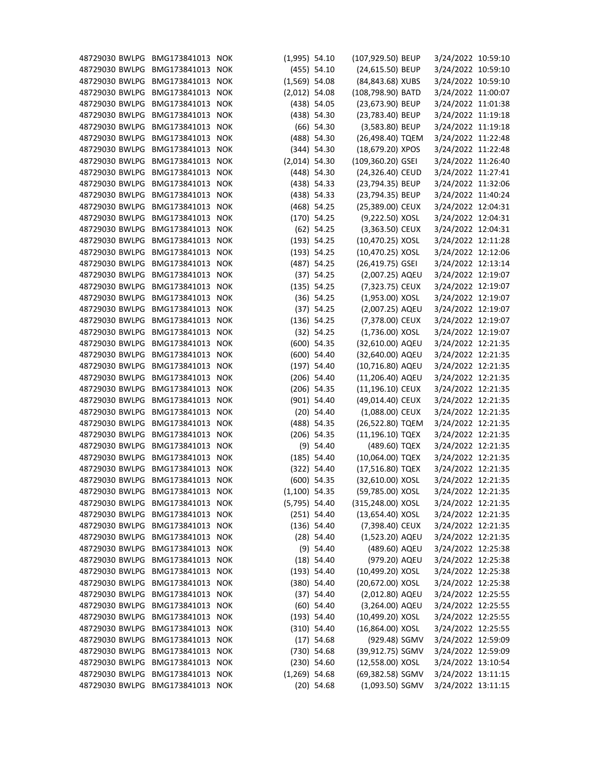| | | | | | | | | | |
|---|---|---|---|---|---|---|---|---|---|
| 48729030 | BWLPG | BMG173841013 | NOK | (1,995) | 54.10 | (107,929.50) | BEUP | 3/24/2022 | 10:59:10 |
| 48729030 | BWLPG | BMG173841013 | NOK | (455) | 54.10 | (24,615.50) | BEUP | 3/24/2022 | 10:59:10 |
| 48729030 | BWLPG | BMG173841013 | NOK | (1,569) | 54.08 | (84,843.68) | XUBS | 3/24/2022 | 10:59:10 |
| 48729030 | BWLPG | BMG173841013 | NOK | (2,012) | 54.08 | (108,798.90) | BATD | 3/24/2022 | 11:00:07 |
| 48729030 | BWLPG | BMG173841013 | NOK | (438) | 54.05 | (23,673.90) | BEUP | 3/24/2022 | 11:01:38 |
| 48729030 | BWLPG | BMG173841013 | NOK | (438) | 54.30 | (23,783.40) | BEUP | 3/24/2022 | 11:19:18 |
| 48729030 | BWLPG | BMG173841013 | NOK | (66) | 54.30 | (3,583.80) | BEUP | 3/24/2022 | 11:19:18 |
| 48729030 | BWLPG | BMG173841013 | NOK | (488) | 54.30 | (26,498.40) | TQEM | 3/24/2022 | 11:22:48 |
| 48729030 | BWLPG | BMG173841013 | NOK | (344) | 54.30 | (18,679.20) | XPOS | 3/24/2022 | 11:22:48 |
| 48729030 | BWLPG | BMG173841013 | NOK | (2,014) | 54.30 | (109,360.20) | GSEI | 3/24/2022 | 11:26:40 |
| 48729030 | BWLPG | BMG173841013 | NOK | (448) | 54.30 | (24,326.40) | CEUD | 3/24/2022 | 11:27:41 |
| 48729030 | BWLPG | BMG173841013 | NOK | (438) | 54.33 | (23,794.35) | BEUP | 3/24/2022 | 11:32:06 |
| 48729030 | BWLPG | BMG173841013 | NOK | (438) | 54.33 | (23,794.35) | BEUP | 3/24/2022 | 11:40:24 |
| 48729030 | BWLPG | BMG173841013 | NOK | (468) | 54.25 | (25,389.00) | CEUX | 3/24/2022 | 12:04:31 |
| 48729030 | BWLPG | BMG173841013 | NOK | (170) | 54.25 | (9,222.50) | XOSL | 3/24/2022 | 12:04:31 |
| 48729030 | BWLPG | BMG173841013 | NOK | (62) | 54.25 | (3,363.50) | CEUX | 3/24/2022 | 12:04:31 |
| 48729030 | BWLPG | BMG173841013 | NOK | (193) | 54.25 | (10,470.25) | XOSL | 3/24/2022 | 12:11:28 |
| 48729030 | BWLPG | BMG173841013 | NOK | (193) | 54.25 | (10,470.25) | XOSL | 3/24/2022 | 12:12:06 |
| 48729030 | BWLPG | BMG173841013 | NOK | (487) | 54.25 | (26,419.75) | GSEI | 3/24/2022 | 12:13:14 |
| 48729030 | BWLPG | BMG173841013 | NOK | (37) | 54.25 | (2,007.25) | AQEU | 3/24/2022 | 12:19:07 |
| 48729030 | BWLPG | BMG173841013 | NOK | (135) | 54.25 | (7,323.75) | CEUX | 3/24/2022 | 12:19:07 |
| 48729030 | BWLPG | BMG173841013 | NOK | (36) | 54.25 | (1,953.00) | XOSL | 3/24/2022 | 12:19:07 |
| 48729030 | BWLPG | BMG173841013 | NOK | (37) | 54.25 | (2,007.25) | AQEU | 3/24/2022 | 12:19:07 |
| 48729030 | BWLPG | BMG173841013 | NOK | (136) | 54.25 | (7,378.00) | CEUX | 3/24/2022 | 12:19:07 |
| 48729030 | BWLPG | BMG173841013 | NOK | (32) | 54.25 | (1,736.00) | XOSL | 3/24/2022 | 12:19:07 |
| 48729030 | BWLPG | BMG173841013 | NOK | (600) | 54.35 | (32,610.00) | AQEU | 3/24/2022 | 12:21:35 |
| 48729030 | BWLPG | BMG173841013 | NOK | (600) | 54.40 | (32,640.00) | AQEU | 3/24/2022 | 12:21:35 |
| 48729030 | BWLPG | BMG173841013 | NOK | (197) | 54.40 | (10,716.80) | AQEU | 3/24/2022 | 12:21:35 |
| 48729030 | BWLPG | BMG173841013 | NOK | (206) | 54.40 | (11,206.40) | AQEU | 3/24/2022 | 12:21:35 |
| 48729030 | BWLPG | BMG173841013 | NOK | (206) | 54.35 | (11,196.10) | CEUX | 3/24/2022 | 12:21:35 |
| 48729030 | BWLPG | BMG173841013 | NOK | (901) | 54.40 | (49,014.40) | CEUX | 3/24/2022 | 12:21:35 |
| 48729030 | BWLPG | BMG173841013 | NOK | (20) | 54.40 | (1,088.00) | CEUX | 3/24/2022 | 12:21:35 |
| 48729030 | BWLPG | BMG173841013 | NOK | (488) | 54.35 | (26,522.80) | TQEM | 3/24/2022 | 12:21:35 |
| 48729030 | BWLPG | BMG173841013 | NOK | (206) | 54.35 | (11,196.10) | TQEX | 3/24/2022 | 12:21:35 |
| 48729030 | BWLPG | BMG173841013 | NOK | (9) | 54.40 | (489.60) | TQEX | 3/24/2022 | 12:21:35 |
| 48729030 | BWLPG | BMG173841013 | NOK | (185) | 54.40 | (10,064.00) | TQEX | 3/24/2022 | 12:21:35 |
| 48729030 | BWLPG | BMG173841013 | NOK | (322) | 54.40 | (17,516.80) | TQEX | 3/24/2022 | 12:21:35 |
| 48729030 | BWLPG | BMG173841013 | NOK | (600) | 54.35 | (32,610.00) | XOSL | 3/24/2022 | 12:21:35 |
| 48729030 | BWLPG | BMG173841013 | NOK | (1,100) | 54.35 | (59,785.00) | XOSL | 3/24/2022 | 12:21:35 |
| 48729030 | BWLPG | BMG173841013 | NOK | (5,795) | 54.40 | (315,248.00) | XOSL | 3/24/2022 | 12:21:35 |
| 48729030 | BWLPG | BMG173841013 | NOK | (251) | 54.40 | (13,654.40) | XOSL | 3/24/2022 | 12:21:35 |
| 48729030 | BWLPG | BMG173841013 | NOK | (136) | 54.40 | (7,398.40) | CEUX | 3/24/2022 | 12:21:35 |
| 48729030 | BWLPG | BMG173841013 | NOK | (28) | 54.40 | (1,523.20) | AQEU | 3/24/2022 | 12:21:35 |
| 48729030 | BWLPG | BMG173841013 | NOK | (9) | 54.40 | (489.60) | AQEU | 3/24/2022 | 12:25:38 |
| 48729030 | BWLPG | BMG173841013 | NOK | (18) | 54.40 | (979.20) | AQEU | 3/24/2022 | 12:25:38 |
| 48729030 | BWLPG | BMG173841013 | NOK | (193) | 54.40 | (10,499.20) | XOSL | 3/24/2022 | 12:25:38 |
| 48729030 | BWLPG | BMG173841013 | NOK | (380) | 54.40 | (20,672.00) | XOSL | 3/24/2022 | 12:25:38 |
| 48729030 | BWLPG | BMG173841013 | NOK | (37) | 54.40 | (2,012.80) | AQEU | 3/24/2022 | 12:25:55 |
| 48729030 | BWLPG | BMG173841013 | NOK | (60) | 54.40 | (3,264.00) | AQEU | 3/24/2022 | 12:25:55 |
| 48729030 | BWLPG | BMG173841013 | NOK | (193) | 54.40 | (10,499.20) | XOSL | 3/24/2022 | 12:25:55 |
| 48729030 | BWLPG | BMG173841013 | NOK | (310) | 54.40 | (16,864.00) | XOSL | 3/24/2022 | 12:25:55 |
| 48729030 | BWLPG | BMG173841013 | NOK | (17) | 54.68 | (929.48) | SGMV | 3/24/2022 | 12:59:09 |
| 48729030 | BWLPG | BMG173841013 | NOK | (730) | 54.68 | (39,912.75) | SGMV | 3/24/2022 | 12:59:09 |
| 48729030 | BWLPG | BMG173841013 | NOK | (230) | 54.60 | (12,558.00) | XOSL | 3/24/2022 | 13:10:54 |
| 48729030 | BWLPG | BMG173841013 | NOK | (1,269) | 54.68 | (69,382.58) | SGMV | 3/24/2022 | 13:11:15 |
| 48729030 | BWLPG | BMG173841013 | NOK | (20) | 54.68 | (1,093.50) | SGMV | 3/24/2022 | 13:11:15 |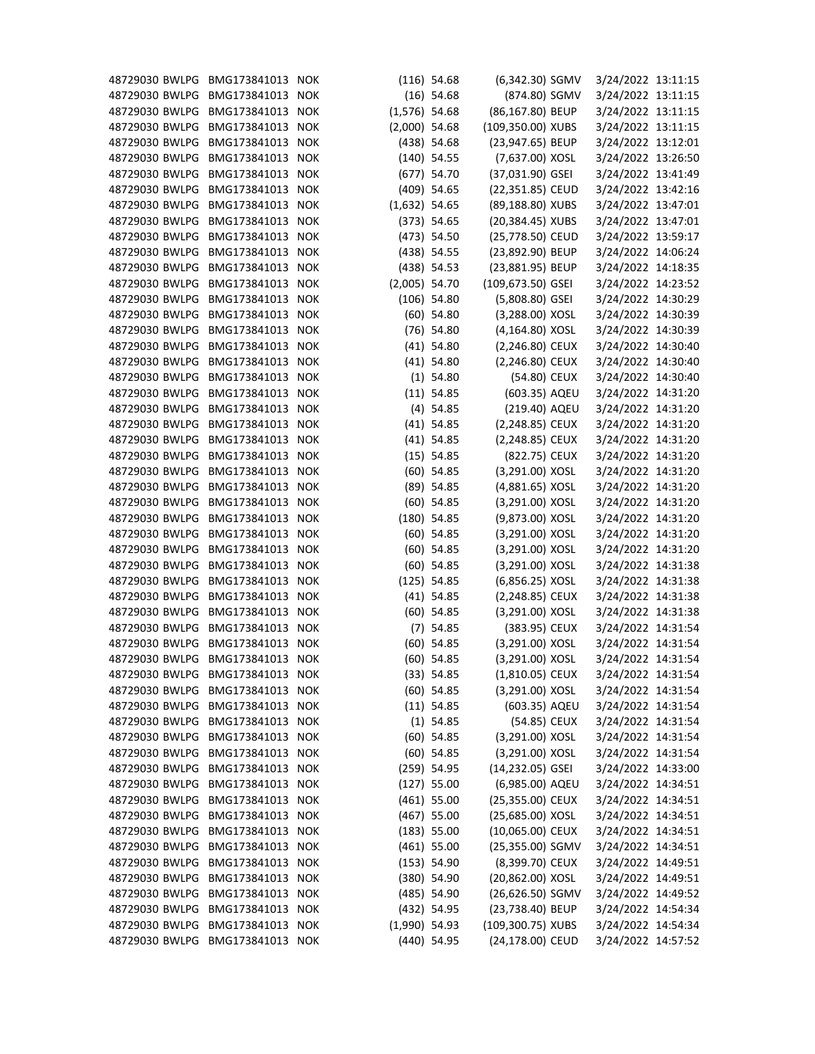| | | | | | | | | | |
|---|---|---|---|---|---|---|---|---|---|
| 48729030 | BWLPG | BMG173841013 | NOK | (116) | 54.68 | (6,342.30) | SGMV | 3/24/2022 | 13:11:15 |
| 48729030 | BWLPG | BMG173841013 | NOK | (16) | 54.68 | (874.80) | SGMV | 3/24/2022 | 13:11:15 |
| 48729030 | BWLPG | BMG173841013 | NOK | (1,576) | 54.68 | (86,167.80) | BEUP | 3/24/2022 | 13:11:15 |
| 48729030 | BWLPG | BMG173841013 | NOK | (2,000) | 54.68 | (109,350.00) | XUBS | 3/24/2022 | 13:11:15 |
| 48729030 | BWLPG | BMG173841013 | NOK | (438) | 54.68 | (23,947.65) | BEUP | 3/24/2022 | 13:12:01 |
| 48729030 | BWLPG | BMG173841013 | NOK | (140) | 54.55 | (7,637.00) | XOSL | 3/24/2022 | 13:26:50 |
| 48729030 | BWLPG | BMG173841013 | NOK | (677) | 54.70 | (37,031.90) | GSEI | 3/24/2022 | 13:41:49 |
| 48729030 | BWLPG | BMG173841013 | NOK | (409) | 54.65 | (22,351.85) | CEUD | 3/24/2022 | 13:42:16 |
| 48729030 | BWLPG | BMG173841013 | NOK | (1,632) | 54.65 | (89,188.80) | XUBS | 3/24/2022 | 13:47:01 |
| 48729030 | BWLPG | BMG173841013 | NOK | (373) | 54.65 | (20,384.45) | XUBS | 3/24/2022 | 13:47:01 |
| 48729030 | BWLPG | BMG173841013 | NOK | (473) | 54.50 | (25,778.50) | CEUD | 3/24/2022 | 13:59:17 |
| 48729030 | BWLPG | BMG173841013 | NOK | (438) | 54.55 | (23,892.90) | BEUP | 3/24/2022 | 14:06:24 |
| 48729030 | BWLPG | BMG173841013 | NOK | (438) | 54.53 | (23,881.95) | BEUP | 3/24/2022 | 14:18:35 |
| 48729030 | BWLPG | BMG173841013 | NOK | (2,005) | 54.70 | (109,673.50) | GSEI | 3/24/2022 | 14:23:52 |
| 48729030 | BWLPG | BMG173841013 | NOK | (106) | 54.80 | (5,808.80) | GSEI | 3/24/2022 | 14:30:29 |
| 48729030 | BWLPG | BMG173841013 | NOK | (60) | 54.80 | (3,288.00) | XOSL | 3/24/2022 | 14:30:39 |
| 48729030 | BWLPG | BMG173841013 | NOK | (76) | 54.80 | (4,164.80) | XOSL | 3/24/2022 | 14:30:39 |
| 48729030 | BWLPG | BMG173841013 | NOK | (41) | 54.80 | (2,246.80) | CEUX | 3/24/2022 | 14:30:40 |
| 48729030 | BWLPG | BMG173841013 | NOK | (41) | 54.80 | (2,246.80) | CEUX | 3/24/2022 | 14:30:40 |
| 48729030 | BWLPG | BMG173841013 | NOK | (1) | 54.80 | (54.80) | CEUX | 3/24/2022 | 14:30:40 |
| 48729030 | BWLPG | BMG173841013 | NOK | (11) | 54.85 | (603.35) | AQEU | 3/24/2022 | 14:31:20 |
| 48729030 | BWLPG | BMG173841013 | NOK | (4) | 54.85 | (219.40) | AQEU | 3/24/2022 | 14:31:20 |
| 48729030 | BWLPG | BMG173841013 | NOK | (41) | 54.85 | (2,248.85) | CEUX | 3/24/2022 | 14:31:20 |
| 48729030 | BWLPG | BMG173841013 | NOK | (41) | 54.85 | (2,248.85) | CEUX | 3/24/2022 | 14:31:20 |
| 48729030 | BWLPG | BMG173841013 | NOK | (15) | 54.85 | (822.75) | CEUX | 3/24/2022 | 14:31:20 |
| 48729030 | BWLPG | BMG173841013 | NOK | (60) | 54.85 | (3,291.00) | XOSL | 3/24/2022 | 14:31:20 |
| 48729030 | BWLPG | BMG173841013 | NOK | (89) | 54.85 | (4,881.65) | XOSL | 3/24/2022 | 14:31:20 |
| 48729030 | BWLPG | BMG173841013 | NOK | (60) | 54.85 | (3,291.00) | XOSL | 3/24/2022 | 14:31:20 |
| 48729030 | BWLPG | BMG173841013 | NOK | (180) | 54.85 | (9,873.00) | XOSL | 3/24/2022 | 14:31:20 |
| 48729030 | BWLPG | BMG173841013 | NOK | (60) | 54.85 | (3,291.00) | XOSL | 3/24/2022 | 14:31:20 |
| 48729030 | BWLPG | BMG173841013 | NOK | (60) | 54.85 | (3,291.00) | XOSL | 3/24/2022 | 14:31:20 |
| 48729030 | BWLPG | BMG173841013 | NOK | (60) | 54.85 | (3,291.00) | XOSL | 3/24/2022 | 14:31:38 |
| 48729030 | BWLPG | BMG173841013 | NOK | (125) | 54.85 | (6,856.25) | XOSL | 3/24/2022 | 14:31:38 |
| 48729030 | BWLPG | BMG173841013 | NOK | (41) | 54.85 | (2,248.85) | CEUX | 3/24/2022 | 14:31:38 |
| 48729030 | BWLPG | BMG173841013 | NOK | (60) | 54.85 | (3,291.00) | XOSL | 3/24/2022 | 14:31:38 |
| 48729030 | BWLPG | BMG173841013 | NOK | (7) | 54.85 | (383.95) | CEUX | 3/24/2022 | 14:31:54 |
| 48729030 | BWLPG | BMG173841013 | NOK | (60) | 54.85 | (3,291.00) | XOSL | 3/24/2022 | 14:31:54 |
| 48729030 | BWLPG | BMG173841013 | NOK | (60) | 54.85 | (3,291.00) | XOSL | 3/24/2022 | 14:31:54 |
| 48729030 | BWLPG | BMG173841013 | NOK | (33) | 54.85 | (1,810.05) | CEUX | 3/24/2022 | 14:31:54 |
| 48729030 | BWLPG | BMG173841013 | NOK | (60) | 54.85 | (3,291.00) | XOSL | 3/24/2022 | 14:31:54 |
| 48729030 | BWLPG | BMG173841013 | NOK | (11) | 54.85 | (603.35) | AQEU | 3/24/2022 | 14:31:54 |
| 48729030 | BWLPG | BMG173841013 | NOK | (1) | 54.85 | (54.85) | CEUX | 3/24/2022 | 14:31:54 |
| 48729030 | BWLPG | BMG173841013 | NOK | (60) | 54.85 | (3,291.00) | XOSL | 3/24/2022 | 14:31:54 |
| 48729030 | BWLPG | BMG173841013 | NOK | (60) | 54.85 | (3,291.00) | XOSL | 3/24/2022 | 14:31:54 |
| 48729030 | BWLPG | BMG173841013 | NOK | (259) | 54.95 | (14,232.05) | GSEI | 3/24/2022 | 14:33:00 |
| 48729030 | BWLPG | BMG173841013 | NOK | (127) | 55.00 | (6,985.00) | AQEU | 3/24/2022 | 14:34:51 |
| 48729030 | BWLPG | BMG173841013 | NOK | (461) | 55.00 | (25,355.00) | CEUX | 3/24/2022 | 14:34:51 |
| 48729030 | BWLPG | BMG173841013 | NOK | (467) | 55.00 | (25,685.00) | XOSL | 3/24/2022 | 14:34:51 |
| 48729030 | BWLPG | BMG173841013 | NOK | (183) | 55.00 | (10,065.00) | CEUX | 3/24/2022 | 14:34:51 |
| 48729030 | BWLPG | BMG173841013 | NOK | (461) | 55.00 | (25,355.00) | SGMV | 3/24/2022 | 14:34:51 |
| 48729030 | BWLPG | BMG173841013 | NOK | (153) | 54.90 | (8,399.70) | CEUX | 3/24/2022 | 14:49:51 |
| 48729030 | BWLPG | BMG173841013 | NOK | (380) | 54.90 | (20,862.00) | XOSL | 3/24/2022 | 14:49:51 |
| 48729030 | BWLPG | BMG173841013 | NOK | (485) | 54.90 | (26,626.50) | SGMV | 3/24/2022 | 14:49:52 |
| 48729030 | BWLPG | BMG173841013 | NOK | (432) | 54.95 | (23,738.40) | BEUP | 3/24/2022 | 14:54:34 |
| 48729030 | BWLPG | BMG173841013 | NOK | (1,990) | 54.93 | (109,300.75) | XUBS | 3/24/2022 | 14:54:34 |
| 48729030 | BWLPG | BMG173841013 | NOK | (440) | 54.95 | (24,178.00) | CEUD | 3/24/2022 | 14:57:52 |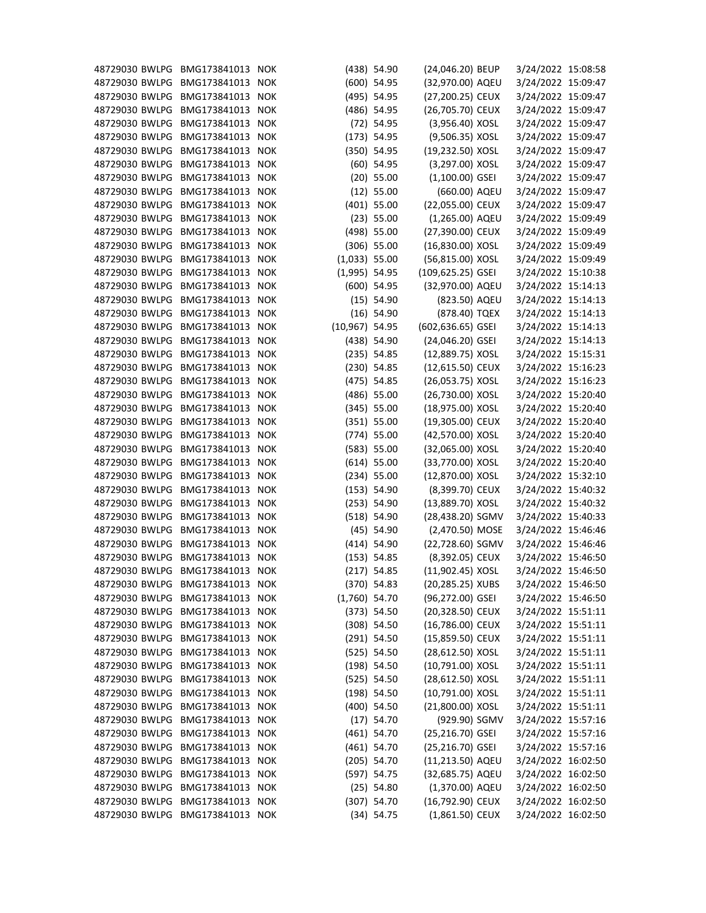| | | | | | | | | | |
|---|---|---|---|---|---|---|---|---|---|
| 48729030 | BWLPG | BMG173841013 | NOK | (438) | 54.90 | (24,046.20) | BEUP | 3/24/2022 | 15:08:58 |
| 48729030 | BWLPG | BMG173841013 | NOK | (600) | 54.95 | (32,970.00) | AQEU | 3/24/2022 | 15:09:47 |
| 48729030 | BWLPG | BMG173841013 | NOK | (495) | 54.95 | (27,200.25) | CEUX | 3/24/2022 | 15:09:47 |
| 48729030 | BWLPG | BMG173841013 | NOK | (486) | 54.95 | (26,705.70) | CEUX | 3/24/2022 | 15:09:47 |
| 48729030 | BWLPG | BMG173841013 | NOK | (72) | 54.95 | (3,956.40) | XOSL | 3/24/2022 | 15:09:47 |
| 48729030 | BWLPG | BMG173841013 | NOK | (173) | 54.95 | (9,506.35) | XOSL | 3/24/2022 | 15:09:47 |
| 48729030 | BWLPG | BMG173841013 | NOK | (350) | 54.95 | (19,232.50) | XOSL | 3/24/2022 | 15:09:47 |
| 48729030 | BWLPG | BMG173841013 | NOK | (60) | 54.95 | (3,297.00) | XOSL | 3/24/2022 | 15:09:47 |
| 48729030 | BWLPG | BMG173841013 | NOK | (20) | 55.00 | (1,100.00) | GSEI | 3/24/2022 | 15:09:47 |
| 48729030 | BWLPG | BMG173841013 | NOK | (12) | 55.00 | (660.00) | AQEU | 3/24/2022 | 15:09:47 |
| 48729030 | BWLPG | BMG173841013 | NOK | (401) | 55.00 | (22,055.00) | CEUX | 3/24/2022 | 15:09:47 |
| 48729030 | BWLPG | BMG173841013 | NOK | (23) | 55.00 | (1,265.00) | AQEU | 3/24/2022 | 15:09:49 |
| 48729030 | BWLPG | BMG173841013 | NOK | (498) | 55.00 | (27,390.00) | CEUX | 3/24/2022 | 15:09:49 |
| 48729030 | BWLPG | BMG173841013 | NOK | (306) | 55.00 | (16,830.00) | XOSL | 3/24/2022 | 15:09:49 |
| 48729030 | BWLPG | BMG173841013 | NOK | (1,033) | 55.00 | (56,815.00) | XOSL | 3/24/2022 | 15:09:49 |
| 48729030 | BWLPG | BMG173841013 | NOK | (1,995) | 54.95 | (109,625.25) | GSEI | 3/24/2022 | 15:10:38 |
| 48729030 | BWLPG | BMG173841013 | NOK | (600) | 54.95 | (32,970.00) | AQEU | 3/24/2022 | 15:14:13 |
| 48729030 | BWLPG | BMG173841013 | NOK | (15) | 54.90 | (823.50) | AQEU | 3/24/2022 | 15:14:13 |
| 48729030 | BWLPG | BMG173841013 | NOK | (16) | 54.90 | (878.40) | TQEX | 3/24/2022 | 15:14:13 |
| 48729030 | BWLPG | BMG173841013 | NOK | (10,967) | 54.95 | (602,636.65) | GSEI | 3/24/2022 | 15:14:13 |
| 48729030 | BWLPG | BMG173841013 | NOK | (438) | 54.90 | (24,046.20) | GSEI | 3/24/2022 | 15:14:13 |
| 48729030 | BWLPG | BMG173841013 | NOK | (235) | 54.85 | (12,889.75) | XOSL | 3/24/2022 | 15:15:31 |
| 48729030 | BWLPG | BMG173841013 | NOK | (230) | 54.85 | (12,615.50) | CEUX | 3/24/2022 | 15:16:23 |
| 48729030 | BWLPG | BMG173841013 | NOK | (475) | 54.85 | (26,053.75) | XOSL | 3/24/2022 | 15:16:23 |
| 48729030 | BWLPG | BMG173841013 | NOK | (486) | 55.00 | (26,730.00) | XOSL | 3/24/2022 | 15:20:40 |
| 48729030 | BWLPG | BMG173841013 | NOK | (345) | 55.00 | (18,975.00) | XOSL | 3/24/2022 | 15:20:40 |
| 48729030 | BWLPG | BMG173841013 | NOK | (351) | 55.00 | (19,305.00) | CEUX | 3/24/2022 | 15:20:40 |
| 48729030 | BWLPG | BMG173841013 | NOK | (774) | 55.00 | (42,570.00) | XOSL | 3/24/2022 | 15:20:40 |
| 48729030 | BWLPG | BMG173841013 | NOK | (583) | 55.00 | (32,065.00) | XOSL | 3/24/2022 | 15:20:40 |
| 48729030 | BWLPG | BMG173841013 | NOK | (614) | 55.00 | (33,770.00) | XOSL | 3/24/2022 | 15:20:40 |
| 48729030 | BWLPG | BMG173841013 | NOK | (234) | 55.00 | (12,870.00) | XOSL | 3/24/2022 | 15:32:10 |
| 48729030 | BWLPG | BMG173841013 | NOK | (153) | 54.90 | (8,399.70) | CEUX | 3/24/2022 | 15:40:32 |
| 48729030 | BWLPG | BMG173841013 | NOK | (253) | 54.90 | (13,889.70) | XOSL | 3/24/2022 | 15:40:32 |
| 48729030 | BWLPG | BMG173841013 | NOK | (518) | 54.90 | (28,438.20) | SGMV | 3/24/2022 | 15:40:33 |
| 48729030 | BWLPG | BMG173841013 | NOK | (45) | 54.90 | (2,470.50) | MOSE | 3/24/2022 | 15:46:46 |
| 48729030 | BWLPG | BMG173841013 | NOK | (414) | 54.90 | (22,728.60) | SGMV | 3/24/2022 | 15:46:46 |
| 48729030 | BWLPG | BMG173841013 | NOK | (153) | 54.85 | (8,392.05) | CEUX | 3/24/2022 | 15:46:50 |
| 48729030 | BWLPG | BMG173841013 | NOK | (217) | 54.85 | (11,902.45) | XOSL | 3/24/2022 | 15:46:50 |
| 48729030 | BWLPG | BMG173841013 | NOK | (370) | 54.83 | (20,285.25) | XUBS | 3/24/2022 | 15:46:50 |
| 48729030 | BWLPG | BMG173841013 | NOK | (1,760) | 54.70 | (96,272.00) | GSEI | 3/24/2022 | 15:46:50 |
| 48729030 | BWLPG | BMG173841013 | NOK | (373) | 54.50 | (20,328.50) | CEUX | 3/24/2022 | 15:51:11 |
| 48729030 | BWLPG | BMG173841013 | NOK | (308) | 54.50 | (16,786.00) | CEUX | 3/24/2022 | 15:51:11 |
| 48729030 | BWLPG | BMG173841013 | NOK | (291) | 54.50 | (15,859.50) | CEUX | 3/24/2022 | 15:51:11 |
| 48729030 | BWLPG | BMG173841013 | NOK | (525) | 54.50 | (28,612.50) | XOSL | 3/24/2022 | 15:51:11 |
| 48729030 | BWLPG | BMG173841013 | NOK | (198) | 54.50 | (10,791.00) | XOSL | 3/24/2022 | 15:51:11 |
| 48729030 | BWLPG | BMG173841013 | NOK | (525) | 54.50 | (28,612.50) | XOSL | 3/24/2022 | 15:51:11 |
| 48729030 | BWLPG | BMG173841013 | NOK | (198) | 54.50 | (10,791.00) | XOSL | 3/24/2022 | 15:51:11 |
| 48729030 | BWLPG | BMG173841013 | NOK | (400) | 54.50 | (21,800.00) | XOSL | 3/24/2022 | 15:51:11 |
| 48729030 | BWLPG | BMG173841013 | NOK | (17) | 54.70 | (929.90) | SGMV | 3/24/2022 | 15:57:16 |
| 48729030 | BWLPG | BMG173841013 | NOK | (461) | 54.70 | (25,216.70) | GSEI | 3/24/2022 | 15:57:16 |
| 48729030 | BWLPG | BMG173841013 | NOK | (461) | 54.70 | (25,216.70) | GSEI | 3/24/2022 | 15:57:16 |
| 48729030 | BWLPG | BMG173841013 | NOK | (205) | 54.70 | (11,213.50) | AQEU | 3/24/2022 | 16:02:50 |
| 48729030 | BWLPG | BMG173841013 | NOK | (597) | 54.75 | (32,685.75) | AQEU | 3/24/2022 | 16:02:50 |
| 48729030 | BWLPG | BMG173841013 | NOK | (25) | 54.80 | (1,370.00) | AQEU | 3/24/2022 | 16:02:50 |
| 48729030 | BWLPG | BMG173841013 | NOK | (307) | 54.70 | (16,792.90) | CEUX | 3/24/2022 | 16:02:50 |
| 48729030 | BWLPG | BMG173841013 | NOK | (34) | 54.75 | (1,861.50) | CEUX | 3/24/2022 | 16:02:50 |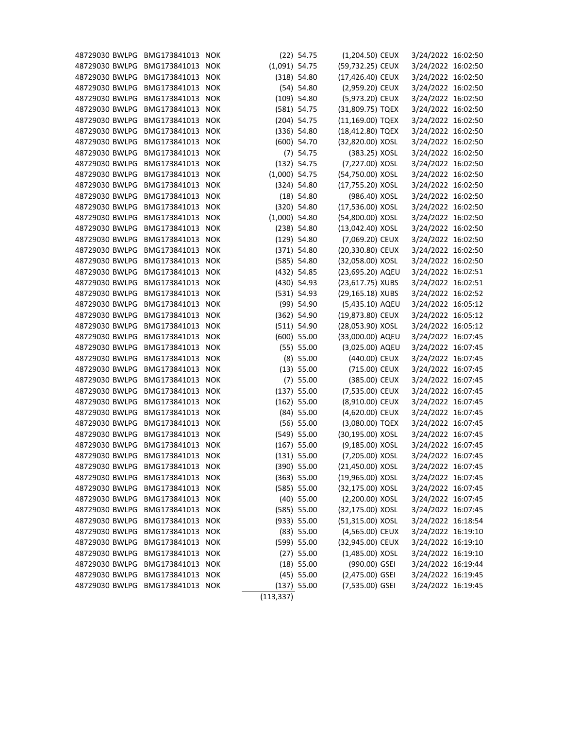| | | | | | | | | | |
|---|---|---|---|---|---|---|---|---|---|
| 48729030 | BWLPG | BMG173841013 | NOK | (22) | 54.75 | (1,204.50) | CEUX | 3/24/2022 | 16:02:50 |
| 48729030 | BWLPG | BMG173841013 | NOK | (1,091) | 54.75 | (59,732.25) | CEUX | 3/24/2022 | 16:02:50 |
| 48729030 | BWLPG | BMG173841013 | NOK | (318) | 54.80 | (17,426.40) | CEUX | 3/24/2022 | 16:02:50 |
| 48729030 | BWLPG | BMG173841013 | NOK | (54) | 54.80 | (2,959.20) | CEUX | 3/24/2022 | 16:02:50 |
| 48729030 | BWLPG | BMG173841013 | NOK | (109) | 54.80 | (5,973.20) | CEUX | 3/24/2022 | 16:02:50 |
| 48729030 | BWLPG | BMG173841013 | NOK | (581) | 54.75 | (31,809.75) | TQEX | 3/24/2022 | 16:02:50 |
| 48729030 | BWLPG | BMG173841013 | NOK | (204) | 54.75 | (11,169.00) | TQEX | 3/24/2022 | 16:02:50 |
| 48729030 | BWLPG | BMG173841013 | NOK | (336) | 54.80 | (18,412.80) | TQEX | 3/24/2022 | 16:02:50 |
| 48729030 | BWLPG | BMG173841013 | NOK | (600) | 54.70 | (32,820.00) | XOSL | 3/24/2022 | 16:02:50 |
| 48729030 | BWLPG | BMG173841013 | NOK | (7) | 54.75 | (383.25) | XOSL | 3/24/2022 | 16:02:50 |
| 48729030 | BWLPG | BMG173841013 | NOK | (132) | 54.75 | (7,227.00) | XOSL | 3/24/2022 | 16:02:50 |
| 48729030 | BWLPG | BMG173841013 | NOK | (1,000) | 54.75 | (54,750.00) | XOSL | 3/24/2022 | 16:02:50 |
| 48729030 | BWLPG | BMG173841013 | NOK | (324) | 54.80 | (17,755.20) | XOSL | 3/24/2022 | 16:02:50 |
| 48729030 | BWLPG | BMG173841013 | NOK | (18) | 54.80 | (986.40) | XOSL | 3/24/2022 | 16:02:50 |
| 48729030 | BWLPG | BMG173841013 | NOK | (320) | 54.80 | (17,536.00) | XOSL | 3/24/2022 | 16:02:50 |
| 48729030 | BWLPG | BMG173841013 | NOK | (1,000) | 54.80 | (54,800.00) | XOSL | 3/24/2022 | 16:02:50 |
| 48729030 | BWLPG | BMG173841013 | NOK | (238) | 54.80 | (13,042.40) | XOSL | 3/24/2022 | 16:02:50 |
| 48729030 | BWLPG | BMG173841013 | NOK | (129) | 54.80 | (7,069.20) | CEUX | 3/24/2022 | 16:02:50 |
| 48729030 | BWLPG | BMG173841013 | NOK | (371) | 54.80 | (20,330.80) | CEUX | 3/24/2022 | 16:02:50 |
| 48729030 | BWLPG | BMG173841013 | NOK | (585) | 54.80 | (32,058.00) | XOSL | 3/24/2022 | 16:02:50 |
| 48729030 | BWLPG | BMG173841013 | NOK | (432) | 54.85 | (23,695.20) | AQEU | 3/24/2022 | 16:02:51 |
| 48729030 | BWLPG | BMG173841013 | NOK | (430) | 54.93 | (23,617.75) | XUBS | 3/24/2022 | 16:02:51 |
| 48729030 | BWLPG | BMG173841013 | NOK | (531) | 54.93 | (29,165.18) | XUBS | 3/24/2022 | 16:02:52 |
| 48729030 | BWLPG | BMG173841013 | NOK | (99) | 54.90 | (5,435.10) | AQEU | 3/24/2022 | 16:05:12 |
| 48729030 | BWLPG | BMG173841013 | NOK | (362) | 54.90 | (19,873.80) | CEUX | 3/24/2022 | 16:05:12 |
| 48729030 | BWLPG | BMG173841013 | NOK | (511) | 54.90 | (28,053.90) | XOSL | 3/24/2022 | 16:05:12 |
| 48729030 | BWLPG | BMG173841013 | NOK | (600) | 55.00 | (33,000.00) | AQEU | 3/24/2022 | 16:07:45 |
| 48729030 | BWLPG | BMG173841013 | NOK | (55) | 55.00 | (3,025.00) | AQEU | 3/24/2022 | 16:07:45 |
| 48729030 | BWLPG | BMG173841013 | NOK | (8) | 55.00 | (440.00) | CEUX | 3/24/2022 | 16:07:45 |
| 48729030 | BWLPG | BMG173841013 | NOK | (13) | 55.00 | (715.00) | CEUX | 3/24/2022 | 16:07:45 |
| 48729030 | BWLPG | BMG173841013 | NOK | (7) | 55.00 | (385.00) | CEUX | 3/24/2022 | 16:07:45 |
| 48729030 | BWLPG | BMG173841013 | NOK | (137) | 55.00 | (7,535.00) | CEUX | 3/24/2022 | 16:07:45 |
| 48729030 | BWLPG | BMG173841013 | NOK | (162) | 55.00 | (8,910.00) | CEUX | 3/24/2022 | 16:07:45 |
| 48729030 | BWLPG | BMG173841013 | NOK | (84) | 55.00 | (4,620.00) | CEUX | 3/24/2022 | 16:07:45 |
| 48729030 | BWLPG | BMG173841013 | NOK | (56) | 55.00 | (3,080.00) | TQEX | 3/24/2022 | 16:07:45 |
| 48729030 | BWLPG | BMG173841013 | NOK | (549) | 55.00 | (30,195.00) | XOSL | 3/24/2022 | 16:07:45 |
| 48729030 | BWLPG | BMG173841013 | NOK | (167) | 55.00 | (9,185.00) | XOSL | 3/24/2022 | 16:07:45 |
| 48729030 | BWLPG | BMG173841013 | NOK | (131) | 55.00 | (7,205.00) | XOSL | 3/24/2022 | 16:07:45 |
| 48729030 | BWLPG | BMG173841013 | NOK | (390) | 55.00 | (21,450.00) | XOSL | 3/24/2022 | 16:07:45 |
| 48729030 | BWLPG | BMG173841013 | NOK | (363) | 55.00 | (19,965.00) | XOSL | 3/24/2022 | 16:07:45 |
| 48729030 | BWLPG | BMG173841013 | NOK | (585) | 55.00 | (32,175.00) | XOSL | 3/24/2022 | 16:07:45 |
| 48729030 | BWLPG | BMG173841013 | NOK | (40) | 55.00 | (2,200.00) | XOSL | 3/24/2022 | 16:07:45 |
| 48729030 | BWLPG | BMG173841013 | NOK | (585) | 55.00 | (32,175.00) | XOSL | 3/24/2022 | 16:07:45 |
| 48729030 | BWLPG | BMG173841013 | NOK | (933) | 55.00 | (51,315.00) | XOSL | 3/24/2022 | 16:18:54 |
| 48729030 | BWLPG | BMG173841013 | NOK | (83) | 55.00 | (4,565.00) | CEUX | 3/24/2022 | 16:19:10 |
| 48729030 | BWLPG | BMG173841013 | NOK | (599) | 55.00 | (32,945.00) | CEUX | 3/24/2022 | 16:19:10 |
| 48729030 | BWLPG | BMG173841013 | NOK | (27) | 55.00 | (1,485.00) | XOSL | 3/24/2022 | 16:19:10 |
| 48729030 | BWLPG | BMG173841013 | NOK | (18) | 55.00 | (990.00) | GSEI | 3/24/2022 | 16:19:44 |
| 48729030 | BWLPG | BMG173841013 | NOK | (45) | 55.00 | (2,475.00) | GSEI | 3/24/2022 | 16:19:45 |
| 48729030 | BWLPG | BMG173841013 | NOK | (137) | 55.00 | (7,535.00) | GSEI | 3/24/2022 | 16:19:45 |
| | | | | (113,337) | | | | | |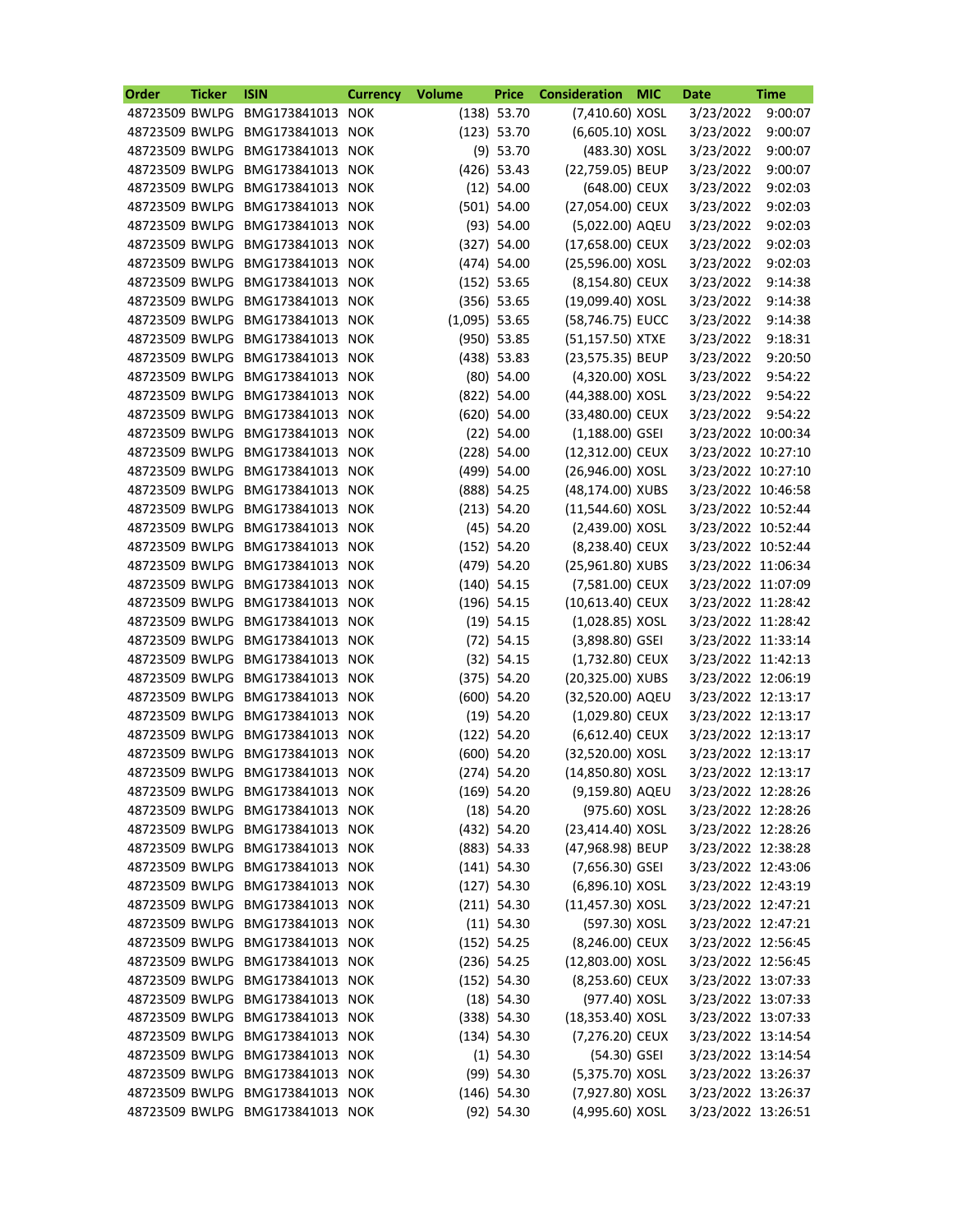| Order | Ticker | ISIN | Currency | Volume | Price | Consideration | MIC | Date | Time |
|---|---|---|---|---|---|---|---|---|---|
| 48723509 | BWLPG | BMG173841013 | NOK | (138) | 53.70 | (7,410.60) | XOSL | 3/23/2022 | 9:00:07 |
| 48723509 | BWLPG | BMG173841013 | NOK | (123) | 53.70 | (6,605.10) | XOSL | 3/23/2022 | 9:00:07 |
| 48723509 | BWLPG | BMG173841013 | NOK | (9) | 53.70 | (483.30) | XOSL | 3/23/2022 | 9:00:07 |
| 48723509 | BWLPG | BMG173841013 | NOK | (426) | 53.43 | (22,759.05) | BEUP | 3/23/2022 | 9:00:07 |
| 48723509 | BWLPG | BMG173841013 | NOK | (12) | 54.00 | (648.00) | CEUX | 3/23/2022 | 9:02:03 |
| 48723509 | BWLPG | BMG173841013 | NOK | (501) | 54.00 | (27,054.00) | CEUX | 3/23/2022 | 9:02:03 |
| 48723509 | BWLPG | BMG173841013 | NOK | (93) | 54.00 | (5,022.00) | AQEU | 3/23/2022 | 9:02:03 |
| 48723509 | BWLPG | BMG173841013 | NOK | (327) | 54.00 | (17,658.00) | CEUX | 3/23/2022 | 9:02:03 |
| 48723509 | BWLPG | BMG173841013 | NOK | (474) | 54.00 | (25,596.00) | XOSL | 3/23/2022 | 9:02:03 |
| 48723509 | BWLPG | BMG173841013 | NOK | (152) | 53.65 | (8,154.80) | CEUX | 3/23/2022 | 9:14:38 |
| 48723509 | BWLPG | BMG173841013 | NOK | (356) | 53.65 | (19,099.40) | XOSL | 3/23/2022 | 9:14:38 |
| 48723509 | BWLPG | BMG173841013 | NOK | (1,095) | 53.65 | (58,746.75) | EUCC | 3/23/2022 | 9:14:38 |
| 48723509 | BWLPG | BMG173841013 | NOK | (950) | 53.85 | (51,157.50) | XTXE | 3/23/2022 | 9:18:31 |
| 48723509 | BWLPG | BMG173841013 | NOK | (438) | 53.83 | (23,575.35) | BEUP | 3/23/2022 | 9:20:50 |
| 48723509 | BWLPG | BMG173841013 | NOK | (80) | 54.00 | (4,320.00) | XOSL | 3/23/2022 | 9:54:22 |
| 48723509 | BWLPG | BMG173841013 | NOK | (822) | 54.00 | (44,388.00) | XOSL | 3/23/2022 | 9:54:22 |
| 48723509 | BWLPG | BMG173841013 | NOK | (620) | 54.00 | (33,480.00) | CEUX | 3/23/2022 | 9:54:22 |
| 48723509 | BWLPG | BMG173841013 | NOK | (22) | 54.00 | (1,188.00) | GSEI | 3/23/2022 | 10:00:34 |
| 48723509 | BWLPG | BMG173841013 | NOK | (228) | 54.00 | (12,312.00) | CEUX | 3/23/2022 | 10:27:10 |
| 48723509 | BWLPG | BMG173841013 | NOK | (499) | 54.00 | (26,946.00) | XOSL | 3/23/2022 | 10:27:10 |
| 48723509 | BWLPG | BMG173841013 | NOK | (888) | 54.25 | (48,174.00) | XUBS | 3/23/2022 | 10:46:58 |
| 48723509 | BWLPG | BMG173841013 | NOK | (213) | 54.20 | (11,544.60) | XOSL | 3/23/2022 | 10:52:44 |
| 48723509 | BWLPG | BMG173841013 | NOK | (45) | 54.20 | (2,439.00) | XOSL | 3/23/2022 | 10:52:44 |
| 48723509 | BWLPG | BMG173841013 | NOK | (152) | 54.20 | (8,238.40) | CEUX | 3/23/2022 | 10:52:44 |
| 48723509 | BWLPG | BMG173841013 | NOK | (479) | 54.20 | (25,961.80) | XUBS | 3/23/2022 | 11:06:34 |
| 48723509 | BWLPG | BMG173841013 | NOK | (140) | 54.15 | (7,581.00) | CEUX | 3/23/2022 | 11:07:09 |
| 48723509 | BWLPG | BMG173841013 | NOK | (196) | 54.15 | (10,613.40) | CEUX | 3/23/2022 | 11:28:42 |
| 48723509 | BWLPG | BMG173841013 | NOK | (19) | 54.15 | (1,028.85) | XOSL | 3/23/2022 | 11:28:42 |
| 48723509 | BWLPG | BMG173841013 | NOK | (72) | 54.15 | (3,898.80) | GSEI | 3/23/2022 | 11:33:14 |
| 48723509 | BWLPG | BMG173841013 | NOK | (32) | 54.15 | (1,732.80) | CEUX | 3/23/2022 | 11:42:13 |
| 48723509 | BWLPG | BMG173841013 | NOK | (375) | 54.20 | (20,325.00) | XUBS | 3/23/2022 | 12:06:19 |
| 48723509 | BWLPG | BMG173841013 | NOK | (600) | 54.20 | (32,520.00) | AQEU | 3/23/2022 | 12:13:17 |
| 48723509 | BWLPG | BMG173841013 | NOK | (19) | 54.20 | (1,029.80) | CEUX | 3/23/2022 | 12:13:17 |
| 48723509 | BWLPG | BMG173841013 | NOK | (122) | 54.20 | (6,612.40) | CEUX | 3/23/2022 | 12:13:17 |
| 48723509 | BWLPG | BMG173841013 | NOK | (600) | 54.20 | (32,520.00) | XOSL | 3/23/2022 | 12:13:17 |
| 48723509 | BWLPG | BMG173841013 | NOK | (274) | 54.20 | (14,850.80) | XOSL | 3/23/2022 | 12:13:17 |
| 48723509 | BWLPG | BMG173841013 | NOK | (169) | 54.20 | (9,159.80) | AQEU | 3/23/2022 | 12:28:26 |
| 48723509 | BWLPG | BMG173841013 | NOK | (18) | 54.20 | (975.60) | XOSL | 3/23/2022 | 12:28:26 |
| 48723509 | BWLPG | BMG173841013 | NOK | (432) | 54.20 | (23,414.40) | XOSL | 3/23/2022 | 12:28:26 |
| 48723509 | BWLPG | BMG173841013 | NOK | (883) | 54.33 | (47,968.98) | BEUP | 3/23/2022 | 12:38:28 |
| 48723509 | BWLPG | BMG173841013 | NOK | (141) | 54.30 | (7,656.30) | GSEI | 3/23/2022 | 12:43:06 |
| 48723509 | BWLPG | BMG173841013 | NOK | (127) | 54.30 | (6,896.10) | XOSL | 3/23/2022 | 12:43:19 |
| 48723509 | BWLPG | BMG173841013 | NOK | (211) | 54.30 | (11,457.30) | XOSL | 3/23/2022 | 12:47:21 |
| 48723509 | BWLPG | BMG173841013 | NOK | (11) | 54.30 | (597.30) | XOSL | 3/23/2022 | 12:47:21 |
| 48723509 | BWLPG | BMG173841013 | NOK | (152) | 54.25 | (8,246.00) | CEUX | 3/23/2022 | 12:56:45 |
| 48723509 | BWLPG | BMG173841013 | NOK | (236) | 54.25 | (12,803.00) | XOSL | 3/23/2022 | 12:56:45 |
| 48723509 | BWLPG | BMG173841013 | NOK | (152) | 54.30 | (8,253.60) | CEUX | 3/23/2022 | 13:07:33 |
| 48723509 | BWLPG | BMG173841013 | NOK | (18) | 54.30 | (977.40) | XOSL | 3/23/2022 | 13:07:33 |
| 48723509 | BWLPG | BMG173841013 | NOK | (338) | 54.30 | (18,353.40) | XOSL | 3/23/2022 | 13:07:33 |
| 48723509 | BWLPG | BMG173841013 | NOK | (134) | 54.30 | (7,276.20) | CEUX | 3/23/2022 | 13:14:54 |
| 48723509 | BWLPG | BMG173841013 | NOK | (1) | 54.30 | (54.30) | GSEI | 3/23/2022 | 13:14:54 |
| 48723509 | BWLPG | BMG173841013 | NOK | (99) | 54.30 | (5,375.70) | XOSL | 3/23/2022 | 13:26:37 |
| 48723509 | BWLPG | BMG173841013 | NOK | (146) | 54.30 | (7,927.80) | XOSL | 3/23/2022 | 13:26:37 |
| 48723509 | BWLPG | BMG173841013 | NOK | (92) | 54.30 | (4,995.60) | XOSL | 3/23/2022 | 13:26:51 |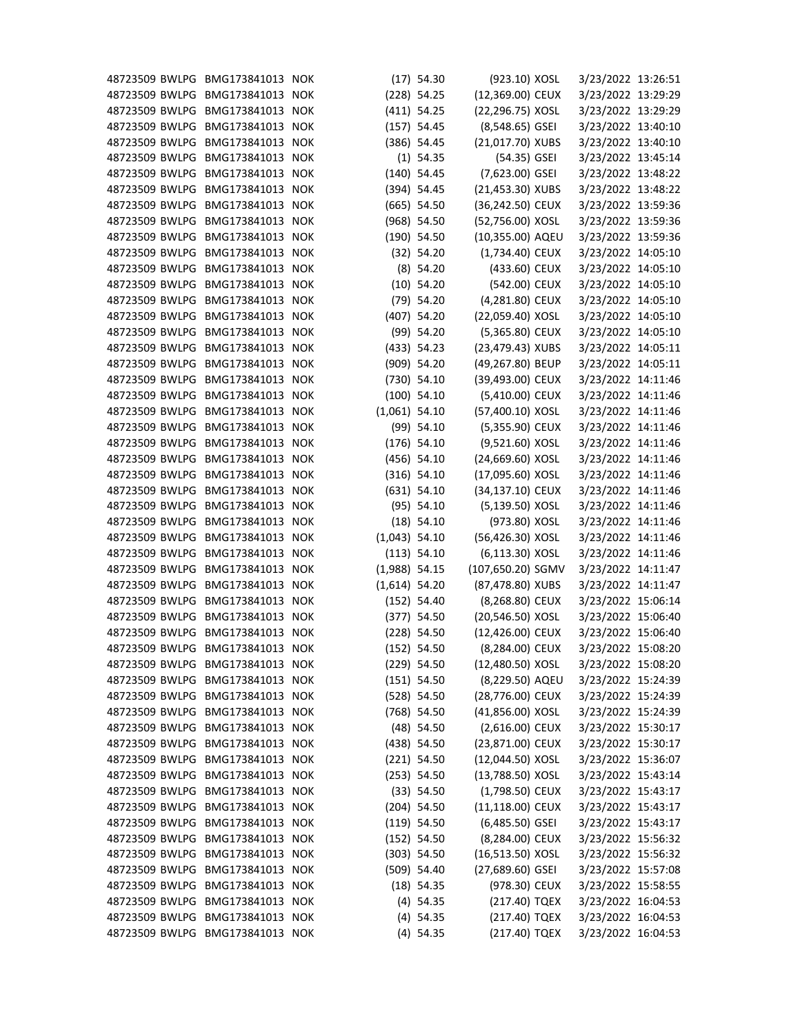| | | | | | | | | | |
|---|---|---|---|---|---|---|---|---|---|
| 48723509 | BWLPG | BMG173841013 | NOK | (17) | 54.30 | (923.10) | XOSL | 3/23/2022 | 13:26:51 |
| 48723509 | BWLPG | BMG173841013 | NOK | (228) | 54.25 | (12,369.00) | CEUX | 3/23/2022 | 13:29:29 |
| 48723509 | BWLPG | BMG173841013 | NOK | (411) | 54.25 | (22,296.75) | XOSL | 3/23/2022 | 13:29:29 |
| 48723509 | BWLPG | BMG173841013 | NOK | (157) | 54.45 | (8,548.65) | GSEI | 3/23/2022 | 13:40:10 |
| 48723509 | BWLPG | BMG173841013 | NOK | (386) | 54.45 | (21,017.70) | XUBS | 3/23/2022 | 13:40:10 |
| 48723509 | BWLPG | BMG173841013 | NOK | (1) | 54.35 | (54.35) | GSEI | 3/23/2022 | 13:45:14 |
| 48723509 | BWLPG | BMG173841013 | NOK | (140) | 54.45 | (7,623.00) | GSEI | 3/23/2022 | 13:48:22 |
| 48723509 | BWLPG | BMG173841013 | NOK | (394) | 54.45 | (21,453.30) | XUBS | 3/23/2022 | 13:48:22 |
| 48723509 | BWLPG | BMG173841013 | NOK | (665) | 54.50 | (36,242.50) | CEUX | 3/23/2022 | 13:59:36 |
| 48723509 | BWLPG | BMG173841013 | NOK | (968) | 54.50 | (52,756.00) | XOSL | 3/23/2022 | 13:59:36 |
| 48723509 | BWLPG | BMG173841013 | NOK | (190) | 54.50 | (10,355.00) | AQEU | 3/23/2022 | 13:59:36 |
| 48723509 | BWLPG | BMG173841013 | NOK | (32) | 54.20 | (1,734.40) | CEUX | 3/23/2022 | 14:05:10 |
| 48723509 | BWLPG | BMG173841013 | NOK | (8) | 54.20 | (433.60) | CEUX | 3/23/2022 | 14:05:10 |
| 48723509 | BWLPG | BMG173841013 | NOK | (10) | 54.20 | (542.00) | CEUX | 3/23/2022 | 14:05:10 |
| 48723509 | BWLPG | BMG173841013 | NOK | (79) | 54.20 | (4,281.80) | CEUX | 3/23/2022 | 14:05:10 |
| 48723509 | BWLPG | BMG173841013 | NOK | (407) | 54.20 | (22,059.40) | XOSL | 3/23/2022 | 14:05:10 |
| 48723509 | BWLPG | BMG173841013 | NOK | (99) | 54.20 | (5,365.80) | CEUX | 3/23/2022 | 14:05:10 |
| 48723509 | BWLPG | BMG173841013 | NOK | (433) | 54.23 | (23,479.43) | XUBS | 3/23/2022 | 14:05:11 |
| 48723509 | BWLPG | BMG173841013 | NOK | (909) | 54.20 | (49,267.80) | BEUP | 3/23/2022 | 14:05:11 |
| 48723509 | BWLPG | BMG173841013 | NOK | (730) | 54.10 | (39,493.00) | CEUX | 3/23/2022 | 14:11:46 |
| 48723509 | BWLPG | BMG173841013 | NOK | (100) | 54.10 | (5,410.00) | CEUX | 3/23/2022 | 14:11:46 |
| 48723509 | BWLPG | BMG173841013 | NOK | (1,061) | 54.10 | (57,400.10) | XOSL | 3/23/2022 | 14:11:46 |
| 48723509 | BWLPG | BMG173841013 | NOK | (99) | 54.10 | (5,355.90) | CEUX | 3/23/2022 | 14:11:46 |
| 48723509 | BWLPG | BMG173841013 | NOK | (176) | 54.10 | (9,521.60) | XOSL | 3/23/2022 | 14:11:46 |
| 48723509 | BWLPG | BMG173841013 | NOK | (456) | 54.10 | (24,669.60) | XOSL | 3/23/2022 | 14:11:46 |
| 48723509 | BWLPG | BMG173841013 | NOK | (316) | 54.10 | (17,095.60) | XOSL | 3/23/2022 | 14:11:46 |
| 48723509 | BWLPG | BMG173841013 | NOK | (631) | 54.10 | (34,137.10) | CEUX | 3/23/2022 | 14:11:46 |
| 48723509 | BWLPG | BMG173841013 | NOK | (95) | 54.10 | (5,139.50) | XOSL | 3/23/2022 | 14:11:46 |
| 48723509 | BWLPG | BMG173841013 | NOK | (18) | 54.10 | (973.80) | XOSL | 3/23/2022 | 14:11:46 |
| 48723509 | BWLPG | BMG173841013 | NOK | (1,043) | 54.10 | (56,426.30) | XOSL | 3/23/2022 | 14:11:46 |
| 48723509 | BWLPG | BMG173841013 | NOK | (113) | 54.10 | (6,113.30) | XOSL | 3/23/2022 | 14:11:46 |
| 48723509 | BWLPG | BMG173841013 | NOK | (1,988) | 54.15 | (107,650.20) | SGMV | 3/23/2022 | 14:11:47 |
| 48723509 | BWLPG | BMG173841013 | NOK | (1,614) | 54.20 | (87,478.80) | XUBS | 3/23/2022 | 14:11:47 |
| 48723509 | BWLPG | BMG173841013 | NOK | (152) | 54.40 | (8,268.80) | CEUX | 3/23/2022 | 15:06:14 |
| 48723509 | BWLPG | BMG173841013 | NOK | (377) | 54.50 | (20,546.50) | XOSL | 3/23/2022 | 15:06:40 |
| 48723509 | BWLPG | BMG173841013 | NOK | (228) | 54.50 | (12,426.00) | CEUX | 3/23/2022 | 15:06:40 |
| 48723509 | BWLPG | BMG173841013 | NOK | (152) | 54.50 | (8,284.00) | CEUX | 3/23/2022 | 15:08:20 |
| 48723509 | BWLPG | BMG173841013 | NOK | (229) | 54.50 | (12,480.50) | XOSL | 3/23/2022 | 15:08:20 |
| 48723509 | BWLPG | BMG173841013 | NOK | (151) | 54.50 | (8,229.50) | AQEU | 3/23/2022 | 15:24:39 |
| 48723509 | BWLPG | BMG173841013 | NOK | (528) | 54.50 | (28,776.00) | CEUX | 3/23/2022 | 15:24:39 |
| 48723509 | BWLPG | BMG173841013 | NOK | (768) | 54.50 | (41,856.00) | XOSL | 3/23/2022 | 15:24:39 |
| 48723509 | BWLPG | BMG173841013 | NOK | (48) | 54.50 | (2,616.00) | CEUX | 3/23/2022 | 15:30:17 |
| 48723509 | BWLPG | BMG173841013 | NOK | (438) | 54.50 | (23,871.00) | CEUX | 3/23/2022 | 15:30:17 |
| 48723509 | BWLPG | BMG173841013 | NOK | (221) | 54.50 | (12,044.50) | XOSL | 3/23/2022 | 15:36:07 |
| 48723509 | BWLPG | BMG173841013 | NOK | (253) | 54.50 | (13,788.50) | XOSL | 3/23/2022 | 15:43:14 |
| 48723509 | BWLPG | BMG173841013 | NOK | (33) | 54.50 | (1,798.50) | CEUX | 3/23/2022 | 15:43:17 |
| 48723509 | BWLPG | BMG173841013 | NOK | (204) | 54.50 | (11,118.00) | CEUX | 3/23/2022 | 15:43:17 |
| 48723509 | BWLPG | BMG173841013 | NOK | (119) | 54.50 | (6,485.50) | GSEI | 3/23/2022 | 15:43:17 |
| 48723509 | BWLPG | BMG173841013 | NOK | (152) | 54.50 | (8,284.00) | CEUX | 3/23/2022 | 15:56:32 |
| 48723509 | BWLPG | BMG173841013 | NOK | (303) | 54.50 | (16,513.50) | XOSL | 3/23/2022 | 15:56:32 |
| 48723509 | BWLPG | BMG173841013 | NOK | (509) | 54.40 | (27,689.60) | GSEI | 3/23/2022 | 15:57:08 |
| 48723509 | BWLPG | BMG173841013 | NOK | (18) | 54.35 | (978.30) | CEUX | 3/23/2022 | 15:58:55 |
| 48723509 | BWLPG | BMG173841013 | NOK | (4) | 54.35 | (217.40) | TQEX | 3/23/2022 | 16:04:53 |
| 48723509 | BWLPG | BMG173841013 | NOK | (4) | 54.35 | (217.40) | TQEX | 3/23/2022 | 16:04:53 |
| 48723509 | BWLPG | BMG173841013 | NOK | (4) | 54.35 | (217.40) | TQEX | 3/23/2022 | 16:04:53 |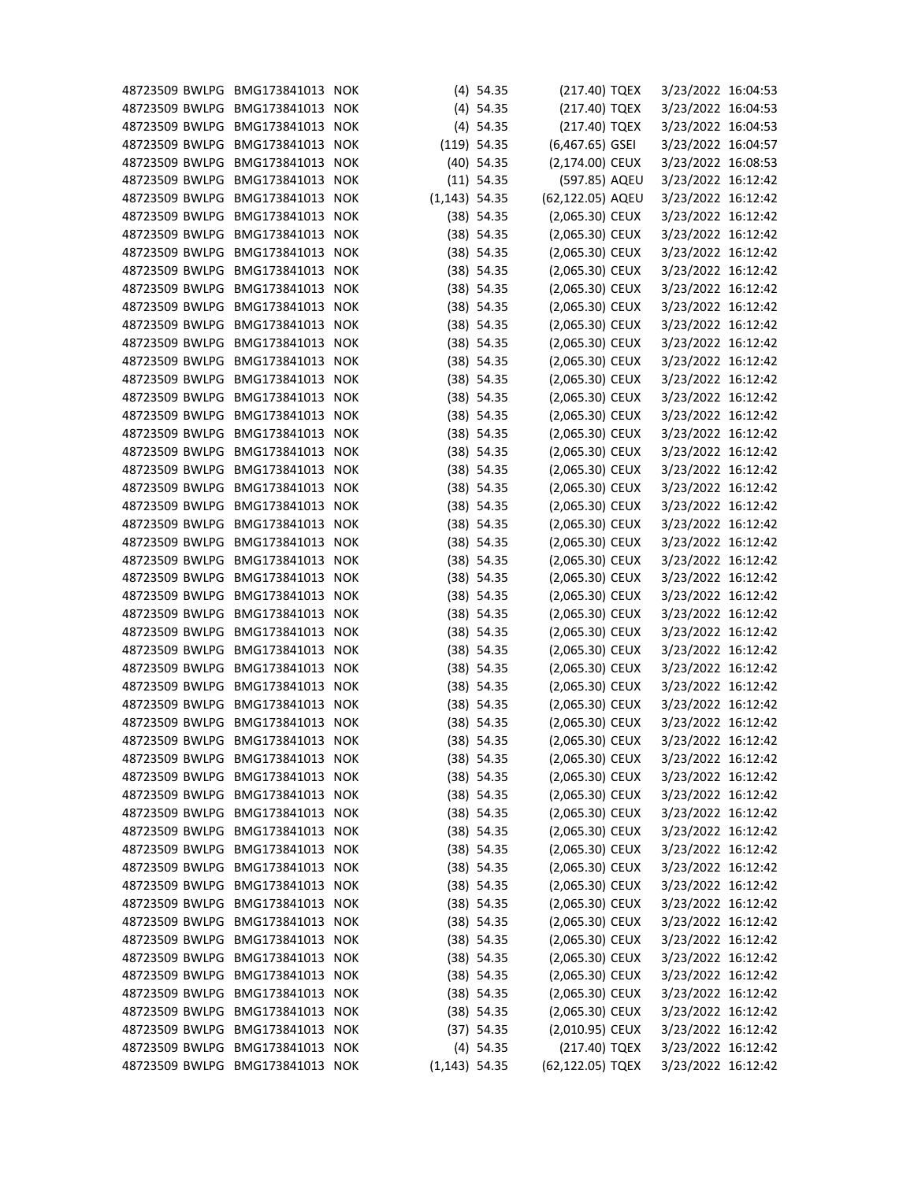| | | | | | | | | | |
|---|---|---|---|---|---|---|---|---|---|
| 48723509 | BWLPG | BMG173841013 | NOK | (4) | 54.35 | (217.40) | TQEX | 3/23/2022 | 16:04:53 |
| 48723509 | BWLPG | BMG173841013 | NOK | (4) | 54.35 | (217.40) | TQEX | 3/23/2022 | 16:04:53 |
| 48723509 | BWLPG | BMG173841013 | NOK | (4) | 54.35 | (217.40) | TQEX | 3/23/2022 | 16:04:53 |
| 48723509 | BWLPG | BMG173841013 | NOK | (119) | 54.35 | (6,467.65) | GSEI | 3/23/2022 | 16:04:57 |
| 48723509 | BWLPG | BMG173841013 | NOK | (40) | 54.35 | (2,174.00) | CEUX | 3/23/2022 | 16:08:53 |
| 48723509 | BWLPG | BMG173841013 | NOK | (11) | 54.35 | (597.85) | AQEU | 3/23/2022 | 16:12:42 |
| 48723509 | BWLPG | BMG173841013 | NOK | (1,143) | 54.35 | (62,122.05) | AQEU | 3/23/2022 | 16:12:42 |
| 48723509 | BWLPG | BMG173841013 | NOK | (38) | 54.35 | (2,065.30) | CEUX | 3/23/2022 | 16:12:42 |
| 48723509 | BWLPG | BMG173841013 | NOK | (38) | 54.35 | (2,065.30) | CEUX | 3/23/2022 | 16:12:42 |
| 48723509 | BWLPG | BMG173841013 | NOK | (38) | 54.35 | (2,065.30) | CEUX | 3/23/2022 | 16:12:42 |
| 48723509 | BWLPG | BMG173841013 | NOK | (38) | 54.35 | (2,065.30) | CEUX | 3/23/2022 | 16:12:42 |
| 48723509 | BWLPG | BMG173841013 | NOK | (38) | 54.35 | (2,065.30) | CEUX | 3/23/2022 | 16:12:42 |
| 48723509 | BWLPG | BMG173841013 | NOK | (38) | 54.35 | (2,065.30) | CEUX | 3/23/2022 | 16:12:42 |
| 48723509 | BWLPG | BMG173841013 | NOK | (38) | 54.35 | (2,065.30) | CEUX | 3/23/2022 | 16:12:42 |
| 48723509 | BWLPG | BMG173841013 | NOK | (38) | 54.35 | (2,065.30) | CEUX | 3/23/2022 | 16:12:42 |
| 48723509 | BWLPG | BMG173841013 | NOK | (38) | 54.35 | (2,065.30) | CEUX | 3/23/2022 | 16:12:42 |
| 48723509 | BWLPG | BMG173841013 | NOK | (38) | 54.35 | (2,065.30) | CEUX | 3/23/2022 | 16:12:42 |
| 48723509 | BWLPG | BMG173841013 | NOK | (38) | 54.35 | (2,065.30) | CEUX | 3/23/2022 | 16:12:42 |
| 48723509 | BWLPG | BMG173841013 | NOK | (38) | 54.35 | (2,065.30) | CEUX | 3/23/2022 | 16:12:42 |
| 48723509 | BWLPG | BMG173841013 | NOK | (38) | 54.35 | (2,065.30) | CEUX | 3/23/2022 | 16:12:42 |
| 48723509 | BWLPG | BMG173841013 | NOK | (38) | 54.35 | (2,065.30) | CEUX | 3/23/2022 | 16:12:42 |
| 48723509 | BWLPG | BMG173841013 | NOK | (38) | 54.35 | (2,065.30) | CEUX | 3/23/2022 | 16:12:42 |
| 48723509 | BWLPG | BMG173841013 | NOK | (38) | 54.35 | (2,065.30) | CEUX | 3/23/2022 | 16:12:42 |
| 48723509 | BWLPG | BMG173841013 | NOK | (38) | 54.35 | (2,065.30) | CEUX | 3/23/2022 | 16:12:42 |
| 48723509 | BWLPG | BMG173841013 | NOK | (38) | 54.35 | (2,065.30) | CEUX | 3/23/2022 | 16:12:42 |
| 48723509 | BWLPG | BMG173841013 | NOK | (38) | 54.35 | (2,065.30) | CEUX | 3/23/2022 | 16:12:42 |
| 48723509 | BWLPG | BMG173841013 | NOK | (38) | 54.35 | (2,065.30) | CEUX | 3/23/2022 | 16:12:42 |
| 48723509 | BWLPG | BMG173841013 | NOK | (38) | 54.35 | (2,065.30) | CEUX | 3/23/2022 | 16:12:42 |
| 48723509 | BWLPG | BMG173841013 | NOK | (38) | 54.35 | (2,065.30) | CEUX | 3/23/2022 | 16:12:42 |
| 48723509 | BWLPG | BMG173841013 | NOK | (38) | 54.35 | (2,065.30) | CEUX | 3/23/2022 | 16:12:42 |
| 48723509 | BWLPG | BMG173841013 | NOK | (38) | 54.35 | (2,065.30) | CEUX | 3/23/2022 | 16:12:42 |
| 48723509 | BWLPG | BMG173841013 | NOK | (38) | 54.35 | (2,065.30) | CEUX | 3/23/2022 | 16:12:42 |
| 48723509 | BWLPG | BMG173841013 | NOK | (38) | 54.35 | (2,065.30) | CEUX | 3/23/2022 | 16:12:42 |
| 48723509 | BWLPG | BMG173841013 | NOK | (38) | 54.35 | (2,065.30) | CEUX | 3/23/2022 | 16:12:42 |
| 48723509 | BWLPG | BMG173841013 | NOK | (38) | 54.35 | (2,065.30) | CEUX | 3/23/2022 | 16:12:42 |
| 48723509 | BWLPG | BMG173841013 | NOK | (38) | 54.35 | (2,065.30) | CEUX | 3/23/2022 | 16:12:42 |
| 48723509 | BWLPG | BMG173841013 | NOK | (38) | 54.35 | (2,065.30) | CEUX | 3/23/2022 | 16:12:42 |
| 48723509 | BWLPG | BMG173841013 | NOK | (38) | 54.35 | (2,065.30) | CEUX | 3/23/2022 | 16:12:42 |
| 48723509 | BWLPG | BMG173841013 | NOK | (38) | 54.35 | (2,065.30) | CEUX | 3/23/2022 | 16:12:42 |
| 48723509 | BWLPG | BMG173841013 | NOK | (38) | 54.35 | (2,065.30) | CEUX | 3/23/2022 | 16:12:42 |
| 48723509 | BWLPG | BMG173841013 | NOK | (38) | 54.35 | (2,065.30) | CEUX | 3/23/2022 | 16:12:42 |
| 48723509 | BWLPG | BMG173841013 | NOK | (38) | 54.35 | (2,065.30) | CEUX | 3/23/2022 | 16:12:42 |
| 48723509 | BWLPG | BMG173841013 | NOK | (38) | 54.35 | (2,065.30) | CEUX | 3/23/2022 | 16:12:42 |
| 48723509 | BWLPG | BMG173841013 | NOK | (38) | 54.35 | (2,065.30) | CEUX | 3/23/2022 | 16:12:42 |
| 48723509 | BWLPG | BMG173841013 | NOK | (38) | 54.35 | (2,065.30) | CEUX | 3/23/2022 | 16:12:42 |
| 48723509 | BWLPG | BMG173841013 | NOK | (38) | 54.35 | (2,065.30) | CEUX | 3/23/2022 | 16:12:42 |
| 48723509 | BWLPG | BMG173841013 | NOK | (38) | 54.35 | (2,065.30) | CEUX | 3/23/2022 | 16:12:42 |
| 48723509 | BWLPG | BMG173841013 | NOK | (38) | 54.35 | (2,065.30) | CEUX | 3/23/2022 | 16:12:42 |
| 48723509 | BWLPG | BMG173841013 | NOK | (38) | 54.35 | (2,065.30) | CEUX | 3/23/2022 | 16:12:42 |
| 48723509 | BWLPG | BMG173841013 | NOK | (38) | 54.35 | (2,065.30) | CEUX | 3/23/2022 | 16:12:42 |
| 48723509 | BWLPG | BMG173841013 | NOK | (38) | 54.35 | (2,065.30) | CEUX | 3/23/2022 | 16:12:42 |
| 48723509 | BWLPG | BMG173841013 | NOK | (37) | 54.35 | (2,010.95) | CEUX | 3/23/2022 | 16:12:42 |
| 48723509 | BWLPG | BMG173841013 | NOK | (4) | 54.35 | (217.40) | TQEX | 3/23/2022 | 16:12:42 |
| 48723509 | BWLPG | BMG173841013 | NOK | (1,143) | 54.35 | (62,122.05) | TQEX | 3/23/2022 | 16:12:42 |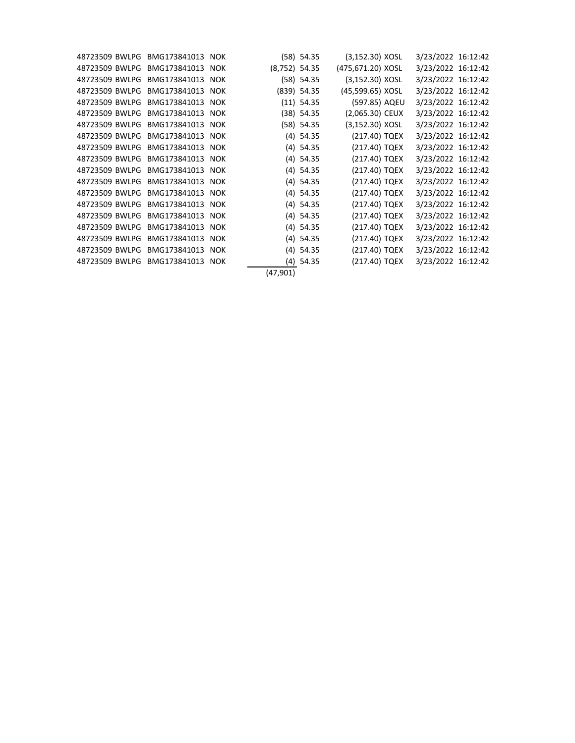| | | | | | | | | | |
|---|---|---|---|---|---|---|---|---|---|
| 48723509 | BWLPG | BMG173841013 | NOK | (58) | 54.35 | (3,152.30) | XOSL | 3/23/2022 | 16:12:42 |
| 48723509 | BWLPG | BMG173841013 | NOK | (8,752) | 54.35 | (475,671.20) | XOSL | 3/23/2022 | 16:12:42 |
| 48723509 | BWLPG | BMG173841013 | NOK | (58) | 54.35 | (3,152.30) | XOSL | 3/23/2022 | 16:12:42 |
| 48723509 | BWLPG | BMG173841013 | NOK | (839) | 54.35 | (45,599.65) | XOSL | 3/23/2022 | 16:12:42 |
| 48723509 | BWLPG | BMG173841013 | NOK | (11) | 54.35 | (597.85) | AQEU | 3/23/2022 | 16:12:42 |
| 48723509 | BWLPG | BMG173841013 | NOK | (38) | 54.35 | (2,065.30) | CEUX | 3/23/2022 | 16:12:42 |
| 48723509 | BWLPG | BMG173841013 | NOK | (58) | 54.35 | (3,152.30) | XOSL | 3/23/2022 | 16:12:42 |
| 48723509 | BWLPG | BMG173841013 | NOK | (4) | 54.35 | (217.40) | TQEX | 3/23/2022 | 16:12:42 |
| 48723509 | BWLPG | BMG173841013 | NOK | (4) | 54.35 | (217.40) | TQEX | 3/23/2022 | 16:12:42 |
| 48723509 | BWLPG | BMG173841013 | NOK | (4) | 54.35 | (217.40) | TQEX | 3/23/2022 | 16:12:42 |
| 48723509 | BWLPG | BMG173841013 | NOK | (4) | 54.35 | (217.40) | TQEX | 3/23/2022 | 16:12:42 |
| 48723509 | BWLPG | BMG173841013 | NOK | (4) | 54.35 | (217.40) | TQEX | 3/23/2022 | 16:12:42 |
| 48723509 | BWLPG | BMG173841013 | NOK | (4) | 54.35 | (217.40) | TQEX | 3/23/2022 | 16:12:42 |
| 48723509 | BWLPG | BMG173841013 | NOK | (4) | 54.35 | (217.40) | TQEX | 3/23/2022 | 16:12:42 |
| 48723509 | BWLPG | BMG173841013 | NOK | (4) | 54.35 | (217.40) | TQEX | 3/23/2022 | 16:12:42 |
| 48723509 | BWLPG | BMG173841013 | NOK | (4) | 54.35 | (217.40) | TQEX | 3/23/2022 | 16:12:42 |
| 48723509 | BWLPG | BMG173841013 | NOK | (4) | 54.35 | (217.40) | TQEX | 3/23/2022 | 16:12:42 |
| 48723509 | BWLPG | BMG173841013 | NOK | (4) | 54.35 | (217.40) | TQEX | 3/23/2022 | 16:12:42 |
| 48723509 | BWLPG | BMG173841013 | NOK | (4) | 54.35 | (217.40) | TQEX | 3/23/2022 | 16:12:42 |
| | | | | (47,901) | | | | | |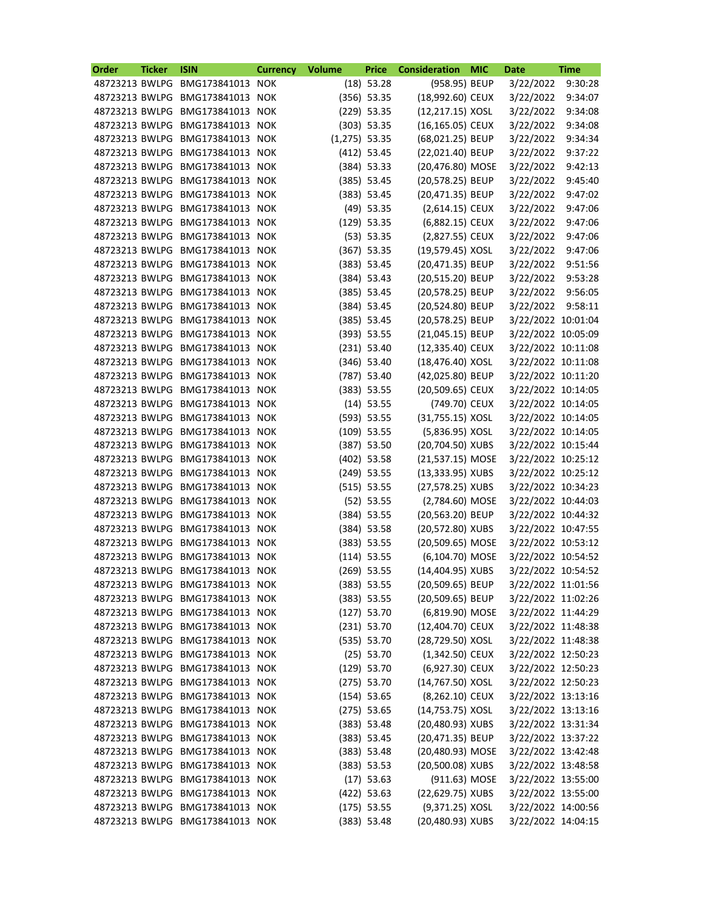| Order | Ticker | ISIN | Currency | Volume | Price | Consideration | MIC | Date | Time |
|---|---|---|---|---|---|---|---|---|---|
| 48723213 | BWLPG | BMG173841013 | NOK | (18) | 53.28 | (958.95) | BEUP | 3/22/2022 | 9:30:28 |
| 48723213 | BWLPG | BMG173841013 | NOK | (356) | 53.35 | (18,992.60) | CEUX | 3/22/2022 | 9:34:07 |
| 48723213 | BWLPG | BMG173841013 | NOK | (229) | 53.35 | (12,217.15) | XOSL | 3/22/2022 | 9:34:08 |
| 48723213 | BWLPG | BMG173841013 | NOK | (303) | 53.35 | (16,165.05) | CEUX | 3/22/2022 | 9:34:08 |
| 48723213 | BWLPG | BMG173841013 | NOK | (1,275) | 53.35 | (68,021.25) | BEUP | 3/22/2022 | 9:34:34 |
| 48723213 | BWLPG | BMG173841013 | NOK | (412) | 53.45 | (22,021.40) | BEUP | 3/22/2022 | 9:37:22 |
| 48723213 | BWLPG | BMG173841013 | NOK | (384) | 53.33 | (20,476.80) | MOSE | 3/22/2022 | 9:42:13 |
| 48723213 | BWLPG | BMG173841013 | NOK | (385) | 53.45 | (20,578.25) | BEUP | 3/22/2022 | 9:45:40 |
| 48723213 | BWLPG | BMG173841013 | NOK | (383) | 53.45 | (20,471.35) | BEUP | 3/22/2022 | 9:47:02 |
| 48723213 | BWLPG | BMG173841013 | NOK | (49) | 53.35 | (2,614.15) | CEUX | 3/22/2022 | 9:47:06 |
| 48723213 | BWLPG | BMG173841013 | NOK | (129) | 53.35 | (6,882.15) | CEUX | 3/22/2022 | 9:47:06 |
| 48723213 | BWLPG | BMG173841013 | NOK | (53) | 53.35 | (2,827.55) | CEUX | 3/22/2022 | 9:47:06 |
| 48723213 | BWLPG | BMG173841013 | NOK | (367) | 53.35 | (19,579.45) | XOSL | 3/22/2022 | 9:47:06 |
| 48723213 | BWLPG | BMG173841013 | NOK | (383) | 53.45 | (20,471.35) | BEUP | 3/22/2022 | 9:51:56 |
| 48723213 | BWLPG | BMG173841013 | NOK | (384) | 53.43 | (20,515.20) | BEUP | 3/22/2022 | 9:53:28 |
| 48723213 | BWLPG | BMG173841013 | NOK | (385) | 53.45 | (20,578.25) | BEUP | 3/22/2022 | 9:56:05 |
| 48723213 | BWLPG | BMG173841013 | NOK | (384) | 53.45 | (20,524.80) | BEUP | 3/22/2022 | 9:58:11 |
| 48723213 | BWLPG | BMG173841013 | NOK | (385) | 53.45 | (20,578.25) | BEUP | 3/22/2022 | 10:01:04 |
| 48723213 | BWLPG | BMG173841013 | NOK | (393) | 53.55 | (21,045.15) | BEUP | 3/22/2022 | 10:05:09 |
| 48723213 | BWLPG | BMG173841013 | NOK | (231) | 53.40 | (12,335.40) | CEUX | 3/22/2022 | 10:11:08 |
| 48723213 | BWLPG | BMG173841013 | NOK | (346) | 53.40 | (18,476.40) | XOSL | 3/22/2022 | 10:11:08 |
| 48723213 | BWLPG | BMG173841013 | NOK | (787) | 53.40 | (42,025.80) | BEUP | 3/22/2022 | 10:11:20 |
| 48723213 | BWLPG | BMG173841013 | NOK | (383) | 53.55 | (20,509.65) | CEUX | 3/22/2022 | 10:14:05 |
| 48723213 | BWLPG | BMG173841013 | NOK | (14) | 53.55 | (749.70) | CEUX | 3/22/2022 | 10:14:05 |
| 48723213 | BWLPG | BMG173841013 | NOK | (593) | 53.55 | (31,755.15) | XOSL | 3/22/2022 | 10:14:05 |
| 48723213 | BWLPG | BMG173841013 | NOK | (109) | 53.55 | (5,836.95) | XOSL | 3/22/2022 | 10:14:05 |
| 48723213 | BWLPG | BMG173841013 | NOK | (387) | 53.50 | (20,704.50) | XUBS | 3/22/2022 | 10:15:44 |
| 48723213 | BWLPG | BMG173841013 | NOK | (402) | 53.58 | (21,537.15) | MOSE | 3/22/2022 | 10:25:12 |
| 48723213 | BWLPG | BMG173841013 | NOK | (249) | 53.55 | (13,333.95) | XUBS | 3/22/2022 | 10:25:12 |
| 48723213 | BWLPG | BMG173841013 | NOK | (515) | 53.55 | (27,578.25) | XUBS | 3/22/2022 | 10:34:23 |
| 48723213 | BWLPG | BMG173841013 | NOK | (52) | 53.55 | (2,784.60) | MOSE | 3/22/2022 | 10:44:03 |
| 48723213 | BWLPG | BMG173841013 | NOK | (384) | 53.55 | (20,563.20) | BEUP | 3/22/2022 | 10:44:32 |
| 48723213 | BWLPG | BMG173841013 | NOK | (384) | 53.58 | (20,572.80) | XUBS | 3/22/2022 | 10:47:55 |
| 48723213 | BWLPG | BMG173841013 | NOK | (383) | 53.55 | (20,509.65) | MOSE | 3/22/2022 | 10:53:12 |
| 48723213 | BWLPG | BMG173841013 | NOK | (114) | 53.55 | (6,104.70) | MOSE | 3/22/2022 | 10:54:52 |
| 48723213 | BWLPG | BMG173841013 | NOK | (269) | 53.55 | (14,404.95) | XUBS | 3/22/2022 | 10:54:52 |
| 48723213 | BWLPG | BMG173841013 | NOK | (383) | 53.55 | (20,509.65) | BEUP | 3/22/2022 | 11:01:56 |
| 48723213 | BWLPG | BMG173841013 | NOK | (383) | 53.55 | (20,509.65) | BEUP | 3/22/2022 | 11:02:26 |
| 48723213 | BWLPG | BMG173841013 | NOK | (127) | 53.70 | (6,819.90) | MOSE | 3/22/2022 | 11:44:29 |
| 48723213 | BWLPG | BMG173841013 | NOK | (231) | 53.70 | (12,404.70) | CEUX | 3/22/2022 | 11:48:38 |
| 48723213 | BWLPG | BMG173841013 | NOK | (535) | 53.70 | (28,729.50) | XOSL | 3/22/2022 | 11:48:38 |
| 48723213 | BWLPG | BMG173841013 | NOK | (25) | 53.70 | (1,342.50) | CEUX | 3/22/2022 | 12:50:23 |
| 48723213 | BWLPG | BMG173841013 | NOK | (129) | 53.70 | (6,927.30) | CEUX | 3/22/2022 | 12:50:23 |
| 48723213 | BWLPG | BMG173841013 | NOK | (275) | 53.70 | (14,767.50) | XOSL | 3/22/2022 | 12:50:23 |
| 48723213 | BWLPG | BMG173841013 | NOK | (154) | 53.65 | (8,262.10) | CEUX | 3/22/2022 | 13:13:16 |
| 48723213 | BWLPG | BMG173841013 | NOK | (275) | 53.65 | (14,753.75) | XOSL | 3/22/2022 | 13:13:16 |
| 48723213 | BWLPG | BMG173841013 | NOK | (383) | 53.48 | (20,480.93) | XUBS | 3/22/2022 | 13:31:34 |
| 48723213 | BWLPG | BMG173841013 | NOK | (383) | 53.45 | (20,471.35) | BEUP | 3/22/2022 | 13:37:22 |
| 48723213 | BWLPG | BMG173841013 | NOK | (383) | 53.48 | (20,480.93) | MOSE | 3/22/2022 | 13:42:48 |
| 48723213 | BWLPG | BMG173841013 | NOK | (383) | 53.53 | (20,500.08) | XUBS | 3/22/2022 | 13:48:58 |
| 48723213 | BWLPG | BMG173841013 | NOK | (17) | 53.63 | (911.63) | MOSE | 3/22/2022 | 13:55:00 |
| 48723213 | BWLPG | BMG173841013 | NOK | (422) | 53.63 | (22,629.75) | XUBS | 3/22/2022 | 13:55:00 |
| 48723213 | BWLPG | BMG173841013 | NOK | (175) | 53.55 | (9,371.25) | XOSL | 3/22/2022 | 14:00:56 |
| 48723213 | BWLPG | BMG173841013 | NOK | (383) | 53.48 | (20,480.93) | XUBS | 3/22/2022 | 14:04:15 |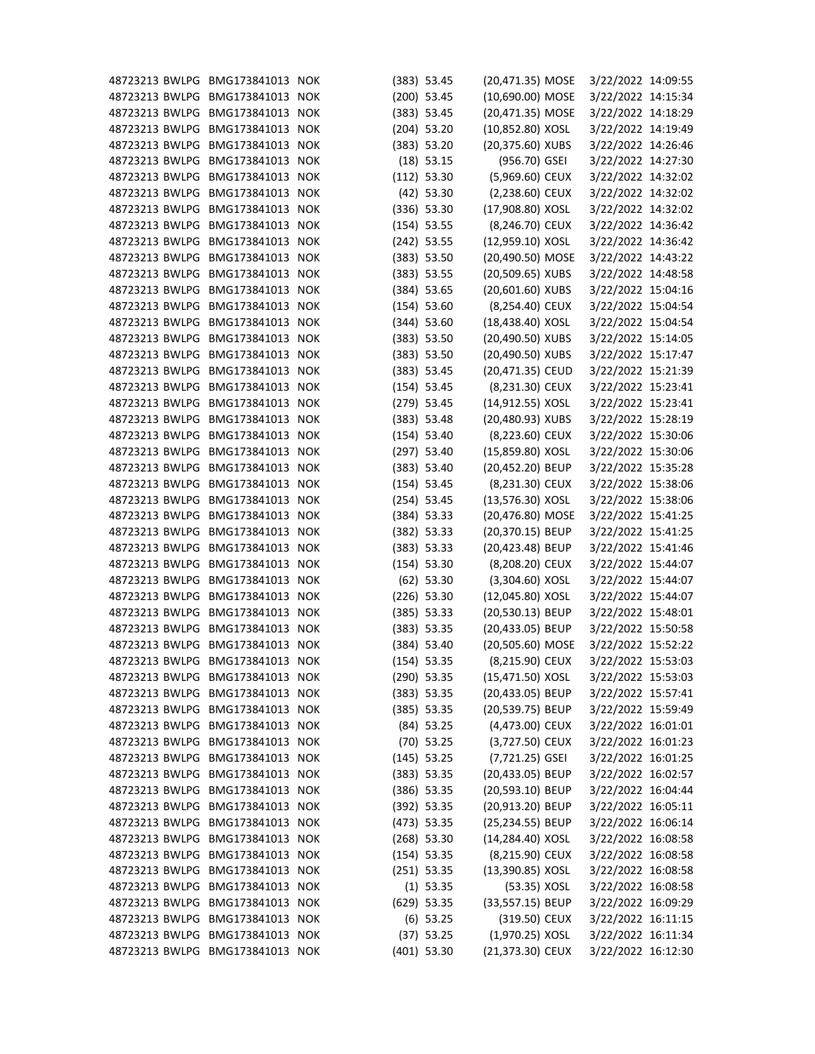| | | | | | | | | | |
|---|---|---|---|---|---|---|---|---|---|
| 48723213 | BWLPG | BMG173841013 | NOK | (383) | 53.45 | (20,471.35) | MOSE | 3/22/2022 | 14:09:55 |
| 48723213 | BWLPG | BMG173841013 | NOK | (200) | 53.45 | (10,690.00) | MOSE | 3/22/2022 | 14:15:34 |
| 48723213 | BWLPG | BMG173841013 | NOK | (383) | 53.45 | (20,471.35) | MOSE | 3/22/2022 | 14:18:29 |
| 48723213 | BWLPG | BMG173841013 | NOK | (204) | 53.20 | (10,852.80) | XOSL | 3/22/2022 | 14:19:49 |
| 48723213 | BWLPG | BMG173841013 | NOK | (383) | 53.20 | (20,375.60) | XUBS | 3/22/2022 | 14:26:46 |
| 48723213 | BWLPG | BMG173841013 | NOK | (18) | 53.15 | (956.70) | GSEI | 3/22/2022 | 14:27:30 |
| 48723213 | BWLPG | BMG173841013 | NOK | (112) | 53.30 | (5,969.60) | CEUX | 3/22/2022 | 14:32:02 |
| 48723213 | BWLPG | BMG173841013 | NOK | (42) | 53.30 | (2,238.60) | CEUX | 3/22/2022 | 14:32:02 |
| 48723213 | BWLPG | BMG173841013 | NOK | (336) | 53.30 | (17,908.80) | XOSL | 3/22/2022 | 14:32:02 |
| 48723213 | BWLPG | BMG173841013 | NOK | (154) | 53.55 | (8,246.70) | CEUX | 3/22/2022 | 14:36:42 |
| 48723213 | BWLPG | BMG173841013 | NOK | (242) | 53.55 | (12,959.10) | XOSL | 3/22/2022 | 14:36:42 |
| 48723213 | BWLPG | BMG173841013 | NOK | (383) | 53.50 | (20,490.50) | MOSE | 3/22/2022 | 14:43:22 |
| 48723213 | BWLPG | BMG173841013 | NOK | (383) | 53.55 | (20,509.65) | XUBS | 3/22/2022 | 14:48:58 |
| 48723213 | BWLPG | BMG173841013 | NOK | (384) | 53.65 | (20,601.60) | XUBS | 3/22/2022 | 15:04:16 |
| 48723213 | BWLPG | BMG173841013 | NOK | (154) | 53.60 | (8,254.40) | CEUX | 3/22/2022 | 15:04:54 |
| 48723213 | BWLPG | BMG173841013 | NOK | (344) | 53.60 | (18,438.40) | XOSL | 3/22/2022 | 15:04:54 |
| 48723213 | BWLPG | BMG173841013 | NOK | (383) | 53.50 | (20,490.50) | XUBS | 3/22/2022 | 15:14:05 |
| 48723213 | BWLPG | BMG173841013 | NOK | (383) | 53.50 | (20,490.50) | XUBS | 3/22/2022 | 15:17:47 |
| 48723213 | BWLPG | BMG173841013 | NOK | (383) | 53.45 | (20,471.35) | CEUD | 3/22/2022 | 15:21:39 |
| 48723213 | BWLPG | BMG173841013 | NOK | (154) | 53.45 | (8,231.30) | CEUX | 3/22/2022 | 15:23:41 |
| 48723213 | BWLPG | BMG173841013 | NOK | (279) | 53.45 | (14,912.55) | XOSL | 3/22/2022 | 15:23:41 |
| 48723213 | BWLPG | BMG173841013 | NOK | (383) | 53.48 | (20,480.93) | XUBS | 3/22/2022 | 15:28:19 |
| 48723213 | BWLPG | BMG173841013 | NOK | (154) | 53.40 | (8,223.60) | CEUX | 3/22/2022 | 15:30:06 |
| 48723213 | BWLPG | BMG173841013 | NOK | (297) | 53.40 | (15,859.80) | XOSL | 3/22/2022 | 15:30:06 |
| 48723213 | BWLPG | BMG173841013 | NOK | (383) | 53.40 | (20,452.20) | BEUP | 3/22/2022 | 15:35:28 |
| 48723213 | BWLPG | BMG173841013 | NOK | (154) | 53.45 | (8,231.30) | CEUX | 3/22/2022 | 15:38:06 |
| 48723213 | BWLPG | BMG173841013 | NOK | (254) | 53.45 | (13,576.30) | XOSL | 3/22/2022 | 15:38:06 |
| 48723213 | BWLPG | BMG173841013 | NOK | (384) | 53.33 | (20,476.80) | MOSE | 3/22/2022 | 15:41:25 |
| 48723213 | BWLPG | BMG173841013 | NOK | (382) | 53.33 | (20,370.15) | BEUP | 3/22/2022 | 15:41:25 |
| 48723213 | BWLPG | BMG173841013 | NOK | (383) | 53.33 | (20,423.48) | BEUP | 3/22/2022 | 15:41:46 |
| 48723213 | BWLPG | BMG173841013 | NOK | (154) | 53.30 | (8,208.20) | CEUX | 3/22/2022 | 15:44:07 |
| 48723213 | BWLPG | BMG173841013 | NOK | (62) | 53.30 | (3,304.60) | XOSL | 3/22/2022 | 15:44:07 |
| 48723213 | BWLPG | BMG173841013 | NOK | (226) | 53.30 | (12,045.80) | XOSL | 3/22/2022 | 15:44:07 |
| 48723213 | BWLPG | BMG173841013 | NOK | (385) | 53.33 | (20,530.13) | BEUP | 3/22/2022 | 15:48:01 |
| 48723213 | BWLPG | BMG173841013 | NOK | (383) | 53.35 | (20,433.05) | BEUP | 3/22/2022 | 15:50:58 |
| 48723213 | BWLPG | BMG173841013 | NOK | (384) | 53.40 | (20,505.60) | MOSE | 3/22/2022 | 15:52:22 |
| 48723213 | BWLPG | BMG173841013 | NOK | (154) | 53.35 | (8,215.90) | CEUX | 3/22/2022 | 15:53:03 |
| 48723213 | BWLPG | BMG173841013 | NOK | (290) | 53.35 | (15,471.50) | XOSL | 3/22/2022 | 15:53:03 |
| 48723213 | BWLPG | BMG173841013 | NOK | (383) | 53.35 | (20,433.05) | BEUP | 3/22/2022 | 15:57:41 |
| 48723213 | BWLPG | BMG173841013 | NOK | (385) | 53.35 | (20,539.75) | BEUP | 3/22/2022 | 15:59:49 |
| 48723213 | BWLPG | BMG173841013 | NOK | (84) | 53.25 | (4,473.00) | CEUX | 3/22/2022 | 16:01:01 |
| 48723213 | BWLPG | BMG173841013 | NOK | (70) | 53.25 | (3,727.50) | CEUX | 3/22/2022 | 16:01:23 |
| 48723213 | BWLPG | BMG173841013 | NOK | (145) | 53.25 | (7,721.25) | GSEI | 3/22/2022 | 16:01:25 |
| 48723213 | BWLPG | BMG173841013 | NOK | (383) | 53.35 | (20,433.05) | BEUP | 3/22/2022 | 16:02:57 |
| 48723213 | BWLPG | BMG173841013 | NOK | (386) | 53.35 | (20,593.10) | BEUP | 3/22/2022 | 16:04:44 |
| 48723213 | BWLPG | BMG173841013 | NOK | (392) | 53.35 | (20,913.20) | BEUP | 3/22/2022 | 16:05:11 |
| 48723213 | BWLPG | BMG173841013 | NOK | (473) | 53.35 | (25,234.55) | BEUP | 3/22/2022 | 16:06:14 |
| 48723213 | BWLPG | BMG173841013 | NOK | (268) | 53.30 | (14,284.40) | XOSL | 3/22/2022 | 16:08:58 |
| 48723213 | BWLPG | BMG173841013 | NOK | (154) | 53.35 | (8,215.90) | CEUX | 3/22/2022 | 16:08:58 |
| 48723213 | BWLPG | BMG173841013 | NOK | (251) | 53.35 | (13,390.85) | XOSL | 3/22/2022 | 16:08:58 |
| 48723213 | BWLPG | BMG173841013 | NOK | (1) | 53.35 | (53.35) | XOSL | 3/22/2022 | 16:08:58 |
| 48723213 | BWLPG | BMG173841013 | NOK | (629) | 53.35 | (33,557.15) | BEUP | 3/22/2022 | 16:09:29 |
| 48723213 | BWLPG | BMG173841013 | NOK | (6) | 53.25 | (319.50) | CEUX | 3/22/2022 | 16:11:15 |
| 48723213 | BWLPG | BMG173841013 | NOK | (37) | 53.25 | (1,970.25) | XOSL | 3/22/2022 | 16:11:34 |
| 48723213 | BWLPG | BMG173841013 | NOK | (401) | 53.30 | (21,373.30) | CEUX | 3/22/2022 | 16:12:30 |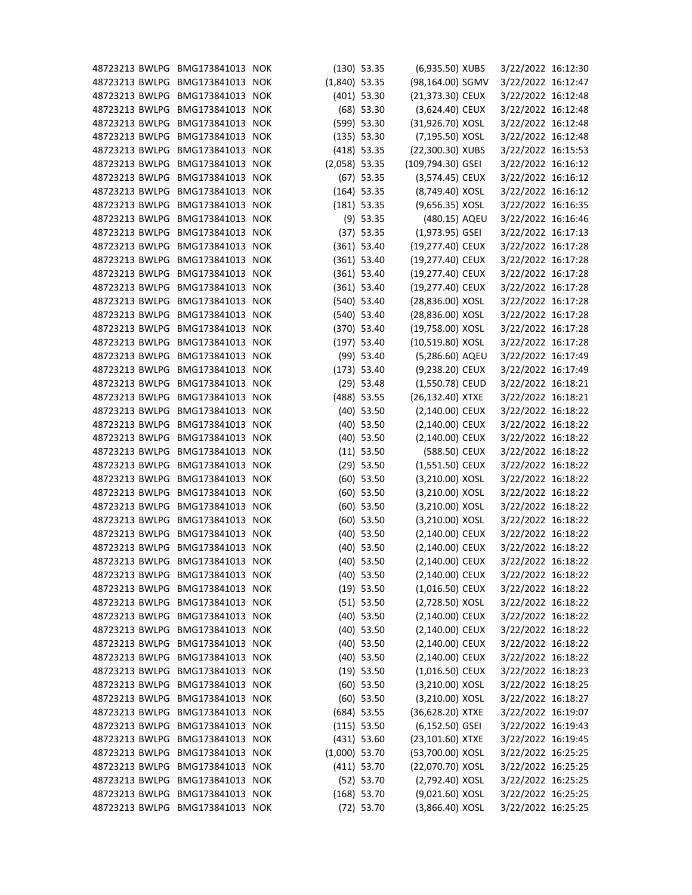| | | | | | | | | | |
|---|---|---|---|---|---|---|---|---|---|
| 48723213 | BWLPG | BMG173841013 | NOK | (130) | 53.35 | (6,935.50) | XUBS | 3/22/2022 | 16:12:30 |
| 48723213 | BWLPG | BMG173841013 | NOK | (1,840) | 53.35 | (98,164.00) | SGMV | 3/22/2022 | 16:12:47 |
| 48723213 | BWLPG | BMG173841013 | NOK | (401) | 53.30 | (21,373.30) | CEUX | 3/22/2022 | 16:12:48 |
| 48723213 | BWLPG | BMG173841013 | NOK | (68) | 53.30 | (3,624.40) | CEUX | 3/22/2022 | 16:12:48 |
| 48723213 | BWLPG | BMG173841013 | NOK | (599) | 53.30 | (31,926.70) | XOSL | 3/22/2022 | 16:12:48 |
| 48723213 | BWLPG | BMG173841013 | NOK | (135) | 53.30 | (7,195.50) | XOSL | 3/22/2022 | 16:12:48 |
| 48723213 | BWLPG | BMG173841013 | NOK | (418) | 53.35 | (22,300.30) | XUBS | 3/22/2022 | 16:15:53 |
| 48723213 | BWLPG | BMG173841013 | NOK | (2,058) | 53.35 | (109,794.30) | GSEI | 3/22/2022 | 16:16:12 |
| 48723213 | BWLPG | BMG173841013 | NOK | (67) | 53.35 | (3,574.45) | CEUX | 3/22/2022 | 16:16:12 |
| 48723213 | BWLPG | BMG173841013 | NOK | (164) | 53.35 | (8,749.40) | XOSL | 3/22/2022 | 16:16:12 |
| 48723213 | BWLPG | BMG173841013 | NOK | (181) | 53.35 | (9,656.35) | XOSL | 3/22/2022 | 16:16:35 |
| 48723213 | BWLPG | BMG173841013 | NOK | (9) | 53.35 | (480.15) | AQEU | 3/22/2022 | 16:16:46 |
| 48723213 | BWLPG | BMG173841013 | NOK | (37) | 53.35 | (1,973.95) | GSEI | 3/22/2022 | 16:17:13 |
| 48723213 | BWLPG | BMG173841013 | NOK | (361) | 53.40 | (19,277.40) | CEUX | 3/22/2022 | 16:17:28 |
| 48723213 | BWLPG | BMG173841013 | NOK | (361) | 53.40 | (19,277.40) | CEUX | 3/22/2022 | 16:17:28 |
| 48723213 | BWLPG | BMG173841013 | NOK | (361) | 53.40 | (19,277.40) | CEUX | 3/22/2022 | 16:17:28 |
| 48723213 | BWLPG | BMG173841013 | NOK | (361) | 53.40 | (19,277.40) | CEUX | 3/22/2022 | 16:17:28 |
| 48723213 | BWLPG | BMG173841013 | NOK | (540) | 53.40 | (28,836.00) | XOSL | 3/22/2022 | 16:17:28 |
| 48723213 | BWLPG | BMG173841013 | NOK | (540) | 53.40 | (28,836.00) | XOSL | 3/22/2022 | 16:17:28 |
| 48723213 | BWLPG | BMG173841013 | NOK | (370) | 53.40 | (19,758.00) | XOSL | 3/22/2022 | 16:17:28 |
| 48723213 | BWLPG | BMG173841013 | NOK | (197) | 53.40 | (10,519.80) | XOSL | 3/22/2022 | 16:17:28 |
| 48723213 | BWLPG | BMG173841013 | NOK | (99) | 53.40 | (5,286.60) | AQEU | 3/22/2022 | 16:17:49 |
| 48723213 | BWLPG | BMG173841013 | NOK | (173) | 53.40 | (9,238.20) | CEUX | 3/22/2022 | 16:17:49 |
| 48723213 | BWLPG | BMG173841013 | NOK | (29) | 53.48 | (1,550.78) | CEUD | 3/22/2022 | 16:18:21 |
| 48723213 | BWLPG | BMG173841013 | NOK | (488) | 53.55 | (26,132.40) | XTXE | 3/22/2022 | 16:18:21 |
| 48723213 | BWLPG | BMG173841013 | NOK | (40) | 53.50 | (2,140.00) | CEUX | 3/22/2022 | 16:18:22 |
| 48723213 | BWLPG | BMG173841013 | NOK | (40) | 53.50 | (2,140.00) | CEUX | 3/22/2022 | 16:18:22 |
| 48723213 | BWLPG | BMG173841013 | NOK | (40) | 53.50 | (2,140.00) | CEUX | 3/22/2022 | 16:18:22 |
| 48723213 | BWLPG | BMG173841013 | NOK | (11) | 53.50 | (588.50) | CEUX | 3/22/2022 | 16:18:22 |
| 48723213 | BWLPG | BMG173841013 | NOK | (29) | 53.50 | (1,551.50) | CEUX | 3/22/2022 | 16:18:22 |
| 48723213 | BWLPG | BMG173841013 | NOK | (60) | 53.50 | (3,210.00) | XOSL | 3/22/2022 | 16:18:22 |
| 48723213 | BWLPG | BMG173841013 | NOK | (60) | 53.50 | (3,210.00) | XOSL | 3/22/2022 | 16:18:22 |
| 48723213 | BWLPG | BMG173841013 | NOK | (60) | 53.50 | (3,210.00) | XOSL | 3/22/2022 | 16:18:22 |
| 48723213 | BWLPG | BMG173841013 | NOK | (60) | 53.50 | (3,210.00) | XOSL | 3/22/2022 | 16:18:22 |
| 48723213 | BWLPG | BMG173841013 | NOK | (40) | 53.50 | (2,140.00) | CEUX | 3/22/2022 | 16:18:22 |
| 48723213 | BWLPG | BMG173841013 | NOK | (40) | 53.50 | (2,140.00) | CEUX | 3/22/2022 | 16:18:22 |
| 48723213 | BWLPG | BMG173841013 | NOK | (40) | 53.50 | (2,140.00) | CEUX | 3/22/2022 | 16:18:22 |
| 48723213 | BWLPG | BMG173841013 | NOK | (40) | 53.50 | (2,140.00) | CEUX | 3/22/2022 | 16:18:22 |
| 48723213 | BWLPG | BMG173841013 | NOK | (19) | 53.50 | (1,016.50) | CEUX | 3/22/2022 | 16:18:22 |
| 48723213 | BWLPG | BMG173841013 | NOK | (51) | 53.50 | (2,728.50) | XOSL | 3/22/2022 | 16:18:22 |
| 48723213 | BWLPG | BMG173841013 | NOK | (40) | 53.50 | (2,140.00) | CEUX | 3/22/2022 | 16:18:22 |
| 48723213 | BWLPG | BMG173841013 | NOK | (40) | 53.50 | (2,140.00) | CEUX | 3/22/2022 | 16:18:22 |
| 48723213 | BWLPG | BMG173841013 | NOK | (40) | 53.50 | (2,140.00) | CEUX | 3/22/2022 | 16:18:22 |
| 48723213 | BWLPG | BMG173841013 | NOK | (40) | 53.50 | (2,140.00) | CEUX | 3/22/2022 | 16:18:22 |
| 48723213 | BWLPG | BMG173841013 | NOK | (19) | 53.50 | (1,016.50) | CEUX | 3/22/2022 | 16:18:23 |
| 48723213 | BWLPG | BMG173841013 | NOK | (60) | 53.50 | (3,210.00) | XOSL | 3/22/2022 | 16:18:25 |
| 48723213 | BWLPG | BMG173841013 | NOK | (60) | 53.50 | (3,210.00) | XOSL | 3/22/2022 | 16:18:27 |
| 48723213 | BWLPG | BMG173841013 | NOK | (684) | 53.55 | (36,628.20) | XTXE | 3/22/2022 | 16:19:07 |
| 48723213 | BWLPG | BMG173841013 | NOK | (115) | 53.50 | (6,152.50) | GSEI | 3/22/2022 | 16:19:43 |
| 48723213 | BWLPG | BMG173841013 | NOK | (431) | 53.60 | (23,101.60) | XTXE | 3/22/2022 | 16:19:45 |
| 48723213 | BWLPG | BMG173841013 | NOK | (1,000) | 53.70 | (53,700.00) | XOSL | 3/22/2022 | 16:25:25 |
| 48723213 | BWLPG | BMG173841013 | NOK | (411) | 53.70 | (22,070.70) | XOSL | 3/22/2022 | 16:25:25 |
| 48723213 | BWLPG | BMG173841013 | NOK | (52) | 53.70 | (2,792.40) | XOSL | 3/22/2022 | 16:25:25 |
| 48723213 | BWLPG | BMG173841013 | NOK | (168) | 53.70 | (9,021.60) | XOSL | 3/22/2022 | 16:25:25 |
| 48723213 | BWLPG | BMG173841013 | NOK | (72) | 53.70 | (3,866.40) | XOSL | 3/22/2022 | 16:25:25 |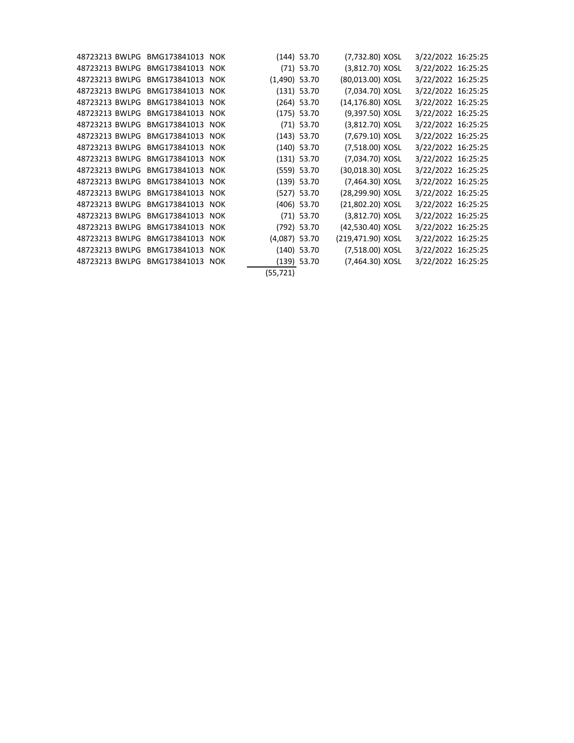| | | | | | | | | | |
|---|---|---|---|---|---|---|---|---|---|
| 48723213 | BWLPG | BMG173841013 | NOK | (144) | 53.70 | (7,732.80) | XOSL | 3/22/2022 | 16:25:25 |
| 48723213 | BWLPG | BMG173841013 | NOK | (71) | 53.70 | (3,812.70) | XOSL | 3/22/2022 | 16:25:25 |
| 48723213 | BWLPG | BMG173841013 | NOK | (1,490) | 53.70 | (80,013.00) | XOSL | 3/22/2022 | 16:25:25 |
| 48723213 | BWLPG | BMG173841013 | NOK | (131) | 53.70 | (7,034.70) | XOSL | 3/22/2022 | 16:25:25 |
| 48723213 | BWLPG | BMG173841013 | NOK | (264) | 53.70 | (14,176.80) | XOSL | 3/22/2022 | 16:25:25 |
| 48723213 | BWLPG | BMG173841013 | NOK | (175) | 53.70 | (9,397.50) | XOSL | 3/22/2022 | 16:25:25 |
| 48723213 | BWLPG | BMG173841013 | NOK | (71) | 53.70 | (3,812.70) | XOSL | 3/22/2022 | 16:25:25 |
| 48723213 | BWLPG | BMG173841013 | NOK | (143) | 53.70 | (7,679.10) | XOSL | 3/22/2022 | 16:25:25 |
| 48723213 | BWLPG | BMG173841013 | NOK | (140) | 53.70 | (7,518.00) | XOSL | 3/22/2022 | 16:25:25 |
| 48723213 | BWLPG | BMG173841013 | NOK | (131) | 53.70 | (7,034.70) | XOSL | 3/22/2022 | 16:25:25 |
| 48723213 | BWLPG | BMG173841013 | NOK | (559) | 53.70 | (30,018.30) | XOSL | 3/22/2022 | 16:25:25 |
| 48723213 | BWLPG | BMG173841013 | NOK | (139) | 53.70 | (7,464.30) | XOSL | 3/22/2022 | 16:25:25 |
| 48723213 | BWLPG | BMG173841013 | NOK | (527) | 53.70 | (28,299.90) | XOSL | 3/22/2022 | 16:25:25 |
| 48723213 | BWLPG | BMG173841013 | NOK | (406) | 53.70 | (21,802.20) | XOSL | 3/22/2022 | 16:25:25 |
| 48723213 | BWLPG | BMG173841013 | NOK | (71) | 53.70 | (3,812.70) | XOSL | 3/22/2022 | 16:25:25 |
| 48723213 | BWLPG | BMG173841013 | NOK | (792) | 53.70 | (42,530.40) | XOSL | 3/22/2022 | 16:25:25 |
| 48723213 | BWLPG | BMG173841013 | NOK | (4,087) | 53.70 | (219,471.90) | XOSL | 3/22/2022 | 16:25:25 |
| 48723213 | BWLPG | BMG173841013 | NOK | (140) | 53.70 | (7,518.00) | XOSL | 3/22/2022 | 16:25:25 |
| 48723213 | BWLPG | BMG173841013 | NOK | (139) | 53.70 | (7,464.30) | XOSL | 3/22/2022 | 16:25:25 |
| | | | | (55,721) | | | | | |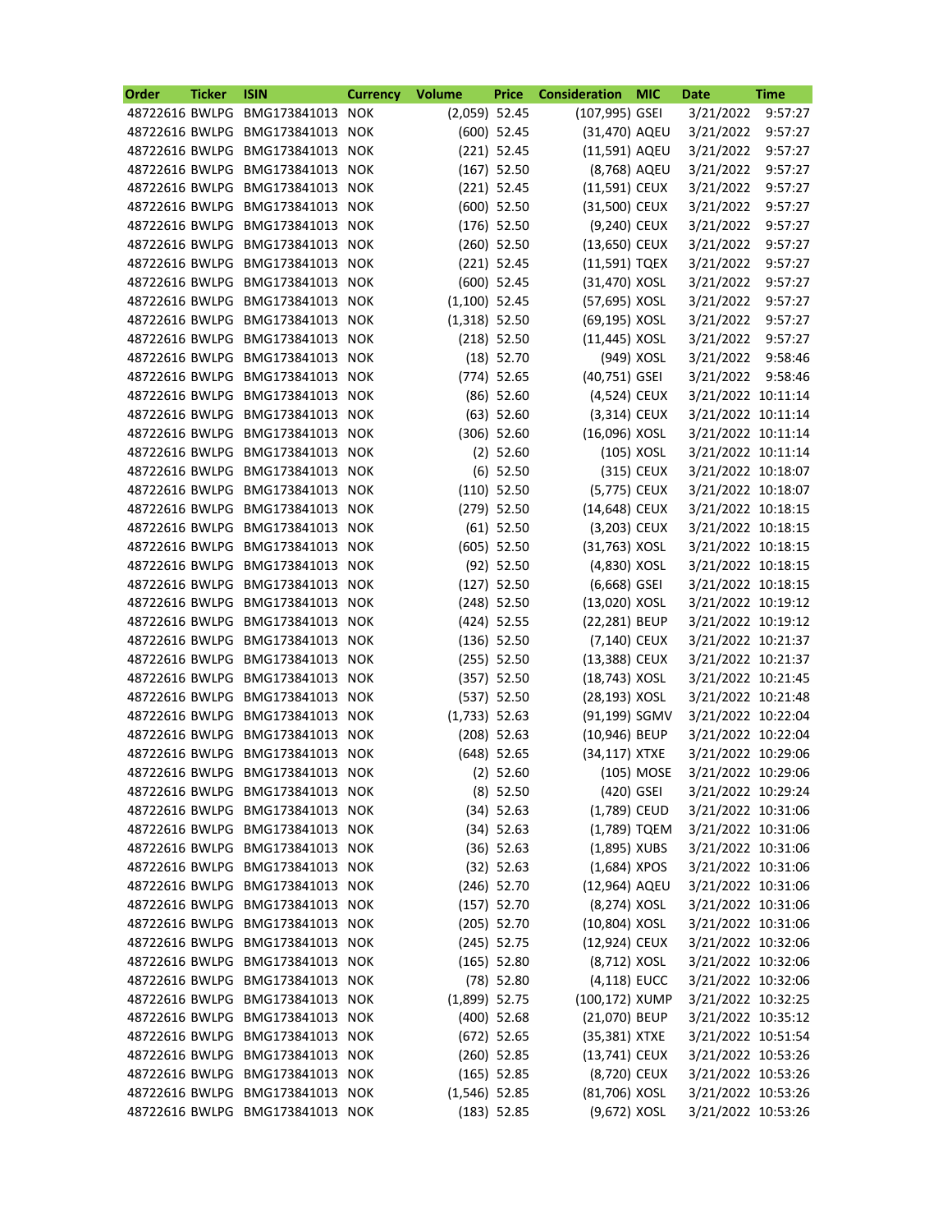| Order | Ticker | ISIN | Currency | Volume | Price | Consideration | MIC | Date | Time |
|---|---|---|---|---|---|---|---|---|---|
| 48722616 | BWLPG | BMG173841013 | NOK | (2,059) | 52.45 | (107,995) | GSEI | 3/21/2022 | 9:57:27 |
| 48722616 | BWLPG | BMG173841013 | NOK | (600) | 52.45 | (31,470) | AQEU | 3/21/2022 | 9:57:27 |
| 48722616 | BWLPG | BMG173841013 | NOK | (221) | 52.45 | (11,591) | AQEU | 3/21/2022 | 9:57:27 |
| 48722616 | BWLPG | BMG173841013 | NOK | (167) | 52.50 | (8,768) | AQEU | 3/21/2022 | 9:57:27 |
| 48722616 | BWLPG | BMG173841013 | NOK | (221) | 52.45 | (11,591) | CEUX | 3/21/2022 | 9:57:27 |
| 48722616 | BWLPG | BMG173841013 | NOK | (600) | 52.50 | (31,500) | CEUX | 3/21/2022 | 9:57:27 |
| 48722616 | BWLPG | BMG173841013 | NOK | (176) | 52.50 | (9,240) | CEUX | 3/21/2022 | 9:57:27 |
| 48722616 | BWLPG | BMG173841013 | NOK | (260) | 52.50 | (13,650) | CEUX | 3/21/2022 | 9:57:27 |
| 48722616 | BWLPG | BMG173841013 | NOK | (221) | 52.45 | (11,591) | TQEX | 3/21/2022 | 9:57:27 |
| 48722616 | BWLPG | BMG173841013 | NOK | (600) | 52.45 | (31,470) | XOSL | 3/21/2022 | 9:57:27 |
| 48722616 | BWLPG | BMG173841013 | NOK | (1,100) | 52.45 | (57,695) | XOSL | 3/21/2022 | 9:57:27 |
| 48722616 | BWLPG | BMG173841013 | NOK | (1,318) | 52.50 | (69,195) | XOSL | 3/21/2022 | 9:57:27 |
| 48722616 | BWLPG | BMG173841013 | NOK | (218) | 52.50 | (11,445) | XOSL | 3/21/2022 | 9:57:27 |
| 48722616 | BWLPG | BMG173841013 | NOK | (18) | 52.70 | (949) | XOSL | 3/21/2022 | 9:58:46 |
| 48722616 | BWLPG | BMG173841013 | NOK | (774) | 52.65 | (40,751) | GSEI | 3/21/2022 | 9:58:46 |
| 48722616 | BWLPG | BMG173841013 | NOK | (86) | 52.60 | (4,524) | CEUX | 3/21/2022 | 10:11:14 |
| 48722616 | BWLPG | BMG173841013 | NOK | (63) | 52.60 | (3,314) | CEUX | 3/21/2022 | 10:11:14 |
| 48722616 | BWLPG | BMG173841013 | NOK | (306) | 52.60 | (16,096) | XOSL | 3/21/2022 | 10:11:14 |
| 48722616 | BWLPG | BMG173841013 | NOK | (2) | 52.60 | (105) | XOSL | 3/21/2022 | 10:11:14 |
| 48722616 | BWLPG | BMG173841013 | NOK | (6) | 52.50 | (315) | CEUX | 3/21/2022 | 10:18:07 |
| 48722616 | BWLPG | BMG173841013 | NOK | (110) | 52.50 | (5,775) | CEUX | 3/21/2022 | 10:18:07 |
| 48722616 | BWLPG | BMG173841013 | NOK | (279) | 52.50 | (14,648) | CEUX | 3/21/2022 | 10:18:15 |
| 48722616 | BWLPG | BMG173841013 | NOK | (61) | 52.50 | (3,203) | CEUX | 3/21/2022 | 10:18:15 |
| 48722616 | BWLPG | BMG173841013 | NOK | (605) | 52.50 | (31,763) | XOSL | 3/21/2022 | 10:18:15 |
| 48722616 | BWLPG | BMG173841013 | NOK | (92) | 52.50 | (4,830) | XOSL | 3/21/2022 | 10:18:15 |
| 48722616 | BWLPG | BMG173841013 | NOK | (127) | 52.50 | (6,668) | GSEI | 3/21/2022 | 10:18:15 |
| 48722616 | BWLPG | BMG173841013 | NOK | (248) | 52.50 | (13,020) | XOSL | 3/21/2022 | 10:19:12 |
| 48722616 | BWLPG | BMG173841013 | NOK | (424) | 52.55 | (22,281) | BEUP | 3/21/2022 | 10:19:12 |
| 48722616 | BWLPG | BMG173841013 | NOK | (136) | 52.50 | (7,140) | CEUX | 3/21/2022 | 10:21:37 |
| 48722616 | BWLPG | BMG173841013 | NOK | (255) | 52.50 | (13,388) | CEUX | 3/21/2022 | 10:21:37 |
| 48722616 | BWLPG | BMG173841013 | NOK | (357) | 52.50 | (18,743) | XOSL | 3/21/2022 | 10:21:45 |
| 48722616 | BWLPG | BMG173841013 | NOK | (537) | 52.50 | (28,193) | XOSL | 3/21/2022 | 10:21:48 |
| 48722616 | BWLPG | BMG173841013 | NOK | (1,733) | 52.63 | (91,199) | SGMV | 3/21/2022 | 10:22:04 |
| 48722616 | BWLPG | BMG173841013 | NOK | (208) | 52.63 | (10,946) | BEUP | 3/21/2022 | 10:22:04 |
| 48722616 | BWLPG | BMG173841013 | NOK | (648) | 52.65 | (34,117) | XTXE | 3/21/2022 | 10:29:06 |
| 48722616 | BWLPG | BMG173841013 | NOK | (2) | 52.60 | (105) | MOSE | 3/21/2022 | 10:29:06 |
| 48722616 | BWLPG | BMG173841013 | NOK | (8) | 52.50 | (420) | GSEI | 3/21/2022 | 10:29:24 |
| 48722616 | BWLPG | BMG173841013 | NOK | (34) | 52.63 | (1,789) | CEUD | 3/21/2022 | 10:31:06 |
| 48722616 | BWLPG | BMG173841013 | NOK | (34) | 52.63 | (1,789) | TQEM | 3/21/2022 | 10:31:06 |
| 48722616 | BWLPG | BMG173841013 | NOK | (36) | 52.63 | (1,895) | XUBS | 3/21/2022 | 10:31:06 |
| 48722616 | BWLPG | BMG173841013 | NOK | (32) | 52.63 | (1,684) | XPOS | 3/21/2022 | 10:31:06 |
| 48722616 | BWLPG | BMG173841013 | NOK | (246) | 52.70 | (12,964) | AQEU | 3/21/2022 | 10:31:06 |
| 48722616 | BWLPG | BMG173841013 | NOK | (157) | 52.70 | (8,274) | XOSL | 3/21/2022 | 10:31:06 |
| 48722616 | BWLPG | BMG173841013 | NOK | (205) | 52.70 | (10,804) | XOSL | 3/21/2022 | 10:31:06 |
| 48722616 | BWLPG | BMG173841013 | NOK | (245) | 52.75 | (12,924) | CEUX | 3/21/2022 | 10:32:06 |
| 48722616 | BWLPG | BMG173841013 | NOK | (165) | 52.80 | (8,712) | XOSL | 3/21/2022 | 10:32:06 |
| 48722616 | BWLPG | BMG173841013 | NOK | (78) | 52.80 | (4,118) | EUCC | 3/21/2022 | 10:32:06 |
| 48722616 | BWLPG | BMG173841013 | NOK | (1,899) | 52.75 | (100,172) | XUMP | 3/21/2022 | 10:32:25 |
| 48722616 | BWLPG | BMG173841013 | NOK | (400) | 52.68 | (21,070) | BEUP | 3/21/2022 | 10:35:12 |
| 48722616 | BWLPG | BMG173841013 | NOK | (672) | 52.65 | (35,381) | XTXE | 3/21/2022 | 10:51:54 |
| 48722616 | BWLPG | BMG173841013 | NOK | (260) | 52.85 | (13,741) | CEUX | 3/21/2022 | 10:53:26 |
| 48722616 | BWLPG | BMG173841013 | NOK | (165) | 52.85 | (8,720) | CEUX | 3/21/2022 | 10:53:26 |
| 48722616 | BWLPG | BMG173841013 | NOK | (1,546) | 52.85 | (81,706) | XOSL | 3/21/2022 | 10:53:26 |
| 48722616 | BWLPG | BMG173841013 | NOK | (183) | 52.85 | (9,672) | XOSL | 3/21/2022 | 10:53:26 |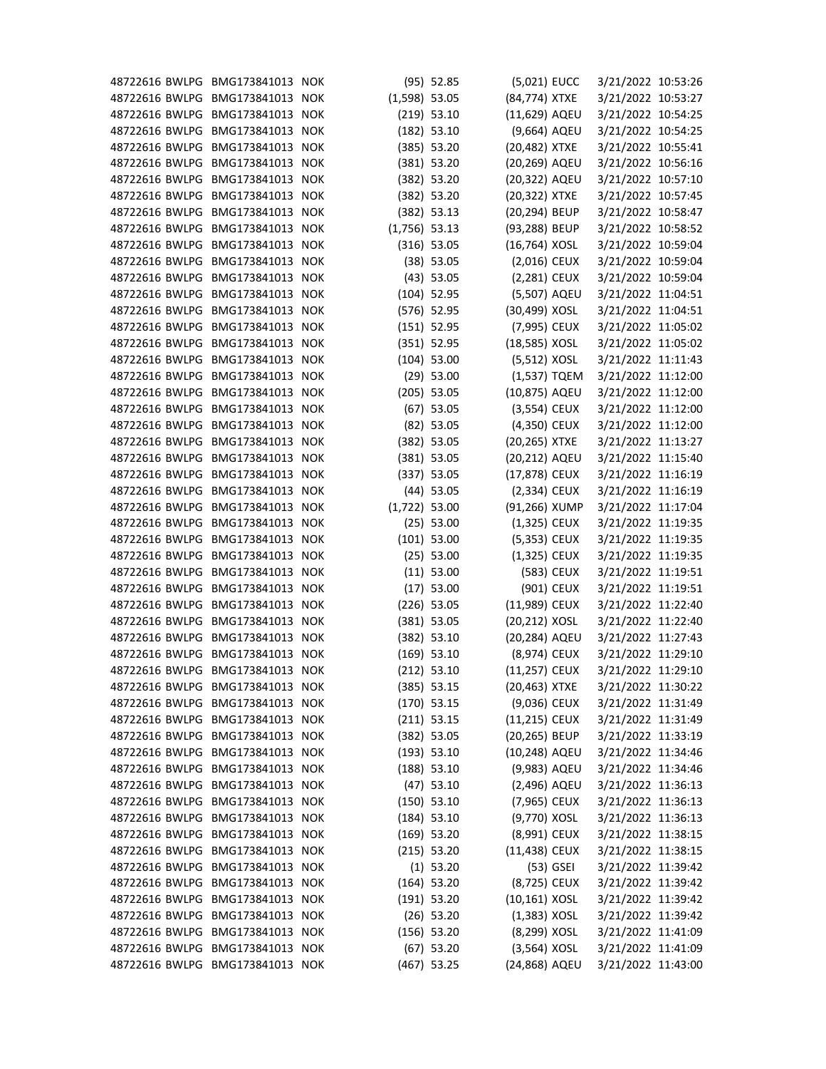| | | | | | | | | | |
|---|---|---|---|---|---|---|---|---|---|
| 48722616 | BWLPG | BMG173841013 | NOK | (95) | 52.85 | (5,021) | EUCC | 3/21/2022 | 10:53:26 |
| 48722616 | BWLPG | BMG173841013 | NOK | (1,598) | 53.05 | (84,774) | XTXE | 3/21/2022 | 10:53:27 |
| 48722616 | BWLPG | BMG173841013 | NOK | (219) | 53.10 | (11,629) | AQEU | 3/21/2022 | 10:54:25 |
| 48722616 | BWLPG | BMG173841013 | NOK | (182) | 53.10 | (9,664) | AQEU | 3/21/2022 | 10:54:25 |
| 48722616 | BWLPG | BMG173841013 | NOK | (385) | 53.20 | (20,482) | XTXE | 3/21/2022 | 10:55:41 |
| 48722616 | BWLPG | BMG173841013 | NOK | (381) | 53.20 | (20,269) | AQEU | 3/21/2022 | 10:56:16 |
| 48722616 | BWLPG | BMG173841013 | NOK | (382) | 53.20 | (20,322) | AQEU | 3/21/2022 | 10:57:10 |
| 48722616 | BWLPG | BMG173841013 | NOK | (382) | 53.20 | (20,322) | XTXE | 3/21/2022 | 10:57:45 |
| 48722616 | BWLPG | BMG173841013 | NOK | (382) | 53.13 | (20,294) | BEUP | 3/21/2022 | 10:58:47 |
| 48722616 | BWLPG | BMG173841013 | NOK | (1,756) | 53.13 | (93,288) | BEUP | 3/21/2022 | 10:58:52 |
| 48722616 | BWLPG | BMG173841013 | NOK | (316) | 53.05 | (16,764) | XOSL | 3/21/2022 | 10:59:04 |
| 48722616 | BWLPG | BMG173841013 | NOK | (38) | 53.05 | (2,016) | CEUX | 3/21/2022 | 10:59:04 |
| 48722616 | BWLPG | BMG173841013 | NOK | (43) | 53.05 | (2,281) | CEUX | 3/21/2022 | 10:59:04 |
| 48722616 | BWLPG | BMG173841013 | NOK | (104) | 52.95 | (5,507) | AQEU | 3/21/2022 | 11:04:51 |
| 48722616 | BWLPG | BMG173841013 | NOK | (576) | 52.95 | (30,499) | XOSL | 3/21/2022 | 11:04:51 |
| 48722616 | BWLPG | BMG173841013 | NOK | (151) | 52.95 | (7,995) | CEUX | 3/21/2022 | 11:05:02 |
| 48722616 | BWLPG | BMG173841013 | NOK | (351) | 52.95 | (18,585) | XOSL | 3/21/2022 | 11:05:02 |
| 48722616 | BWLPG | BMG173841013 | NOK | (104) | 53.00 | (5,512) | XOSL | 3/21/2022 | 11:11:43 |
| 48722616 | BWLPG | BMG173841013 | NOK | (29) | 53.00 | (1,537) | TQEM | 3/21/2022 | 11:12:00 |
| 48722616 | BWLPG | BMG173841013 | NOK | (205) | 53.05 | (10,875) | AQEU | 3/21/2022 | 11:12:00 |
| 48722616 | BWLPG | BMG173841013 | NOK | (67) | 53.05 | (3,554) | CEUX | 3/21/2022 | 11:12:00 |
| 48722616 | BWLPG | BMG173841013 | NOK | (82) | 53.05 | (4,350) | CEUX | 3/21/2022 | 11:12:00 |
| 48722616 | BWLPG | BMG173841013 | NOK | (382) | 53.05 | (20,265) | XTXE | 3/21/2022 | 11:13:27 |
| 48722616 | BWLPG | BMG173841013 | NOK | (381) | 53.05 | (20,212) | AQEU | 3/21/2022 | 11:15:40 |
| 48722616 | BWLPG | BMG173841013 | NOK | (337) | 53.05 | (17,878) | CEUX | 3/21/2022 | 11:16:19 |
| 48722616 | BWLPG | BMG173841013 | NOK | (44) | 53.05 | (2,334) | CEUX | 3/21/2022 | 11:16:19 |
| 48722616 | BWLPG | BMG173841013 | NOK | (1,722) | 53.00 | (91,266) | XUMP | 3/21/2022 | 11:17:04 |
| 48722616 | BWLPG | BMG173841013 | NOK | (25) | 53.00 | (1,325) | CEUX | 3/21/2022 | 11:19:35 |
| 48722616 | BWLPG | BMG173841013 | NOK | (101) | 53.00 | (5,353) | CEUX | 3/21/2022 | 11:19:35 |
| 48722616 | BWLPG | BMG173841013 | NOK | (25) | 53.00 | (1,325) | CEUX | 3/21/2022 | 11:19:35 |
| 48722616 | BWLPG | BMG173841013 | NOK | (11) | 53.00 | (583) | CEUX | 3/21/2022 | 11:19:51 |
| 48722616 | BWLPG | BMG173841013 | NOK | (17) | 53.00 | (901) | CEUX | 3/21/2022 | 11:19:51 |
| 48722616 | BWLPG | BMG173841013 | NOK | (226) | 53.05 | (11,989) | CEUX | 3/21/2022 | 11:22:40 |
| 48722616 | BWLPG | BMG173841013 | NOK | (381) | 53.05 | (20,212) | XOSL | 3/21/2022 | 11:22:40 |
| 48722616 | BWLPG | BMG173841013 | NOK | (382) | 53.10 | (20,284) | AQEU | 3/21/2022 | 11:27:43 |
| 48722616 | BWLPG | BMG173841013 | NOK | (169) | 53.10 | (8,974) | CEUX | 3/21/2022 | 11:29:10 |
| 48722616 | BWLPG | BMG173841013 | NOK | (212) | 53.10 | (11,257) | CEUX | 3/21/2022 | 11:29:10 |
| 48722616 | BWLPG | BMG173841013 | NOK | (385) | 53.15 | (20,463) | XTXE | 3/21/2022 | 11:30:22 |
| 48722616 | BWLPG | BMG173841013 | NOK | (170) | 53.15 | (9,036) | CEUX | 3/21/2022 | 11:31:49 |
| 48722616 | BWLPG | BMG173841013 | NOK | (211) | 53.15 | (11,215) | CEUX | 3/21/2022 | 11:31:49 |
| 48722616 | BWLPG | BMG173841013 | NOK | (382) | 53.05 | (20,265) | BEUP | 3/21/2022 | 11:33:19 |
| 48722616 | BWLPG | BMG173841013 | NOK | (193) | 53.10 | (10,248) | AQEU | 3/21/2022 | 11:34:46 |
| 48722616 | BWLPG | BMG173841013 | NOK | (188) | 53.10 | (9,983) | AQEU | 3/21/2022 | 11:34:46 |
| 48722616 | BWLPG | BMG173841013 | NOK | (47) | 53.10 | (2,496) | AQEU | 3/21/2022 | 11:36:13 |
| 48722616 | BWLPG | BMG173841013 | NOK | (150) | 53.10 | (7,965) | CEUX | 3/21/2022 | 11:36:13 |
| 48722616 | BWLPG | BMG173841013 | NOK | (184) | 53.10 | (9,770) | XOSL | 3/21/2022 | 11:36:13 |
| 48722616 | BWLPG | BMG173841013 | NOK | (169) | 53.20 | (8,991) | CEUX | 3/21/2022 | 11:38:15 |
| 48722616 | BWLPG | BMG173841013 | NOK | (215) | 53.20 | (11,438) | CEUX | 3/21/2022 | 11:38:15 |
| 48722616 | BWLPG | BMG173841013 | NOK | (1) | 53.20 | (53) | GSEI | 3/21/2022 | 11:39:42 |
| 48722616 | BWLPG | BMG173841013 | NOK | (164) | 53.20 | (8,725) | CEUX | 3/21/2022 | 11:39:42 |
| 48722616 | BWLPG | BMG173841013 | NOK | (191) | 53.20 | (10,161) | XOSL | 3/21/2022 | 11:39:42 |
| 48722616 | BWLPG | BMG173841013 | NOK | (26) | 53.20 | (1,383) | XOSL | 3/21/2022 | 11:39:42 |
| 48722616 | BWLPG | BMG173841013 | NOK | (156) | 53.20 | (8,299) | XOSL | 3/21/2022 | 11:41:09 |
| 48722616 | BWLPG | BMG173841013 | NOK | (67) | 53.20 | (3,564) | XOSL | 3/21/2022 | 11:41:09 |
| 48722616 | BWLPG | BMG173841013 | NOK | (467) | 53.25 | (24,868) | AQEU | 3/21/2022 | 11:43:00 |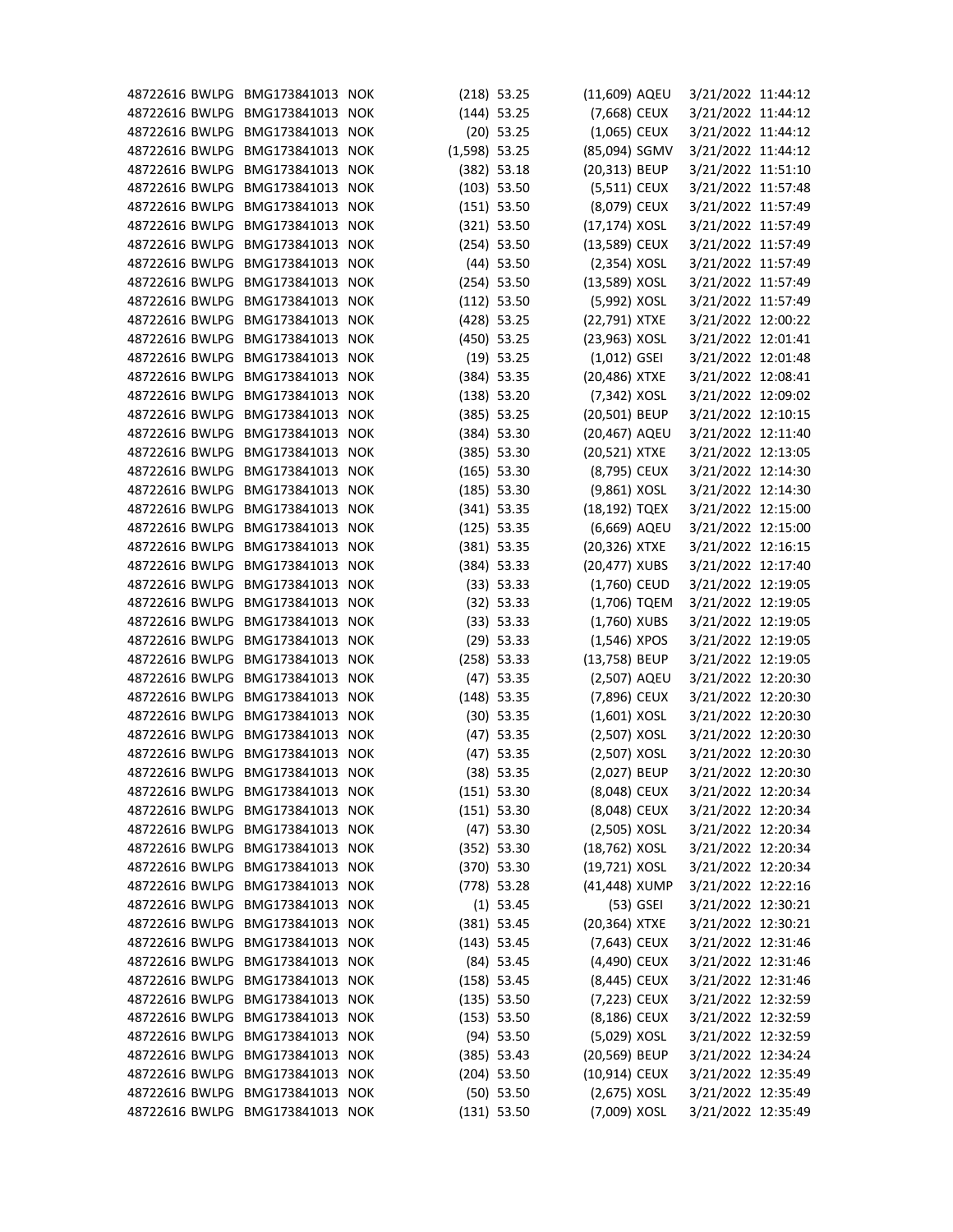| | | | | | | | | | |
|---|---|---|---|---|---|---|---|---|---|
| 48722616 | BWLPG | BMG173841013 | NOK | (218) | 53.25 | (11,609) | AQEU | 3/21/2022 | 11:44:12 |
| 48722616 | BWLPG | BMG173841013 | NOK | (144) | 53.25 | (7,668) | CEUX | 3/21/2022 | 11:44:12 |
| 48722616 | BWLPG | BMG173841013 | NOK | (20) | 53.25 | (1,065) | CEUX | 3/21/2022 | 11:44:12 |
| 48722616 | BWLPG | BMG173841013 | NOK | (1,598) | 53.25 | (85,094) | SGMV | 3/21/2022 | 11:44:12 |
| 48722616 | BWLPG | BMG173841013 | NOK | (382) | 53.18 | (20,313) | BEUP | 3/21/2022 | 11:51:10 |
| 48722616 | BWLPG | BMG173841013 | NOK | (103) | 53.50 | (5,511) | CEUX | 3/21/2022 | 11:57:48 |
| 48722616 | BWLPG | BMG173841013 | NOK | (151) | 53.50 | (8,079) | CEUX | 3/21/2022 | 11:57:49 |
| 48722616 | BWLPG | BMG173841013 | NOK | (321) | 53.50 | (17,174) | XOSL | 3/21/2022 | 11:57:49 |
| 48722616 | BWLPG | BMG173841013 | NOK | (254) | 53.50 | (13,589) | CEUX | 3/21/2022 | 11:57:49 |
| 48722616 | BWLPG | BMG173841013 | NOK | (44) | 53.50 | (2,354) | XOSL | 3/21/2022 | 11:57:49 |
| 48722616 | BWLPG | BMG173841013 | NOK | (254) | 53.50 | (13,589) | XOSL | 3/21/2022 | 11:57:49 |
| 48722616 | BWLPG | BMG173841013 | NOK | (112) | 53.50 | (5,992) | XOSL | 3/21/2022 | 11:57:49 |
| 48722616 | BWLPG | BMG173841013 | NOK | (428) | 53.25 | (22,791) | XTXE | 3/21/2022 | 12:00:22 |
| 48722616 | BWLPG | BMG173841013 | NOK | (450) | 53.25 | (23,963) | XOSL | 3/21/2022 | 12:01:41 |
| 48722616 | BWLPG | BMG173841013 | NOK | (19) | 53.25 | (1,012) | GSEI | 3/21/2022 | 12:01:48 |
| 48722616 | BWLPG | BMG173841013 | NOK | (384) | 53.35 | (20,486) | XTXE | 3/21/2022 | 12:08:41 |
| 48722616 | BWLPG | BMG173841013 | NOK | (138) | 53.20 | (7,342) | XOSL | 3/21/2022 | 12:09:02 |
| 48722616 | BWLPG | BMG173841013 | NOK | (385) | 53.25 | (20,501) | BEUP | 3/21/2022 | 12:10:15 |
| 48722616 | BWLPG | BMG173841013 | NOK | (384) | 53.30 | (20,467) | AQEU | 3/21/2022 | 12:11:40 |
| 48722616 | BWLPG | BMG173841013 | NOK | (385) | 53.30 | (20,521) | XTXE | 3/21/2022 | 12:13:05 |
| 48722616 | BWLPG | BMG173841013 | NOK | (165) | 53.30 | (8,795) | CEUX | 3/21/2022 | 12:14:30 |
| 48722616 | BWLPG | BMG173841013 | NOK | (185) | 53.30 | (9,861) | XOSL | 3/21/2022 | 12:14:30 |
| 48722616 | BWLPG | BMG173841013 | NOK | (341) | 53.35 | (18,192) | TQEX | 3/21/2022 | 12:15:00 |
| 48722616 | BWLPG | BMG173841013 | NOK | (125) | 53.35 | (6,669) | AQEU | 3/21/2022 | 12:15:00 |
| 48722616 | BWLPG | BMG173841013 | NOK | (381) | 53.35 | (20,326) | XTXE | 3/21/2022 | 12:16:15 |
| 48722616 | BWLPG | BMG173841013 | NOK | (384) | 53.33 | (20,477) | XUBS | 3/21/2022 | 12:17:40 |
| 48722616 | BWLPG | BMG173841013 | NOK | (33) | 53.33 | (1,760) | CEUD | 3/21/2022 | 12:19:05 |
| 48722616 | BWLPG | BMG173841013 | NOK | (32) | 53.33 | (1,706) | TQEM | 3/21/2022 | 12:19:05 |
| 48722616 | BWLPG | BMG173841013 | NOK | (33) | 53.33 | (1,760) | XUBS | 3/21/2022 | 12:19:05 |
| 48722616 | BWLPG | BMG173841013 | NOK | (29) | 53.33 | (1,546) | XPOS | 3/21/2022 | 12:19:05 |
| 48722616 | BWLPG | BMG173841013 | NOK | (258) | 53.33 | (13,758) | BEUP | 3/21/2022 | 12:19:05 |
| 48722616 | BWLPG | BMG173841013 | NOK | (47) | 53.35 | (2,507) | AQEU | 3/21/2022 | 12:20:30 |
| 48722616 | BWLPG | BMG173841013 | NOK | (148) | 53.35 | (7,896) | CEUX | 3/21/2022 | 12:20:30 |
| 48722616 | BWLPG | BMG173841013 | NOK | (30) | 53.35 | (1,601) | XOSL | 3/21/2022 | 12:20:30 |
| 48722616 | BWLPG | BMG173841013 | NOK | (47) | 53.35 | (2,507) | XOSL | 3/21/2022 | 12:20:30 |
| 48722616 | BWLPG | BMG173841013 | NOK | (47) | 53.35 | (2,507) | XOSL | 3/21/2022 | 12:20:30 |
| 48722616 | BWLPG | BMG173841013 | NOK | (38) | 53.35 | (2,027) | BEUP | 3/21/2022 | 12:20:30 |
| 48722616 | BWLPG | BMG173841013 | NOK | (151) | 53.30 | (8,048) | CEUX | 3/21/2022 | 12:20:34 |
| 48722616 | BWLPG | BMG173841013 | NOK | (151) | 53.30 | (8,048) | CEUX | 3/21/2022 | 12:20:34 |
| 48722616 | BWLPG | BMG173841013 | NOK | (47) | 53.30 | (2,505) | XOSL | 3/21/2022 | 12:20:34 |
| 48722616 | BWLPG | BMG173841013 | NOK | (352) | 53.30 | (18,762) | XOSL | 3/21/2022 | 12:20:34 |
| 48722616 | BWLPG | BMG173841013 | NOK | (370) | 53.30 | (19,721) | XOSL | 3/21/2022 | 12:20:34 |
| 48722616 | BWLPG | BMG173841013 | NOK | (778) | 53.28 | (41,448) | XUMP | 3/21/2022 | 12:22:16 |
| 48722616 | BWLPG | BMG173841013 | NOK | (1) | 53.45 | (53) | GSEI | 3/21/2022 | 12:30:21 |
| 48722616 | BWLPG | BMG173841013 | NOK | (381) | 53.45 | (20,364) | XTXE | 3/21/2022 | 12:30:21 |
| 48722616 | BWLPG | BMG173841013 | NOK | (143) | 53.45 | (7,643) | CEUX | 3/21/2022 | 12:31:46 |
| 48722616 | BWLPG | BMG173841013 | NOK | (84) | 53.45 | (4,490) | CEUX | 3/21/2022 | 12:31:46 |
| 48722616 | BWLPG | BMG173841013 | NOK | (158) | 53.45 | (8,445) | CEUX | 3/21/2022 | 12:31:46 |
| 48722616 | BWLPG | BMG173841013 | NOK | (135) | 53.50 | (7,223) | CEUX | 3/21/2022 | 12:32:59 |
| 48722616 | BWLPG | BMG173841013 | NOK | (153) | 53.50 | (8,186) | CEUX | 3/21/2022 | 12:32:59 |
| 48722616 | BWLPG | BMG173841013 | NOK | (94) | 53.50 | (5,029) | XOSL | 3/21/2022 | 12:32:59 |
| 48722616 | BWLPG | BMG173841013 | NOK | (385) | 53.43 | (20,569) | BEUP | 3/21/2022 | 12:34:24 |
| 48722616 | BWLPG | BMG173841013 | NOK | (204) | 53.50 | (10,914) | CEUX | 3/21/2022 | 12:35:49 |
| 48722616 | BWLPG | BMG173841013 | NOK | (50) | 53.50 | (2,675) | XOSL | 3/21/2022 | 12:35:49 |
| 48722616 | BWLPG | BMG173841013 | NOK | (131) | 53.50 | (7,009) | XOSL | 3/21/2022 | 12:35:49 |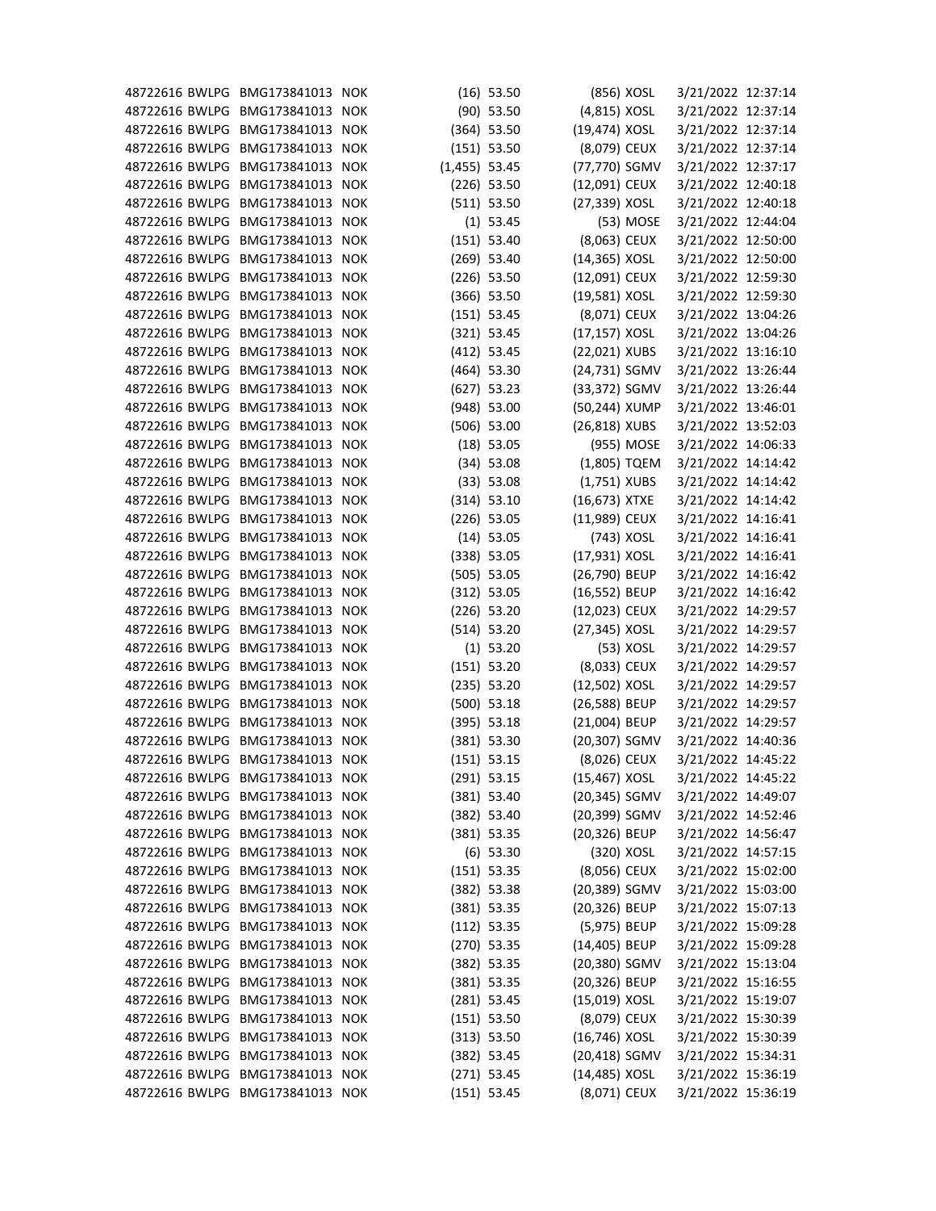| | | | | | | | | | |
|---|---|---|---|---|---|---|---|---|---|
| 48722616 | BWLPG | BMG173841013 | NOK | (16) | 53.50 | (856) | XOSL | 3/21/2022 | 12:37:14 |
| 48722616 | BWLPG | BMG173841013 | NOK | (90) | 53.50 | (4,815) | XOSL | 3/21/2022 | 12:37:14 |
| 48722616 | BWLPG | BMG173841013 | NOK | (364) | 53.50 | (19,474) | XOSL | 3/21/2022 | 12:37:14 |
| 48722616 | BWLPG | BMG173841013 | NOK | (151) | 53.50 | (8,079) | CEUX | 3/21/2022 | 12:37:14 |
| 48722616 | BWLPG | BMG173841013 | NOK | (1,455) | 53.45 | (77,770) | SGMV | 3/21/2022 | 12:37:17 |
| 48722616 | BWLPG | BMG173841013 | NOK | (226) | 53.50 | (12,091) | CEUX | 3/21/2022 | 12:40:18 |
| 48722616 | BWLPG | BMG173841013 | NOK | (511) | 53.50 | (27,339) | XOSL | 3/21/2022 | 12:40:18 |
| 48722616 | BWLPG | BMG173841013 | NOK | (1) | 53.45 | (53) | MOSE | 3/21/2022 | 12:44:04 |
| 48722616 | BWLPG | BMG173841013 | NOK | (151) | 53.40 | (8,063) | CEUX | 3/21/2022 | 12:50:00 |
| 48722616 | BWLPG | BMG173841013 | NOK | (269) | 53.40 | (14,365) | XOSL | 3/21/2022 | 12:50:00 |
| 48722616 | BWLPG | BMG173841013 | NOK | (226) | 53.50 | (12,091) | CEUX | 3/21/2022 | 12:59:30 |
| 48722616 | BWLPG | BMG173841013 | NOK | (366) | 53.50 | (19,581) | XOSL | 3/21/2022 | 12:59:30 |
| 48722616 | BWLPG | BMG173841013 | NOK | (151) | 53.45 | (8,071) | CEUX | 3/21/2022 | 13:04:26 |
| 48722616 | BWLPG | BMG173841013 | NOK | (321) | 53.45 | (17,157) | XOSL | 3/21/2022 | 13:04:26 |
| 48722616 | BWLPG | BMG173841013 | NOK | (412) | 53.45 | (22,021) | XUBS | 3/21/2022 | 13:16:10 |
| 48722616 | BWLPG | BMG173841013 | NOK | (464) | 53.30 | (24,731) | SGMV | 3/21/2022 | 13:26:44 |
| 48722616 | BWLPG | BMG173841013 | NOK | (627) | 53.23 | (33,372) | SGMV | 3/21/2022 | 13:26:44 |
| 48722616 | BWLPG | BMG173841013 | NOK | (948) | 53.00 | (50,244) | XUMP | 3/21/2022 | 13:46:01 |
| 48722616 | BWLPG | BMG173841013 | NOK | (506) | 53.00 | (26,818) | XUBS | 3/21/2022 | 13:52:03 |
| 48722616 | BWLPG | BMG173841013 | NOK | (18) | 53.05 | (955) | MOSE | 3/21/2022 | 14:06:33 |
| 48722616 | BWLPG | BMG173841013 | NOK | (34) | 53.08 | (1,805) | TQEM | 3/21/2022 | 14:14:42 |
| 48722616 | BWLPG | BMG173841013 | NOK | (33) | 53.08 | (1,751) | XUBS | 3/21/2022 | 14:14:42 |
| 48722616 | BWLPG | BMG173841013 | NOK | (314) | 53.10 | (16,673) | XTXE | 3/21/2022 | 14:14:42 |
| 48722616 | BWLPG | BMG173841013 | NOK | (226) | 53.05 | (11,989) | CEUX | 3/21/2022 | 14:16:41 |
| 48722616 | BWLPG | BMG173841013 | NOK | (14) | 53.05 | (743) | XOSL | 3/21/2022 | 14:16:41 |
| 48722616 | BWLPG | BMG173841013 | NOK | (338) | 53.05 | (17,931) | XOSL | 3/21/2022 | 14:16:41 |
| 48722616 | BWLPG | BMG173841013 | NOK | (505) | 53.05 | (26,790) | BEUP | 3/21/2022 | 14:16:42 |
| 48722616 | BWLPG | BMG173841013 | NOK | (312) | 53.05 | (16,552) | BEUP | 3/21/2022 | 14:16:42 |
| 48722616 | BWLPG | BMG173841013 | NOK | (226) | 53.20 | (12,023) | CEUX | 3/21/2022 | 14:29:57 |
| 48722616 | BWLPG | BMG173841013 | NOK | (514) | 53.20 | (27,345) | XOSL | 3/21/2022 | 14:29:57 |
| 48722616 | BWLPG | BMG173841013 | NOK | (1) | 53.20 | (53) | XOSL | 3/21/2022 | 14:29:57 |
| 48722616 | BWLPG | BMG173841013 | NOK | (151) | 53.20 | (8,033) | CEUX | 3/21/2022 | 14:29:57 |
| 48722616 | BWLPG | BMG173841013 | NOK | (235) | 53.20 | (12,502) | XOSL | 3/21/2022 | 14:29:57 |
| 48722616 | BWLPG | BMG173841013 | NOK | (500) | 53.18 | (26,588) | BEUP | 3/21/2022 | 14:29:57 |
| 48722616 | BWLPG | BMG173841013 | NOK | (395) | 53.18 | (21,004) | BEUP | 3/21/2022 | 14:29:57 |
| 48722616 | BWLPG | BMG173841013 | NOK | (381) | 53.30 | (20,307) | SGMV | 3/21/2022 | 14:40:36 |
| 48722616 | BWLPG | BMG173841013 | NOK | (151) | 53.15 | (8,026) | CEUX | 3/21/2022 | 14:45:22 |
| 48722616 | BWLPG | BMG173841013 | NOK | (291) | 53.15 | (15,467) | XOSL | 3/21/2022 | 14:45:22 |
| 48722616 | BWLPG | BMG173841013 | NOK | (381) | 53.40 | (20,345) | SGMV | 3/21/2022 | 14:49:07 |
| 48722616 | BWLPG | BMG173841013 | NOK | (382) | 53.40 | (20,399) | SGMV | 3/21/2022 | 14:52:46 |
| 48722616 | BWLPG | BMG173841013 | NOK | (381) | 53.35 | (20,326) | BEUP | 3/21/2022 | 14:56:47 |
| 48722616 | BWLPG | BMG173841013 | NOK | (6) | 53.30 | (320) | XOSL | 3/21/2022 | 14:57:15 |
| 48722616 | BWLPG | BMG173841013 | NOK | (151) | 53.35 | (8,056) | CEUX | 3/21/2022 | 15:02:00 |
| 48722616 | BWLPG | BMG173841013 | NOK | (382) | 53.38 | (20,389) | SGMV | 3/21/2022 | 15:03:00 |
| 48722616 | BWLPG | BMG173841013 | NOK | (381) | 53.35 | (20,326) | BEUP | 3/21/2022 | 15:07:13 |
| 48722616 | BWLPG | BMG173841013 | NOK | (112) | 53.35 | (5,975) | BEUP | 3/21/2022 | 15:09:28 |
| 48722616 | BWLPG | BMG173841013 | NOK | (270) | 53.35 | (14,405) | BEUP | 3/21/2022 | 15:09:28 |
| 48722616 | BWLPG | BMG173841013 | NOK | (382) | 53.35 | (20,380) | SGMV | 3/21/2022 | 15:13:04 |
| 48722616 | BWLPG | BMG173841013 | NOK | (381) | 53.35 | (20,326) | BEUP | 3/21/2022 | 15:16:55 |
| 48722616 | BWLPG | BMG173841013 | NOK | (281) | 53.45 | (15,019) | XOSL | 3/21/2022 | 15:19:07 |
| 48722616 | BWLPG | BMG173841013 | NOK | (151) | 53.50 | (8,079) | CEUX | 3/21/2022 | 15:30:39 |
| 48722616 | BWLPG | BMG173841013 | NOK | (313) | 53.50 | (16,746) | XOSL | 3/21/2022 | 15:30:39 |
| 48722616 | BWLPG | BMG173841013 | NOK | (382) | 53.45 | (20,418) | SGMV | 3/21/2022 | 15:34:31 |
| 48722616 | BWLPG | BMG173841013 | NOK | (271) | 53.45 | (14,485) | XOSL | 3/21/2022 | 15:36:19 |
| 48722616 | BWLPG | BMG173841013 | NOK | (151) | 53.45 | (8,071) | CEUX | 3/21/2022 | 15:36:19 |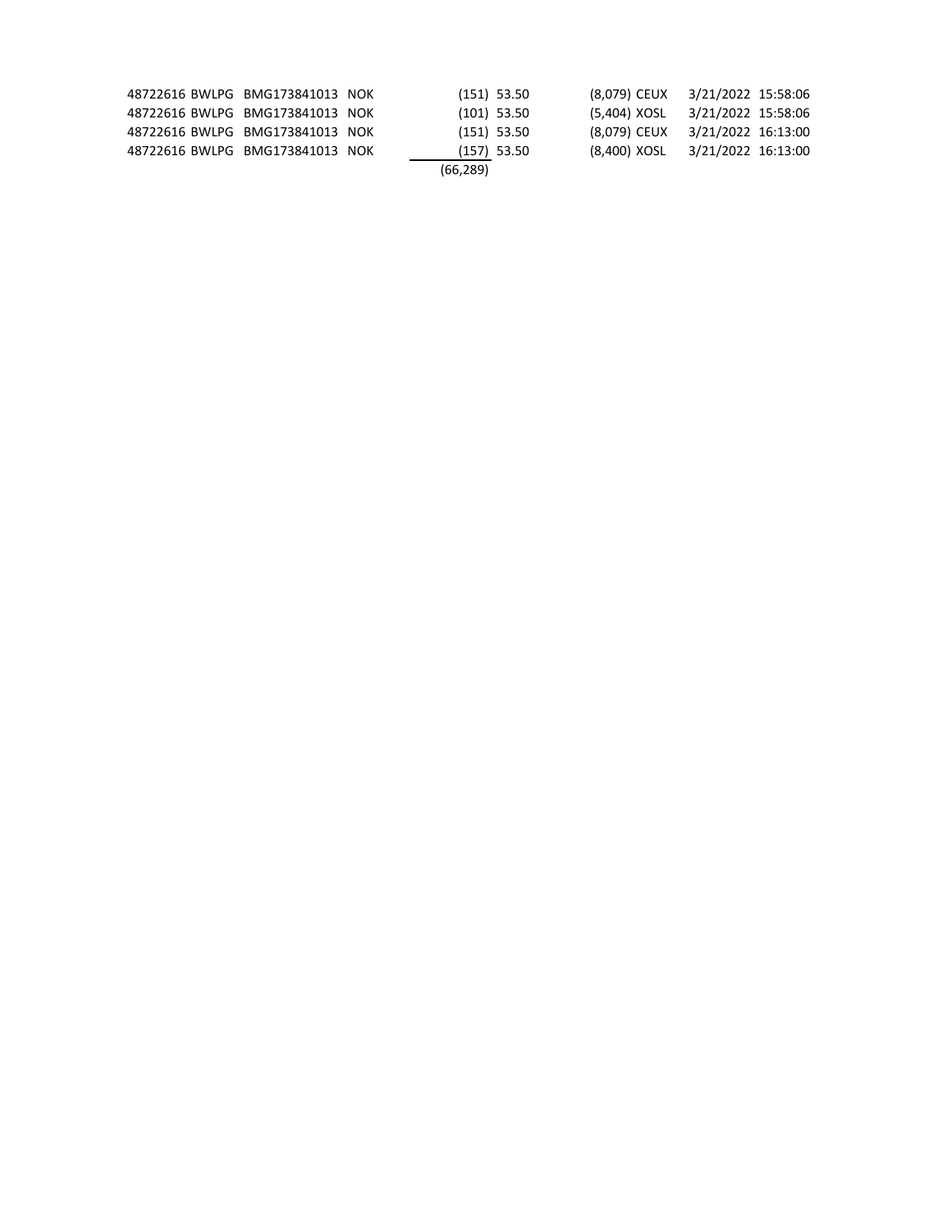| | | | | | | | | | |
|---|---|---|---|---|---|---|---|---|---|
| 48722616 | BWLPG | BMG173841013 | NOK | (151) | 53.50 | (8,079) | CEUX | 3/21/2022 | 15:58:06 |
| 48722616 | BWLPG | BMG173841013 | NOK | (101) | 53.50 | (5,404) | XOSL | 3/21/2022 | 15:58:06 |
| 48722616 | BWLPG | BMG173841013 | NOK | (151) | 53.50 | (8,079) | CEUX | 3/21/2022 | 16:13:00 |
| 48722616 | BWLPG | BMG173841013 | NOK | (157) | 53.50 | (8,400) | XOSL | 3/21/2022 | 16:13:00 |
| | | | | (66,289) | | | | | |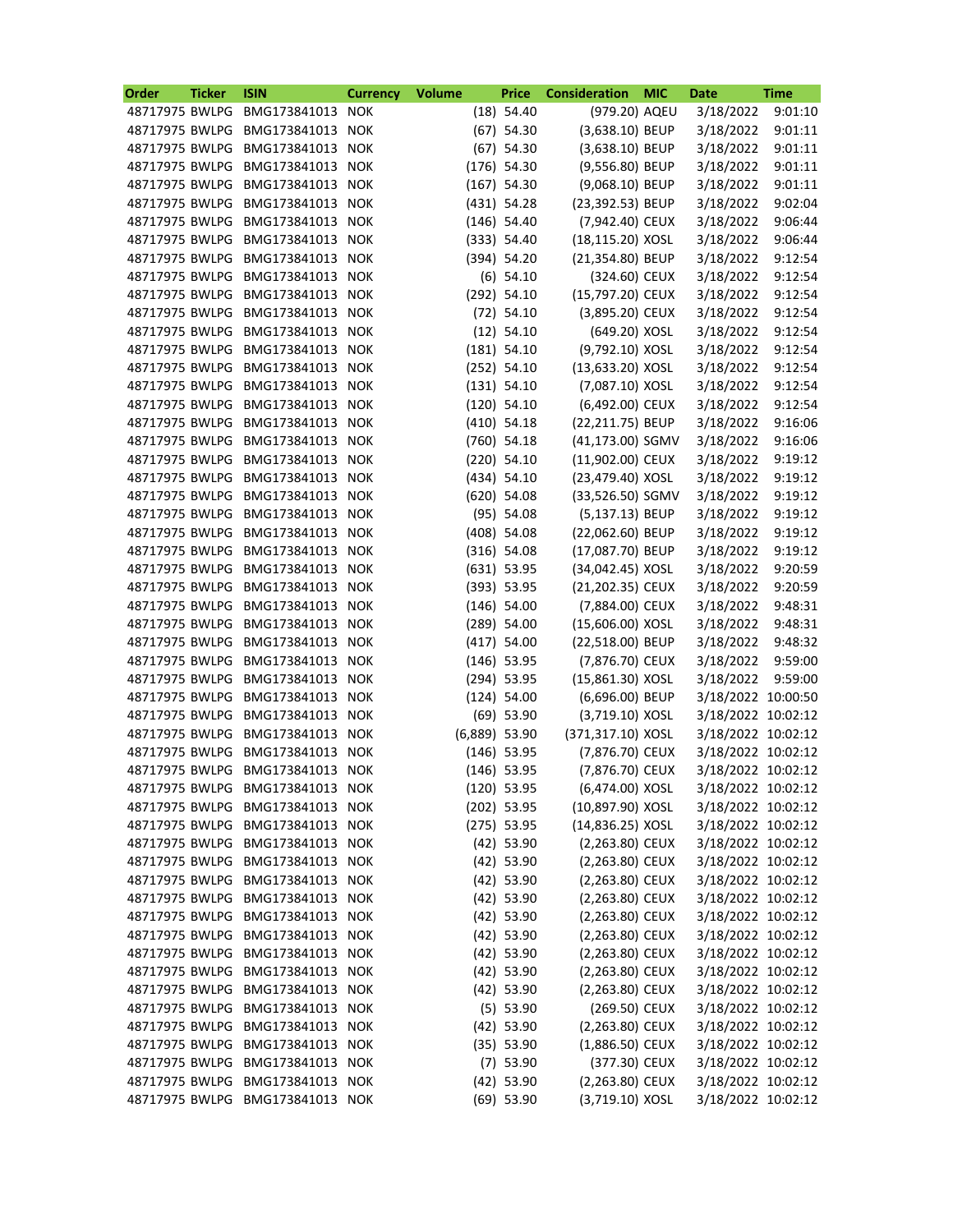| Order | Ticker | ISIN | Currency | Volume | Price | Consideration | MIC | Date | Time |
|---|---|---|---|---|---|---|---|---|---|
| 48717975 | BWLPG | BMG173841013 | NOK | (18) | 54.40 | (979.20) | AQEU | 3/18/2022 | 9:01:10 |
| 48717975 | BWLPG | BMG173841013 | NOK | (67) | 54.30 | (3,638.10) | BEUP | 3/18/2022 | 9:01:11 |
| 48717975 | BWLPG | BMG173841013 | NOK | (67) | 54.30 | (3,638.10) | BEUP | 3/18/2022 | 9:01:11 |
| 48717975 | BWLPG | BMG173841013 | NOK | (176) | 54.30 | (9,556.80) | BEUP | 3/18/2022 | 9:01:11 |
| 48717975 | BWLPG | BMG173841013 | NOK | (167) | 54.30 | (9,068.10) | BEUP | 3/18/2022 | 9:01:11 |
| 48717975 | BWLPG | BMG173841013 | NOK | (431) | 54.28 | (23,392.53) | BEUP | 3/18/2022 | 9:02:04 |
| 48717975 | BWLPG | BMG173841013 | NOK | (146) | 54.40 | (7,942.40) | CEUX | 3/18/2022 | 9:06:44 |
| 48717975 | BWLPG | BMG173841013 | NOK | (333) | 54.40 | (18,115.20) | XOSL | 3/18/2022 | 9:06:44 |
| 48717975 | BWLPG | BMG173841013 | NOK | (394) | 54.20 | (21,354.80) | BEUP | 3/18/2022 | 9:12:54 |
| 48717975 | BWLPG | BMG173841013 | NOK | (6) | 54.10 | (324.60) | CEUX | 3/18/2022 | 9:12:54 |
| 48717975 | BWLPG | BMG173841013 | NOK | (292) | 54.10 | (15,797.20) | CEUX | 3/18/2022 | 9:12:54 |
| 48717975 | BWLPG | BMG173841013 | NOK | (72) | 54.10 | (3,895.20) | CEUX | 3/18/2022 | 9:12:54 |
| 48717975 | BWLPG | BMG173841013 | NOK | (12) | 54.10 | (649.20) | XOSL | 3/18/2022 | 9:12:54 |
| 48717975 | BWLPG | BMG173841013 | NOK | (181) | 54.10 | (9,792.10) | XOSL | 3/18/2022 | 9:12:54 |
| 48717975 | BWLPG | BMG173841013 | NOK | (252) | 54.10 | (13,633.20) | XOSL | 3/18/2022 | 9:12:54 |
| 48717975 | BWLPG | BMG173841013 | NOK | (131) | 54.10 | (7,087.10) | XOSL | 3/18/2022 | 9:12:54 |
| 48717975 | BWLPG | BMG173841013 | NOK | (120) | 54.10 | (6,492.00) | CEUX | 3/18/2022 | 9:12:54 |
| 48717975 | BWLPG | BMG173841013 | NOK | (410) | 54.18 | (22,211.75) | BEUP | 3/18/2022 | 9:16:06 |
| 48717975 | BWLPG | BMG173841013 | NOK | (760) | 54.18 | (41,173.00) | SGMV | 3/18/2022 | 9:16:06 |
| 48717975 | BWLPG | BMG173841013 | NOK | (220) | 54.10 | (11,902.00) | CEUX | 3/18/2022 | 9:19:12 |
| 48717975 | BWLPG | BMG173841013 | NOK | (434) | 54.10 | (23,479.40) | XOSL | 3/18/2022 | 9:19:12 |
| 48717975 | BWLPG | BMG173841013 | NOK | (620) | 54.08 | (33,526.50) | SGMV | 3/18/2022 | 9:19:12 |
| 48717975 | BWLPG | BMG173841013 | NOK | (95) | 54.08 | (5,137.13) | BEUP | 3/18/2022 | 9:19:12 |
| 48717975 | BWLPG | BMG173841013 | NOK | (408) | 54.08 | (22,062.60) | BEUP | 3/18/2022 | 9:19:12 |
| 48717975 | BWLPG | BMG173841013 | NOK | (316) | 54.08 | (17,087.70) | BEUP | 3/18/2022 | 9:19:12 |
| 48717975 | BWLPG | BMG173841013 | NOK | (631) | 53.95 | (34,042.45) | XOSL | 3/18/2022 | 9:20:59 |
| 48717975 | BWLPG | BMG173841013 | NOK | (393) | 53.95 | (21,202.35) | CEUX | 3/18/2022 | 9:20:59 |
| 48717975 | BWLPG | BMG173841013 | NOK | (146) | 54.00 | (7,884.00) | CEUX | 3/18/2022 | 9:48:31 |
| 48717975 | BWLPG | BMG173841013 | NOK | (289) | 54.00 | (15,606.00) | XOSL | 3/18/2022 | 9:48:31 |
| 48717975 | BWLPG | BMG173841013 | NOK | (417) | 54.00 | (22,518.00) | BEUP | 3/18/2022 | 9:48:32 |
| 48717975 | BWLPG | BMG173841013 | NOK | (146) | 53.95 | (7,876.70) | CEUX | 3/18/2022 | 9:59:00 |
| 48717975 | BWLPG | BMG173841013 | NOK | (294) | 53.95 | (15,861.30) | XOSL | 3/18/2022 | 9:59:00 |
| 48717975 | BWLPG | BMG173841013 | NOK | (124) | 54.00 | (6,696.00) | BEUP | 3/18/2022 | 10:00:50 |
| 48717975 | BWLPG | BMG173841013 | NOK | (69) | 53.90 | (3,719.10) | XOSL | 3/18/2022 | 10:02:12 |
| 48717975 | BWLPG | BMG173841013 | NOK | (6,889) | 53.90 | (371,317.10) | XOSL | 3/18/2022 | 10:02:12 |
| 48717975 | BWLPG | BMG173841013 | NOK | (146) | 53.95 | (7,876.70) | CEUX | 3/18/2022 | 10:02:12 |
| 48717975 | BWLPG | BMG173841013 | NOK | (146) | 53.95 | (7,876.70) | CEUX | 3/18/2022 | 10:02:12 |
| 48717975 | BWLPG | BMG173841013 | NOK | (120) | 53.95 | (6,474.00) | XOSL | 3/18/2022 | 10:02:12 |
| 48717975 | BWLPG | BMG173841013 | NOK | (202) | 53.95 | (10,897.90) | XOSL | 3/18/2022 | 10:02:12 |
| 48717975 | BWLPG | BMG173841013 | NOK | (275) | 53.95 | (14,836.25) | XOSL | 3/18/2022 | 10:02:12 |
| 48717975 | BWLPG | BMG173841013 | NOK | (42) | 53.90 | (2,263.80) | CEUX | 3/18/2022 | 10:02:12 |
| 48717975 | BWLPG | BMG173841013 | NOK | (42) | 53.90 | (2,263.80) | CEUX | 3/18/2022 | 10:02:12 |
| 48717975 | BWLPG | BMG173841013 | NOK | (42) | 53.90 | (2,263.80) | CEUX | 3/18/2022 | 10:02:12 |
| 48717975 | BWLPG | BMG173841013 | NOK | (42) | 53.90 | (2,263.80) | CEUX | 3/18/2022 | 10:02:12 |
| 48717975 | BWLPG | BMG173841013 | NOK | (42) | 53.90 | (2,263.80) | CEUX | 3/18/2022 | 10:02:12 |
| 48717975 | BWLPG | BMG173841013 | NOK | (42) | 53.90 | (2,263.80) | CEUX | 3/18/2022 | 10:02:12 |
| 48717975 | BWLPG | BMG173841013 | NOK | (42) | 53.90 | (2,263.80) | CEUX | 3/18/2022 | 10:02:12 |
| 48717975 | BWLPG | BMG173841013 | NOK | (42) | 53.90 | (2,263.80) | CEUX | 3/18/2022 | 10:02:12 |
| 48717975 | BWLPG | BMG173841013 | NOK | (42) | 53.90 | (2,263.80) | CEUX | 3/18/2022 | 10:02:12 |
| 48717975 | BWLPG | BMG173841013 | NOK | (5) | 53.90 | (269.50) | CEUX | 3/18/2022 | 10:02:12 |
| 48717975 | BWLPG | BMG173841013 | NOK | (42) | 53.90 | (2,263.80) | CEUX | 3/18/2022 | 10:02:12 |
| 48717975 | BWLPG | BMG173841013 | NOK | (35) | 53.90 | (1,886.50) | CEUX | 3/18/2022 | 10:02:12 |
| 48717975 | BWLPG | BMG173841013 | NOK | (7) | 53.90 | (377.30) | CEUX | 3/18/2022 | 10:02:12 |
| 48717975 | BWLPG | BMG173841013 | NOK | (42) | 53.90 | (2,263.80) | CEUX | 3/18/2022 | 10:02:12 |
| 48717975 | BWLPG | BMG173841013 | NOK | (69) | 53.90 | (3,719.10) | XOSL | 3/18/2022 | 10:02:12 |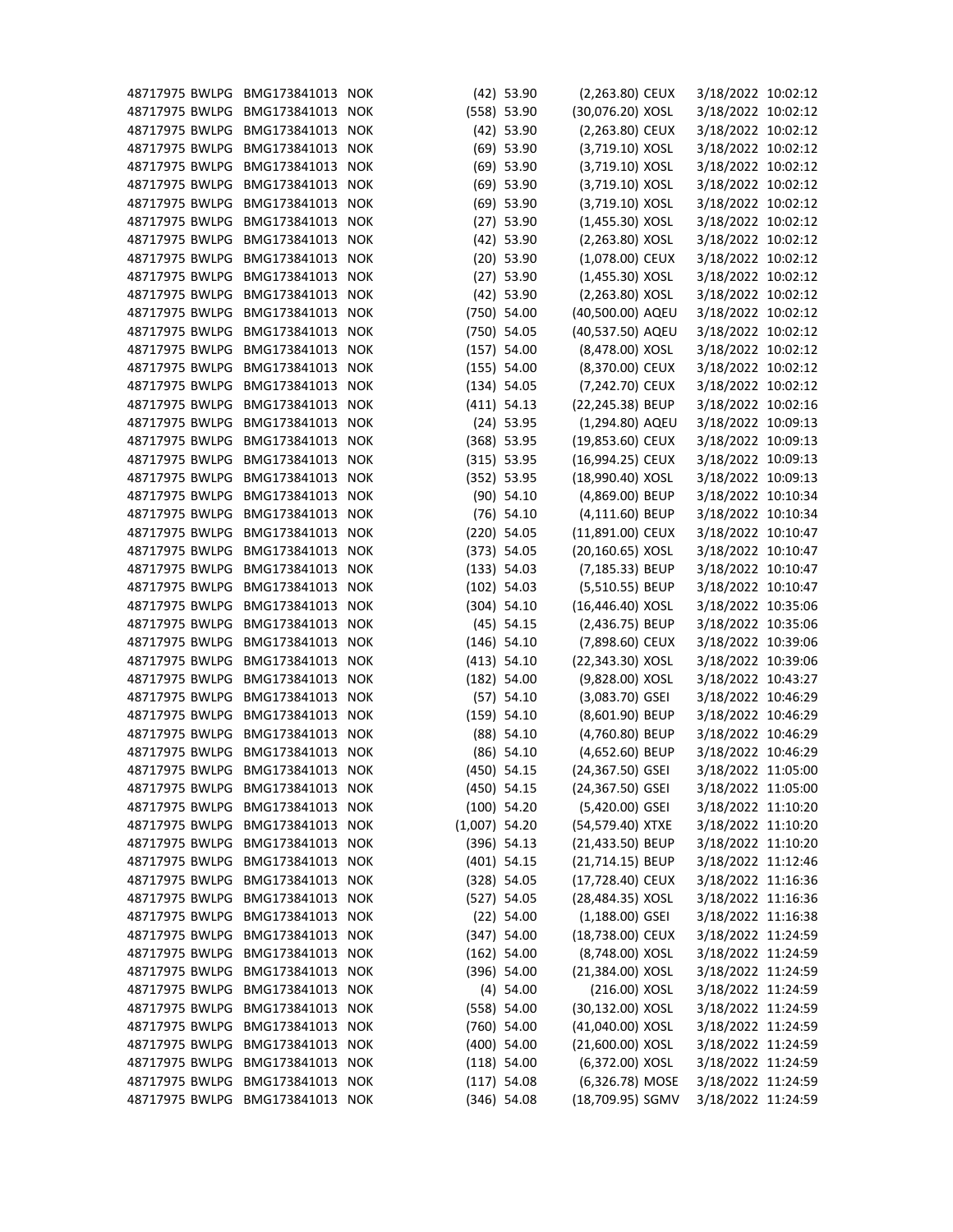| | | | | | | | | | |
|---|---|---|---|---|---|---|---|---|---|
| 48717975 | BWLPG | BMG173841013 | NOK | (42) | 53.90 | (2,263.80) | CEUX | 3/18/2022 | 10:02:12 |
| 48717975 | BWLPG | BMG173841013 | NOK | (558) | 53.90 | (30,076.20) | XOSL | 3/18/2022 | 10:02:12 |
| 48717975 | BWLPG | BMG173841013 | NOK | (42) | 53.90 | (2,263.80) | CEUX | 3/18/2022 | 10:02:12 |
| 48717975 | BWLPG | BMG173841013 | NOK | (69) | 53.90 | (3,719.10) | XOSL | 3/18/2022 | 10:02:12 |
| 48717975 | BWLPG | BMG173841013 | NOK | (69) | 53.90 | (3,719.10) | XOSL | 3/18/2022 | 10:02:12 |
| 48717975 | BWLPG | BMG173841013 | NOK | (69) | 53.90 | (3,719.10) | XOSL | 3/18/2022 | 10:02:12 |
| 48717975 | BWLPG | BMG173841013 | NOK | (69) | 53.90 | (3,719.10) | XOSL | 3/18/2022 | 10:02:12 |
| 48717975 | BWLPG | BMG173841013 | NOK | (27) | 53.90 | (1,455.30) | XOSL | 3/18/2022 | 10:02:12 |
| 48717975 | BWLPG | BMG173841013 | NOK | (42) | 53.90 | (2,263.80) | XOSL | 3/18/2022 | 10:02:12 |
| 48717975 | BWLPG | BMG173841013 | NOK | (20) | 53.90 | (1,078.00) | CEUX | 3/18/2022 | 10:02:12 |
| 48717975 | BWLPG | BMG173841013 | NOK | (27) | 53.90 | (1,455.30) | XOSL | 3/18/2022 | 10:02:12 |
| 48717975 | BWLPG | BMG173841013 | NOK | (42) | 53.90 | (2,263.80) | XOSL | 3/18/2022 | 10:02:12 |
| 48717975 | BWLPG | BMG173841013 | NOK | (750) | 54.00 | (40,500.00) | AQEU | 3/18/2022 | 10:02:12 |
| 48717975 | BWLPG | BMG173841013 | NOK | (750) | 54.05 | (40,537.50) | AQEU | 3/18/2022 | 10:02:12 |
| 48717975 | BWLPG | BMG173841013 | NOK | (157) | 54.00 | (8,478.00) | XOSL | 3/18/2022 | 10:02:12 |
| 48717975 | BWLPG | BMG173841013 | NOK | (155) | 54.00 | (8,370.00) | CEUX | 3/18/2022 | 10:02:12 |
| 48717975 | BWLPG | BMG173841013 | NOK | (134) | 54.05 | (7,242.70) | CEUX | 3/18/2022 | 10:02:12 |
| 48717975 | BWLPG | BMG173841013 | NOK | (411) | 54.13 | (22,245.38) | BEUP | 3/18/2022 | 10:02:16 |
| 48717975 | BWLPG | BMG173841013 | NOK | (24) | 53.95 | (1,294.80) | AQEU | 3/18/2022 | 10:09:13 |
| 48717975 | BWLPG | BMG173841013 | NOK | (368) | 53.95 | (19,853.60) | CEUX | 3/18/2022 | 10:09:13 |
| 48717975 | BWLPG | BMG173841013 | NOK | (315) | 53.95 | (16,994.25) | CEUX | 3/18/2022 | 10:09:13 |
| 48717975 | BWLPG | BMG173841013 | NOK | (352) | 53.95 | (18,990.40) | XOSL | 3/18/2022 | 10:09:13 |
| 48717975 | BWLPG | BMG173841013 | NOK | (90) | 54.10 | (4,869.00) | BEUP | 3/18/2022 | 10:10:34 |
| 48717975 | BWLPG | BMG173841013 | NOK | (76) | 54.10 | (4,111.60) | BEUP | 3/18/2022 | 10:10:34 |
| 48717975 | BWLPG | BMG173841013 | NOK | (220) | 54.05 | (11,891.00) | CEUX | 3/18/2022 | 10:10:47 |
| 48717975 | BWLPG | BMG173841013 | NOK | (373) | 54.05 | (20,160.65) | XOSL | 3/18/2022 | 10:10:47 |
| 48717975 | BWLPG | BMG173841013 | NOK | (133) | 54.03 | (7,185.33) | BEUP | 3/18/2022 | 10:10:47 |
| 48717975 | BWLPG | BMG173841013 | NOK | (102) | 54.03 | (5,510.55) | BEUP | 3/18/2022 | 10:10:47 |
| 48717975 | BWLPG | BMG173841013 | NOK | (304) | 54.10 | (16,446.40) | XOSL | 3/18/2022 | 10:35:06 |
| 48717975 | BWLPG | BMG173841013 | NOK | (45) | 54.15 | (2,436.75) | BEUP | 3/18/2022 | 10:35:06 |
| 48717975 | BWLPG | BMG173841013 | NOK | (146) | 54.10 | (7,898.60) | CEUX | 3/18/2022 | 10:39:06 |
| 48717975 | BWLPG | BMG173841013 | NOK | (413) | 54.10 | (22,343.30) | XOSL | 3/18/2022 | 10:39:06 |
| 48717975 | BWLPG | BMG173841013 | NOK | (182) | 54.00 | (9,828.00) | XOSL | 3/18/2022 | 10:43:27 |
| 48717975 | BWLPG | BMG173841013 | NOK | (57) | 54.10 | (3,083.70) | GSEI | 3/18/2022 | 10:46:29 |
| 48717975 | BWLPG | BMG173841013 | NOK | (159) | 54.10 | (8,601.90) | BEUP | 3/18/2022 | 10:46:29 |
| 48717975 | BWLPG | BMG173841013 | NOK | (88) | 54.10 | (4,760.80) | BEUP | 3/18/2022 | 10:46:29 |
| 48717975 | BWLPG | BMG173841013 | NOK | (86) | 54.10 | (4,652.60) | BEUP | 3/18/2022 | 10:46:29 |
| 48717975 | BWLPG | BMG173841013 | NOK | (450) | 54.15 | (24,367.50) | GSEI | 3/18/2022 | 11:05:00 |
| 48717975 | BWLPG | BMG173841013 | NOK | (450) | 54.15 | (24,367.50) | GSEI | 3/18/2022 | 11:05:00 |
| 48717975 | BWLPG | BMG173841013 | NOK | (100) | 54.20 | (5,420.00) | GSEI | 3/18/2022 | 11:10:20 |
| 48717975 | BWLPG | BMG173841013 | NOK | (1,007) | 54.20 | (54,579.40) | XTXE | 3/18/2022 | 11:10:20 |
| 48717975 | BWLPG | BMG173841013 | NOK | (396) | 54.13 | (21,433.50) | BEUP | 3/18/2022 | 11:10:20 |
| 48717975 | BWLPG | BMG173841013 | NOK | (401) | 54.15 | (21,714.15) | BEUP | 3/18/2022 | 11:12:46 |
| 48717975 | BWLPG | BMG173841013 | NOK | (328) | 54.05 | (17,728.40) | CEUX | 3/18/2022 | 11:16:36 |
| 48717975 | BWLPG | BMG173841013 | NOK | (527) | 54.05 | (28,484.35) | XOSL | 3/18/2022 | 11:16:36 |
| 48717975 | BWLPG | BMG173841013 | NOK | (22) | 54.00 | (1,188.00) | GSEI | 3/18/2022 | 11:16:38 |
| 48717975 | BWLPG | BMG173841013 | NOK | (347) | 54.00 | (18,738.00) | CEUX | 3/18/2022 | 11:24:59 |
| 48717975 | BWLPG | BMG173841013 | NOK | (162) | 54.00 | (8,748.00) | XOSL | 3/18/2022 | 11:24:59 |
| 48717975 | BWLPG | BMG173841013 | NOK | (396) | 54.00 | (21,384.00) | XOSL | 3/18/2022 | 11:24:59 |
| 48717975 | BWLPG | BMG173841013 | NOK | (4) | 54.00 | (216.00) | XOSL | 3/18/2022 | 11:24:59 |
| 48717975 | BWLPG | BMG173841013 | NOK | (558) | 54.00 | (30,132.00) | XOSL | 3/18/2022 | 11:24:59 |
| 48717975 | BWLPG | BMG173841013 | NOK | (760) | 54.00 | (41,040.00) | XOSL | 3/18/2022 | 11:24:59 |
| 48717975 | BWLPG | BMG173841013 | NOK | (400) | 54.00 | (21,600.00) | XOSL | 3/18/2022 | 11:24:59 |
| 48717975 | BWLPG | BMG173841013 | NOK | (118) | 54.00 | (6,372.00) | XOSL | 3/18/2022 | 11:24:59 |
| 48717975 | BWLPG | BMG173841013 | NOK | (117) | 54.08 | (6,326.78) | MOSE | 3/18/2022 | 11:24:59 |
| 48717975 | BWLPG | BMG173841013 | NOK | (346) | 54.08 | (18,709.95) | SGMV | 3/18/2022 | 11:24:59 |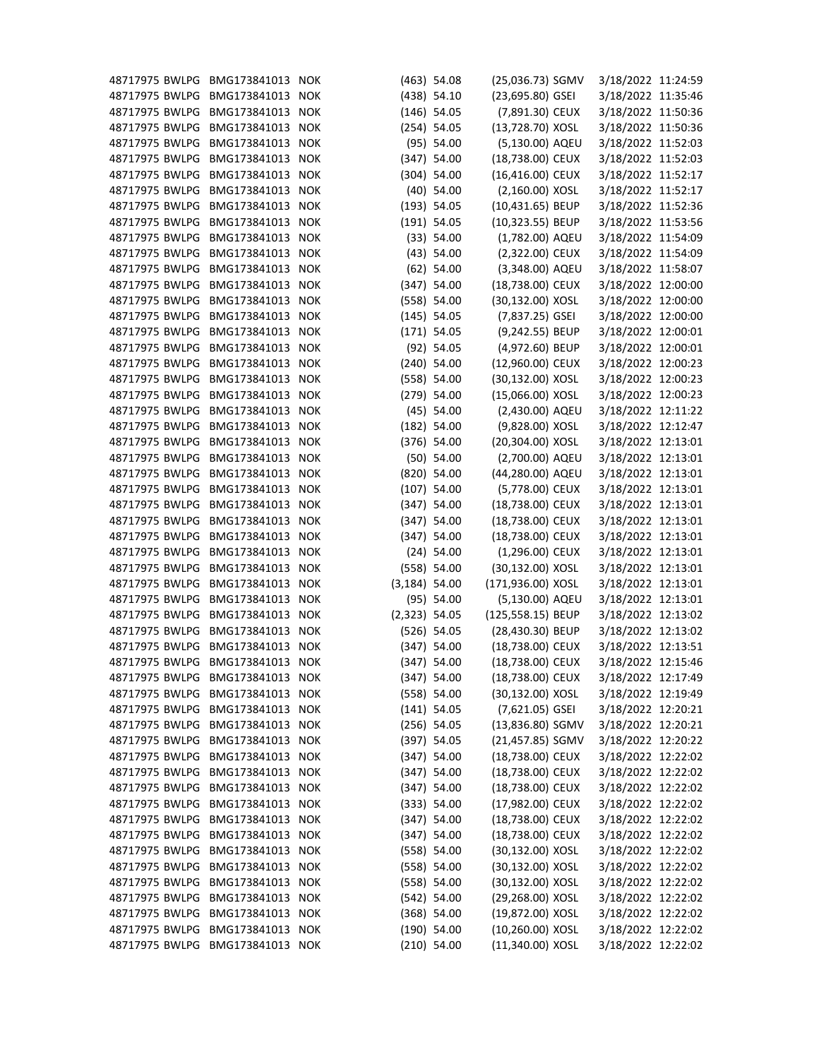| | | | | | | | | | |
|---|---|---|---|---|---|---|---|---|---|
| 48717975 | BWLPG | BMG173841013 | NOK | (463) | 54.08 | (25,036.73) | SGMV | 3/18/2022 | 11:24:59 |
| 48717975 | BWLPG | BMG173841013 | NOK | (438) | 54.10 | (23,695.80) | GSEI | 3/18/2022 | 11:35:46 |
| 48717975 | BWLPG | BMG173841013 | NOK | (146) | 54.05 | (7,891.30) | CEUX | 3/18/2022 | 11:50:36 |
| 48717975 | BWLPG | BMG173841013 | NOK | (254) | 54.05 | (13,728.70) | XOSL | 3/18/2022 | 11:50:36 |
| 48717975 | BWLPG | BMG173841013 | NOK | (95) | 54.00 | (5,130.00) | AQEU | 3/18/2022 | 11:52:03 |
| 48717975 | BWLPG | BMG173841013 | NOK | (347) | 54.00 | (18,738.00) | CEUX | 3/18/2022 | 11:52:03 |
| 48717975 | BWLPG | BMG173841013 | NOK | (304) | 54.00 | (16,416.00) | CEUX | 3/18/2022 | 11:52:17 |
| 48717975 | BWLPG | BMG173841013 | NOK | (40) | 54.00 | (2,160.00) | XOSL | 3/18/2022 | 11:52:17 |
| 48717975 | BWLPG | BMG173841013 | NOK | (193) | 54.05 | (10,431.65) | BEUP | 3/18/2022 | 11:52:36 |
| 48717975 | BWLPG | BMG173841013 | NOK | (191) | 54.05 | (10,323.55) | BEUP | 3/18/2022 | 11:53:56 |
| 48717975 | BWLPG | BMG173841013 | NOK | (33) | 54.00 | (1,782.00) | AQEU | 3/18/2022 | 11:54:09 |
| 48717975 | BWLPG | BMG173841013 | NOK | (43) | 54.00 | (2,322.00) | CEUX | 3/18/2022 | 11:54:09 |
| 48717975 | BWLPG | BMG173841013 | NOK | (62) | 54.00 | (3,348.00) | AQEU | 3/18/2022 | 11:58:07 |
| 48717975 | BWLPG | BMG173841013 | NOK | (347) | 54.00 | (18,738.00) | CEUX | 3/18/2022 | 12:00:00 |
| 48717975 | BWLPG | BMG173841013 | NOK | (558) | 54.00 | (30,132.00) | XOSL | 3/18/2022 | 12:00:00 |
| 48717975 | BWLPG | BMG173841013 | NOK | (145) | 54.05 | (7,837.25) | GSEI | 3/18/2022 | 12:00:00 |
| 48717975 | BWLPG | BMG173841013 | NOK | (171) | 54.05 | (9,242.55) | BEUP | 3/18/2022 | 12:00:01 |
| 48717975 | BWLPG | BMG173841013 | NOK | (92) | 54.05 | (4,972.60) | BEUP | 3/18/2022 | 12:00:01 |
| 48717975 | BWLPG | BMG173841013 | NOK | (240) | 54.00 | (12,960.00) | CEUX | 3/18/2022 | 12:00:23 |
| 48717975 | BWLPG | BMG173841013 | NOK | (558) | 54.00 | (30,132.00) | XOSL | 3/18/2022 | 12:00:23 |
| 48717975 | BWLPG | BMG173841013 | NOK | (279) | 54.00 | (15,066.00) | XOSL | 3/18/2022 | 12:00:23 |
| 48717975 | BWLPG | BMG173841013 | NOK | (45) | 54.00 | (2,430.00) | AQEU | 3/18/2022 | 12:11:22 |
| 48717975 | BWLPG | BMG173841013 | NOK | (182) | 54.00 | (9,828.00) | XOSL | 3/18/2022 | 12:12:47 |
| 48717975 | BWLPG | BMG173841013 | NOK | (376) | 54.00 | (20,304.00) | XOSL | 3/18/2022 | 12:13:01 |
| 48717975 | BWLPG | BMG173841013 | NOK | (50) | 54.00 | (2,700.00) | AQEU | 3/18/2022 | 12:13:01 |
| 48717975 | BWLPG | BMG173841013 | NOK | (820) | 54.00 | (44,280.00) | AQEU | 3/18/2022 | 12:13:01 |
| 48717975 | BWLPG | BMG173841013 | NOK | (107) | 54.00 | (5,778.00) | CEUX | 3/18/2022 | 12:13:01 |
| 48717975 | BWLPG | BMG173841013 | NOK | (347) | 54.00 | (18,738.00) | CEUX | 3/18/2022 | 12:13:01 |
| 48717975 | BWLPG | BMG173841013 | NOK | (347) | 54.00 | (18,738.00) | CEUX | 3/18/2022 | 12:13:01 |
| 48717975 | BWLPG | BMG173841013 | NOK | (347) | 54.00 | (18,738.00) | CEUX | 3/18/2022 | 12:13:01 |
| 48717975 | BWLPG | BMG173841013 | NOK | (24) | 54.00 | (1,296.00) | CEUX | 3/18/2022 | 12:13:01 |
| 48717975 | BWLPG | BMG173841013 | NOK | (558) | 54.00 | (30,132.00) | XOSL | 3/18/2022 | 12:13:01 |
| 48717975 | BWLPG | BMG173841013 | NOK | (3,184) | 54.00 | (171,936.00) | XOSL | 3/18/2022 | 12:13:01 |
| 48717975 | BWLPG | BMG173841013 | NOK | (95) | 54.00 | (5,130.00) | AQEU | 3/18/2022 | 12:13:01 |
| 48717975 | BWLPG | BMG173841013 | NOK | (2,323) | 54.05 | (125,558.15) | BEUP | 3/18/2022 | 12:13:02 |
| 48717975 | BWLPG | BMG173841013 | NOK | (526) | 54.05 | (28,430.30) | BEUP | 3/18/2022 | 12:13:02 |
| 48717975 | BWLPG | BMG173841013 | NOK | (347) | 54.00 | (18,738.00) | CEUX | 3/18/2022 | 12:13:51 |
| 48717975 | BWLPG | BMG173841013 | NOK | (347) | 54.00 | (18,738.00) | CEUX | 3/18/2022 | 12:15:46 |
| 48717975 | BWLPG | BMG173841013 | NOK | (347) | 54.00 | (18,738.00) | CEUX | 3/18/2022 | 12:17:49 |
| 48717975 | BWLPG | BMG173841013 | NOK | (558) | 54.00 | (30,132.00) | XOSL | 3/18/2022 | 12:19:49 |
| 48717975 | BWLPG | BMG173841013 | NOK | (141) | 54.05 | (7,621.05) | GSEI | 3/18/2022 | 12:20:21 |
| 48717975 | BWLPG | BMG173841013 | NOK | (256) | 54.05 | (13,836.80) | SGMV | 3/18/2022 | 12:20:21 |
| 48717975 | BWLPG | BMG173841013 | NOK | (397) | 54.05 | (21,457.85) | SGMV | 3/18/2022 | 12:20:22 |
| 48717975 | BWLPG | BMG173841013 | NOK | (347) | 54.00 | (18,738.00) | CEUX | 3/18/2022 | 12:22:02 |
| 48717975 | BWLPG | BMG173841013 | NOK | (347) | 54.00 | (18,738.00) | CEUX | 3/18/2022 | 12:22:02 |
| 48717975 | BWLPG | BMG173841013 | NOK | (347) | 54.00 | (18,738.00) | CEUX | 3/18/2022 | 12:22:02 |
| 48717975 | BWLPG | BMG173841013 | NOK | (333) | 54.00 | (17,982.00) | CEUX | 3/18/2022 | 12:22:02 |
| 48717975 | BWLPG | BMG173841013 | NOK | (347) | 54.00 | (18,738.00) | CEUX | 3/18/2022 | 12:22:02 |
| 48717975 | BWLPG | BMG173841013 | NOK | (347) | 54.00 | (18,738.00) | CEUX | 3/18/2022 | 12:22:02 |
| 48717975 | BWLPG | BMG173841013 | NOK | (558) | 54.00 | (30,132.00) | XOSL | 3/18/2022 | 12:22:02 |
| 48717975 | BWLPG | BMG173841013 | NOK | (558) | 54.00 | (30,132.00) | XOSL | 3/18/2022 | 12:22:02 |
| 48717975 | BWLPG | BMG173841013 | NOK | (558) | 54.00 | (30,132.00) | XOSL | 3/18/2022 | 12:22:02 |
| 48717975 | BWLPG | BMG173841013 | NOK | (542) | 54.00 | (29,268.00) | XOSL | 3/18/2022 | 12:22:02 |
| 48717975 | BWLPG | BMG173841013 | NOK | (368) | 54.00 | (19,872.00) | XOSL | 3/18/2022 | 12:22:02 |
| 48717975 | BWLPG | BMG173841013 | NOK | (190) | 54.00 | (10,260.00) | XOSL | 3/18/2022 | 12:22:02 |
| 48717975 | BWLPG | BMG173841013 | NOK | (210) | 54.00 | (11,340.00) | XOSL | 3/18/2022 | 12:22:02 |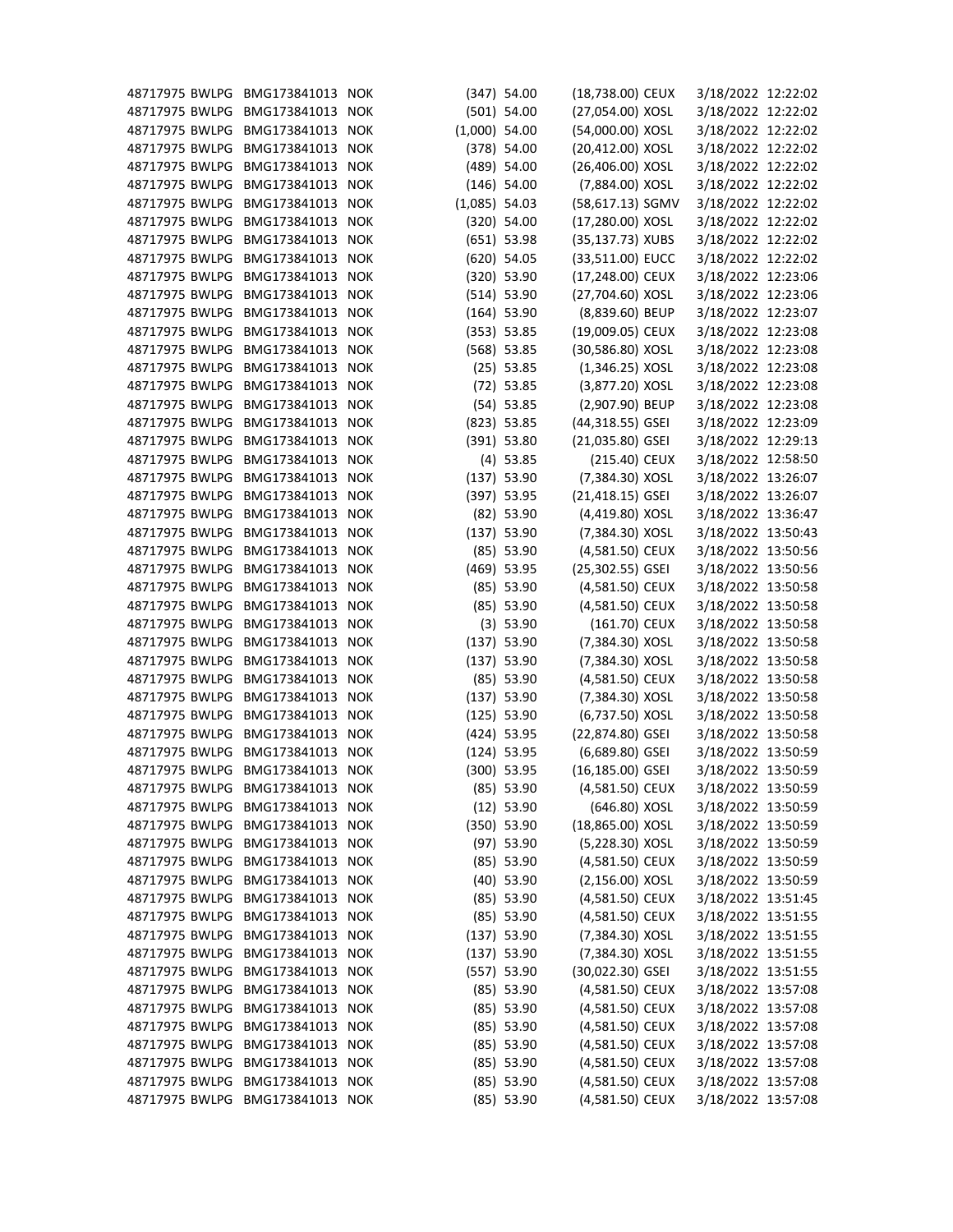| | | | | | | | | | |
|---|---|---|---|---|---|---|---|---|---|
| 48717975 | BWLPG | BMG173841013 | NOK | (347) | 54.00 | (18,738.00) | CEUX | 3/18/2022 | 12:22:02 |
| 48717975 | BWLPG | BMG173841013 | NOK | (501) | 54.00 | (27,054.00) | XOSL | 3/18/2022 | 12:22:02 |
| 48717975 | BWLPG | BMG173841013 | NOK | (1,000) | 54.00 | (54,000.00) | XOSL | 3/18/2022 | 12:22:02 |
| 48717975 | BWLPG | BMG173841013 | NOK | (378) | 54.00 | (20,412.00) | XOSL | 3/18/2022 | 12:22:02 |
| 48717975 | BWLPG | BMG173841013 | NOK | (489) | 54.00 | (26,406.00) | XOSL | 3/18/2022 | 12:22:02 |
| 48717975 | BWLPG | BMG173841013 | NOK | (146) | 54.00 | (7,884.00) | XOSL | 3/18/2022 | 12:22:02 |
| 48717975 | BWLPG | BMG173841013 | NOK | (1,085) | 54.03 | (58,617.13) | SGMV | 3/18/2022 | 12:22:02 |
| 48717975 | BWLPG | BMG173841013 | NOK | (320) | 54.00 | (17,280.00) | XOSL | 3/18/2022 | 12:22:02 |
| 48717975 | BWLPG | BMG173841013 | NOK | (651) | 53.98 | (35,137.73) | XUBS | 3/18/2022 | 12:22:02 |
| 48717975 | BWLPG | BMG173841013 | NOK | (620) | 54.05 | (33,511.00) | EUCC | 3/18/2022 | 12:22:02 |
| 48717975 | BWLPG | BMG173841013 | NOK | (320) | 53.90 | (17,248.00) | CEUX | 3/18/2022 | 12:23:06 |
| 48717975 | BWLPG | BMG173841013 | NOK | (514) | 53.90 | (27,704.60) | XOSL | 3/18/2022 | 12:23:06 |
| 48717975 | BWLPG | BMG173841013 | NOK | (164) | 53.90 | (8,839.60) | BEUP | 3/18/2022 | 12:23:07 |
| 48717975 | BWLPG | BMG173841013 | NOK | (353) | 53.85 | (19,009.05) | CEUX | 3/18/2022 | 12:23:08 |
| 48717975 | BWLPG | BMG173841013 | NOK | (568) | 53.85 | (30,586.80) | XOSL | 3/18/2022 | 12:23:08 |
| 48717975 | BWLPG | BMG173841013 | NOK | (25) | 53.85 | (1,346.25) | XOSL | 3/18/2022 | 12:23:08 |
| 48717975 | BWLPG | BMG173841013 | NOK | (72) | 53.85 | (3,877.20) | XOSL | 3/18/2022 | 12:23:08 |
| 48717975 | BWLPG | BMG173841013 | NOK | (54) | 53.85 | (2,907.90) | BEUP | 3/18/2022 | 12:23:08 |
| 48717975 | BWLPG | BMG173841013 | NOK | (823) | 53.85 | (44,318.55) | GSEI | 3/18/2022 | 12:23:09 |
| 48717975 | BWLPG | BMG173841013 | NOK | (391) | 53.80 | (21,035.80) | GSEI | 3/18/2022 | 12:29:13 |
| 48717975 | BWLPG | BMG173841013 | NOK | (4) | 53.85 | (215.40) | CEUX | 3/18/2022 | 12:58:50 |
| 48717975 | BWLPG | BMG173841013 | NOK | (137) | 53.90 | (7,384.30) | XOSL | 3/18/2022 | 13:26:07 |
| 48717975 | BWLPG | BMG173841013 | NOK | (397) | 53.95 | (21,418.15) | GSEI | 3/18/2022 | 13:26:07 |
| 48717975 | BWLPG | BMG173841013 | NOK | (82) | 53.90 | (4,419.80) | XOSL | 3/18/2022 | 13:36:47 |
| 48717975 | BWLPG | BMG173841013 | NOK | (137) | 53.90 | (7,384.30) | XOSL | 3/18/2022 | 13:50:43 |
| 48717975 | BWLPG | BMG173841013 | NOK | (85) | 53.90 | (4,581.50) | CEUX | 3/18/2022 | 13:50:56 |
| 48717975 | BWLPG | BMG173841013 | NOK | (469) | 53.95 | (25,302.55) | GSEI | 3/18/2022 | 13:50:56 |
| 48717975 | BWLPG | BMG173841013 | NOK | (85) | 53.90 | (4,581.50) | CEUX | 3/18/2022 | 13:50:58 |
| 48717975 | BWLPG | BMG173841013 | NOK | (85) | 53.90 | (4,581.50) | CEUX | 3/18/2022 | 13:50:58 |
| 48717975 | BWLPG | BMG173841013 | NOK | (3) | 53.90 | (161.70) | CEUX | 3/18/2022 | 13:50:58 |
| 48717975 | BWLPG | BMG173841013 | NOK | (137) | 53.90 | (7,384.30) | XOSL | 3/18/2022 | 13:50:58 |
| 48717975 | BWLPG | BMG173841013 | NOK | (137) | 53.90 | (7,384.30) | XOSL | 3/18/2022 | 13:50:58 |
| 48717975 | BWLPG | BMG173841013 | NOK | (85) | 53.90 | (4,581.50) | CEUX | 3/18/2022 | 13:50:58 |
| 48717975 | BWLPG | BMG173841013 | NOK | (137) | 53.90 | (7,384.30) | XOSL | 3/18/2022 | 13:50:58 |
| 48717975 | BWLPG | BMG173841013 | NOK | (125) | 53.90 | (6,737.50) | XOSL | 3/18/2022 | 13:50:58 |
| 48717975 | BWLPG | BMG173841013 | NOK | (424) | 53.95 | (22,874.80) | GSEI | 3/18/2022 | 13:50:58 |
| 48717975 | BWLPG | BMG173841013 | NOK | (124) | 53.95 | (6,689.80) | GSEI | 3/18/2022 | 13:50:59 |
| 48717975 | BWLPG | BMG173841013 | NOK | (300) | 53.95 | (16,185.00) | GSEI | 3/18/2022 | 13:50:59 |
| 48717975 | BWLPG | BMG173841013 | NOK | (85) | 53.90 | (4,581.50) | CEUX | 3/18/2022 | 13:50:59 |
| 48717975 | BWLPG | BMG173841013 | NOK | (12) | 53.90 | (646.80) | XOSL | 3/18/2022 | 13:50:59 |
| 48717975 | BWLPG | BMG173841013 | NOK | (350) | 53.90 | (18,865.00) | XOSL | 3/18/2022 | 13:50:59 |
| 48717975 | BWLPG | BMG173841013 | NOK | (97) | 53.90 | (5,228.30) | XOSL | 3/18/2022 | 13:50:59 |
| 48717975 | BWLPG | BMG173841013 | NOK | (85) | 53.90 | (4,581.50) | CEUX | 3/18/2022 | 13:50:59 |
| 48717975 | BWLPG | BMG173841013 | NOK | (40) | 53.90 | (2,156.00) | XOSL | 3/18/2022 | 13:50:59 |
| 48717975 | BWLPG | BMG173841013 | NOK | (85) | 53.90 | (4,581.50) | CEUX | 3/18/2022 | 13:51:45 |
| 48717975 | BWLPG | BMG173841013 | NOK | (85) | 53.90 | (4,581.50) | CEUX | 3/18/2022 | 13:51:55 |
| 48717975 | BWLPG | BMG173841013 | NOK | (137) | 53.90 | (7,384.30) | XOSL | 3/18/2022 | 13:51:55 |
| 48717975 | BWLPG | BMG173841013 | NOK | (137) | 53.90 | (7,384.30) | XOSL | 3/18/2022 | 13:51:55 |
| 48717975 | BWLPG | BMG173841013 | NOK | (557) | 53.90 | (30,022.30) | GSEI | 3/18/2022 | 13:51:55 |
| 48717975 | BWLPG | BMG173841013 | NOK | (85) | 53.90 | (4,581.50) | CEUX | 3/18/2022 | 13:57:08 |
| 48717975 | BWLPG | BMG173841013 | NOK | (85) | 53.90 | (4,581.50) | CEUX | 3/18/2022 | 13:57:08 |
| 48717975 | BWLPG | BMG173841013 | NOK | (85) | 53.90 | (4,581.50) | CEUX | 3/18/2022 | 13:57:08 |
| 48717975 | BWLPG | BMG173841013 | NOK | (85) | 53.90 | (4,581.50) | CEUX | 3/18/2022 | 13:57:08 |
| 48717975 | BWLPG | BMG173841013 | NOK | (85) | 53.90 | (4,581.50) | CEUX | 3/18/2022 | 13:57:08 |
| 48717975 | BWLPG | BMG173841013 | NOK | (85) | 53.90 | (4,581.50) | CEUX | 3/18/2022 | 13:57:08 |
| 48717975 | BWLPG | BMG173841013 | NOK | (85) | 53.90 | (4,581.50) | CEUX | 3/18/2022 | 13:57:08 |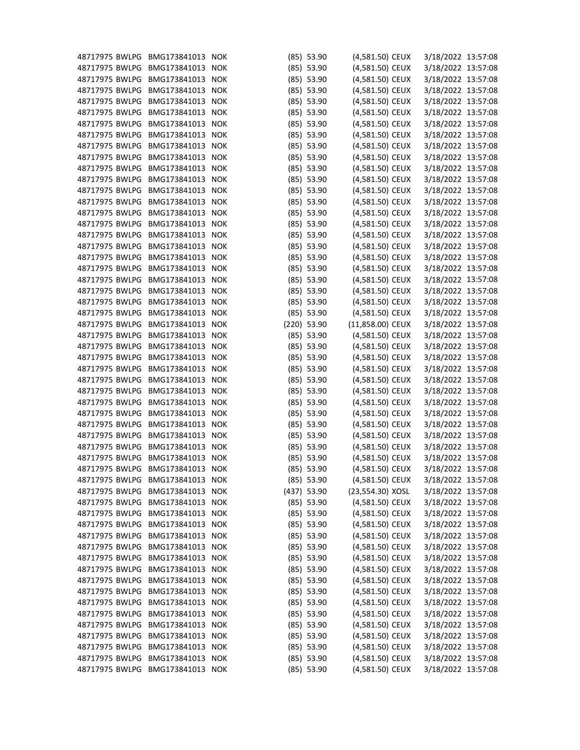| | | | | | | | | | |
|---|---|---|---|---|---|---|---|---|---|
| 48717975 | BWLPG | BMG173841013 | NOK | (85) | 53.90 | (4,581.50) | CEUX | 3/18/2022 | 13:57:08 |
| 48717975 | BWLPG | BMG173841013 | NOK | (85) | 53.90 | (4,581.50) | CEUX | 3/18/2022 | 13:57:08 |
| 48717975 | BWLPG | BMG173841013 | NOK | (85) | 53.90 | (4,581.50) | CEUX | 3/18/2022 | 13:57:08 |
| 48717975 | BWLPG | BMG173841013 | NOK | (85) | 53.90 | (4,581.50) | CEUX | 3/18/2022 | 13:57:08 |
| 48717975 | BWLPG | BMG173841013 | NOK | (85) | 53.90 | (4,581.50) | CEUX | 3/18/2022 | 13:57:08 |
| 48717975 | BWLPG | BMG173841013 | NOK | (85) | 53.90 | (4,581.50) | CEUX | 3/18/2022 | 13:57:08 |
| 48717975 | BWLPG | BMG173841013 | NOK | (85) | 53.90 | (4,581.50) | CEUX | 3/18/2022 | 13:57:08 |
| 48717975 | BWLPG | BMG173841013 | NOK | (85) | 53.90 | (4,581.50) | CEUX | 3/18/2022 | 13:57:08 |
| 48717975 | BWLPG | BMG173841013 | NOK | (85) | 53.90 | (4,581.50) | CEUX | 3/18/2022 | 13:57:08 |
| 48717975 | BWLPG | BMG173841013 | NOK | (85) | 53.90 | (4,581.50) | CEUX | 3/18/2022 | 13:57:08 |
| 48717975 | BWLPG | BMG173841013 | NOK | (85) | 53.90 | (4,581.50) | CEUX | 3/18/2022 | 13:57:08 |
| 48717975 | BWLPG | BMG173841013 | NOK | (85) | 53.90 | (4,581.50) | CEUX | 3/18/2022 | 13:57:08 |
| 48717975 | BWLPG | BMG173841013 | NOK | (85) | 53.90 | (4,581.50) | CEUX | 3/18/2022 | 13:57:08 |
| 48717975 | BWLPG | BMG173841013 | NOK | (85) | 53.90 | (4,581.50) | CEUX | 3/18/2022 | 13:57:08 |
| 48717975 | BWLPG | BMG173841013 | NOK | (85) | 53.90 | (4,581.50) | CEUX | 3/18/2022 | 13:57:08 |
| 48717975 | BWLPG | BMG173841013 | NOK | (85) | 53.90 | (4,581.50) | CEUX | 3/18/2022 | 13:57:08 |
| 48717975 | BWLPG | BMG173841013 | NOK | (85) | 53.90 | (4,581.50) | CEUX | 3/18/2022 | 13:57:08 |
| 48717975 | BWLPG | BMG173841013 | NOK | (85) | 53.90 | (4,581.50) | CEUX | 3/18/2022 | 13:57:08 |
| 48717975 | BWLPG | BMG173841013 | NOK | (85) | 53.90 | (4,581.50) | CEUX | 3/18/2022 | 13:57:08 |
| 48717975 | BWLPG | BMG173841013 | NOK | (85) | 53.90 | (4,581.50) | CEUX | 3/18/2022 | 13:57:08 |
| 48717975 | BWLPG | BMG173841013 | NOK | (85) | 53.90 | (4,581.50) | CEUX | 3/18/2022 | 13:57:08 |
| 48717975 | BWLPG | BMG173841013 | NOK | (85) | 53.90 | (4,581.50) | CEUX | 3/18/2022 | 13:57:08 |
| 48717975 | BWLPG | BMG173841013 | NOK | (85) | 53.90 | (4,581.50) | CEUX | 3/18/2022 | 13:57:08 |
| 48717975 | BWLPG | BMG173841013 | NOK | (85) | 53.90 | (4,581.50) | CEUX | 3/18/2022 | 13:57:08 |
| 48717975 | BWLPG | BMG173841013 | NOK | (220) | 53.90 | (11,858.00) | CEUX | 3/18/2022 | 13:57:08 |
| 48717975 | BWLPG | BMG173841013 | NOK | (85) | 53.90 | (4,581.50) | CEUX | 3/18/2022 | 13:57:08 |
| 48717975 | BWLPG | BMG173841013 | NOK | (85) | 53.90 | (4,581.50) | CEUX | 3/18/2022 | 13:57:08 |
| 48717975 | BWLPG | BMG173841013 | NOK | (85) | 53.90 | (4,581.50) | CEUX | 3/18/2022 | 13:57:08 |
| 48717975 | BWLPG | BMG173841013 | NOK | (85) | 53.90 | (4,581.50) | CEUX | 3/18/2022 | 13:57:08 |
| 48717975 | BWLPG | BMG173841013 | NOK | (85) | 53.90 | (4,581.50) | CEUX | 3/18/2022 | 13:57:08 |
| 48717975 | BWLPG | BMG173841013 | NOK | (85) | 53.90 | (4,581.50) | CEUX | 3/18/2022 | 13:57:08 |
| 48717975 | BWLPG | BMG173841013 | NOK | (85) | 53.90 | (4,581.50) | CEUX | 3/18/2022 | 13:57:08 |
| 48717975 | BWLPG | BMG173841013 | NOK | (85) | 53.90 | (4,581.50) | CEUX | 3/18/2022 | 13:57:08 |
| 48717975 | BWLPG | BMG173841013 | NOK | (85) | 53.90 | (4,581.50) | CEUX | 3/18/2022 | 13:57:08 |
| 48717975 | BWLPG | BMG173841013 | NOK | (85) | 53.90 | (4,581.50) | CEUX | 3/18/2022 | 13:57:08 |
| 48717975 | BWLPG | BMG173841013 | NOK | (85) | 53.90 | (4,581.50) | CEUX | 3/18/2022 | 13:57:08 |
| 48717975 | BWLPG | BMG173841013 | NOK | (85) | 53.90 | (4,581.50) | CEUX | 3/18/2022 | 13:57:08 |
| 48717975 | BWLPG | BMG173841013 | NOK | (85) | 53.90 | (4,581.50) | CEUX | 3/18/2022 | 13:57:08 |
| 48717975 | BWLPG | BMG173841013 | NOK | (85) | 53.90 | (4,581.50) | CEUX | 3/18/2022 | 13:57:08 |
| 48717975 | BWLPG | BMG173841013 | NOK | (437) | 53.90 | (23,554.30) | XOSL | 3/18/2022 | 13:57:08 |
| 48717975 | BWLPG | BMG173841013 | NOK | (85) | 53.90 | (4,581.50) | CEUX | 3/18/2022 | 13:57:08 |
| 48717975 | BWLPG | BMG173841013 | NOK | (85) | 53.90 | (4,581.50) | CEUX | 3/18/2022 | 13:57:08 |
| 48717975 | BWLPG | BMG173841013 | NOK | (85) | 53.90 | (4,581.50) | CEUX | 3/18/2022 | 13:57:08 |
| 48717975 | BWLPG | BMG173841013 | NOK | (85) | 53.90 | (4,581.50) | CEUX | 3/18/2022 | 13:57:08 |
| 48717975 | BWLPG | BMG173841013 | NOK | (85) | 53.90 | (4,581.50) | CEUX | 3/18/2022 | 13:57:08 |
| 48717975 | BWLPG | BMG173841013 | NOK | (85) | 53.90 | (4,581.50) | CEUX | 3/18/2022 | 13:57:08 |
| 48717975 | BWLPG | BMG173841013 | NOK | (85) | 53.90 | (4,581.50) | CEUX | 3/18/2022 | 13:57:08 |
| 48717975 | BWLPG | BMG173841013 | NOK | (85) | 53.90 | (4,581.50) | CEUX | 3/18/2022 | 13:57:08 |
| 48717975 | BWLPG | BMG173841013 | NOK | (85) | 53.90 | (4,581.50) | CEUX | 3/18/2022 | 13:57:08 |
| 48717975 | BWLPG | BMG173841013 | NOK | (85) | 53.90 | (4,581.50) | CEUX | 3/18/2022 | 13:57:08 |
| 48717975 | BWLPG | BMG173841013 | NOK | (85) | 53.90 | (4,581.50) | CEUX | 3/18/2022 | 13:57:08 |
| 48717975 | BWLPG | BMG173841013 | NOK | (85) | 53.90 | (4,581.50) | CEUX | 3/18/2022 | 13:57:08 |
| 48717975 | BWLPG | BMG173841013 | NOK | (85) | 53.90 | (4,581.50) | CEUX | 3/18/2022 | 13:57:08 |
| 48717975 | BWLPG | BMG173841013 | NOK | (85) | 53.90 | (4,581.50) | CEUX | 3/18/2022 | 13:57:08 |
| 48717975 | BWLPG | BMG173841013 | NOK | (85) | 53.90 | (4,581.50) | CEUX | 3/18/2022 | 13:57:08 |
| 48717975 | BWLPG | BMG173841013 | NOK | (85) | 53.90 | (4,581.50) | CEUX | 3/18/2022 | 13:57:08 |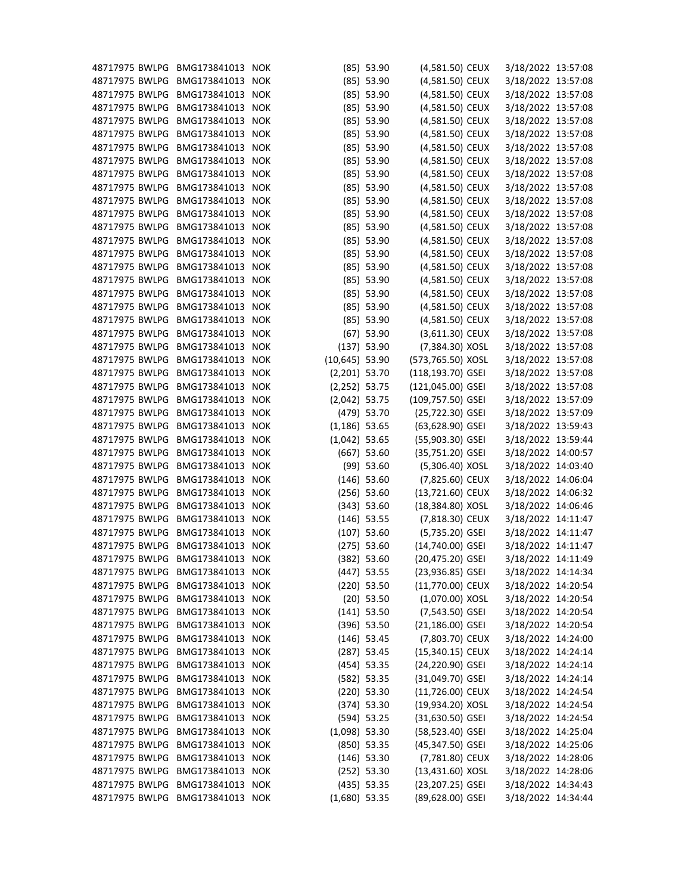| | | | | | | | | | |
|---|---|---|---|---|---|---|---|---|---|
| 48717975 | BWLPG | BMG173841013 | NOK | (85) | 53.90 | (4,581.50) | CEUX | 3/18/2022 | 13:57:08 |
| 48717975 | BWLPG | BMG173841013 | NOK | (85) | 53.90 | (4,581.50) | CEUX | 3/18/2022 | 13:57:08 |
| 48717975 | BWLPG | BMG173841013 | NOK | (85) | 53.90 | (4,581.50) | CEUX | 3/18/2022 | 13:57:08 |
| 48717975 | BWLPG | BMG173841013 | NOK | (85) | 53.90 | (4,581.50) | CEUX | 3/18/2022 | 13:57:08 |
| 48717975 | BWLPG | BMG173841013 | NOK | (85) | 53.90 | (4,581.50) | CEUX | 3/18/2022 | 13:57:08 |
| 48717975 | BWLPG | BMG173841013 | NOK | (85) | 53.90 | (4,581.50) | CEUX | 3/18/2022 | 13:57:08 |
| 48717975 | BWLPG | BMG173841013 | NOK | (85) | 53.90 | (4,581.50) | CEUX | 3/18/2022 | 13:57:08 |
| 48717975 | BWLPG | BMG173841013 | NOK | (85) | 53.90 | (4,581.50) | CEUX | 3/18/2022 | 13:57:08 |
| 48717975 | BWLPG | BMG173841013 | NOK | (85) | 53.90 | (4,581.50) | CEUX | 3/18/2022 | 13:57:08 |
| 48717975 | BWLPG | BMG173841013 | NOK | (85) | 53.90 | (4,581.50) | CEUX | 3/18/2022 | 13:57:08 |
| 48717975 | BWLPG | BMG173841013 | NOK | (85) | 53.90 | (4,581.50) | CEUX | 3/18/2022 | 13:57:08 |
| 48717975 | BWLPG | BMG173841013 | NOK | (85) | 53.90 | (4,581.50) | CEUX | 3/18/2022 | 13:57:08 |
| 48717975 | BWLPG | BMG173841013 | NOK | (85) | 53.90 | (4,581.50) | CEUX | 3/18/2022 | 13:57:08 |
| 48717975 | BWLPG | BMG173841013 | NOK | (85) | 53.90 | (4,581.50) | CEUX | 3/18/2022 | 13:57:08 |
| 48717975 | BWLPG | BMG173841013 | NOK | (85) | 53.90 | (4,581.50) | CEUX | 3/18/2022 | 13:57:08 |
| 48717975 | BWLPG | BMG173841013 | NOK | (85) | 53.90 | (4,581.50) | CEUX | 3/18/2022 | 13:57:08 |
| 48717975 | BWLPG | BMG173841013 | NOK | (85) | 53.90 | (4,581.50) | CEUX | 3/18/2022 | 13:57:08 |
| 48717975 | BWLPG | BMG173841013 | NOK | (85) | 53.90 | (4,581.50) | CEUX | 3/18/2022 | 13:57:08 |
| 48717975 | BWLPG | BMG173841013 | NOK | (85) | 53.90 | (4,581.50) | CEUX | 3/18/2022 | 13:57:08 |
| 48717975 | BWLPG | BMG173841013 | NOK | (85) | 53.90 | (4,581.50) | CEUX | 3/18/2022 | 13:57:08 |
| 48717975 | BWLPG | BMG173841013 | NOK | (67) | 53.90 | (3,611.30) | CEUX | 3/18/2022 | 13:57:08 |
| 48717975 | BWLPG | BMG173841013 | NOK | (137) | 53.90 | (7,384.30) | XOSL | 3/18/2022 | 13:57:08 |
| 48717975 | BWLPG | BMG173841013 | NOK | (10,645) | 53.90 | (573,765.50) | XOSL | 3/18/2022 | 13:57:08 |
| 48717975 | BWLPG | BMG173841013 | NOK | (2,201) | 53.70 | (118,193.70) | GSEI | 3/18/2022 | 13:57:08 |
| 48717975 | BWLPG | BMG173841013 | NOK | (2,252) | 53.75 | (121,045.00) | GSEI | 3/18/2022 | 13:57:08 |
| 48717975 | BWLPG | BMG173841013 | NOK | (2,042) | 53.75 | (109,757.50) | GSEI | 3/18/2022 | 13:57:09 |
| 48717975 | BWLPG | BMG173841013 | NOK | (479) | 53.70 | (25,722.30) | GSEI | 3/18/2022 | 13:57:09 |
| 48717975 | BWLPG | BMG173841013 | NOK | (1,186) | 53.65 | (63,628.90) | GSEI | 3/18/2022 | 13:59:43 |
| 48717975 | BWLPG | BMG173841013 | NOK | (1,042) | 53.65 | (55,903.30) | GSEI | 3/18/2022 | 13:59:44 |
| 48717975 | BWLPG | BMG173841013 | NOK | (667) | 53.60 | (35,751.20) | GSEI | 3/18/2022 | 14:00:57 |
| 48717975 | BWLPG | BMG173841013 | NOK | (99) | 53.60 | (5,306.40) | XOSL | 3/18/2022 | 14:03:40 |
| 48717975 | BWLPG | BMG173841013 | NOK | (146) | 53.60 | (7,825.60) | CEUX | 3/18/2022 | 14:06:04 |
| 48717975 | BWLPG | BMG173841013 | NOK | (256) | 53.60 | (13,721.60) | CEUX | 3/18/2022 | 14:06:32 |
| 48717975 | BWLPG | BMG173841013 | NOK | (343) | 53.60 | (18,384.80) | XOSL | 3/18/2022 | 14:06:46 |
| 48717975 | BWLPG | BMG173841013 | NOK | (146) | 53.55 | (7,818.30) | CEUX | 3/18/2022 | 14:11:47 |
| 48717975 | BWLPG | BMG173841013 | NOK | (107) | 53.60 | (5,735.20) | GSEI | 3/18/2022 | 14:11:47 |
| 48717975 | BWLPG | BMG173841013 | NOK | (275) | 53.60 | (14,740.00) | GSEI | 3/18/2022 | 14:11:47 |
| 48717975 | BWLPG | BMG173841013 | NOK | (382) | 53.60 | (20,475.20) | GSEI | 3/18/2022 | 14:11:49 |
| 48717975 | BWLPG | BMG173841013 | NOK | (447) | 53.55 | (23,936.85) | GSEI | 3/18/2022 | 14:14:34 |
| 48717975 | BWLPG | BMG173841013 | NOK | (220) | 53.50 | (11,770.00) | CEUX | 3/18/2022 | 14:20:54 |
| 48717975 | BWLPG | BMG173841013 | NOK | (20) | 53.50 | (1,070.00) | XOSL | 3/18/2022 | 14:20:54 |
| 48717975 | BWLPG | BMG173841013 | NOK | (141) | 53.50 | (7,543.50) | GSEI | 3/18/2022 | 14:20:54 |
| 48717975 | BWLPG | BMG173841013 | NOK | (396) | 53.50 | (21,186.00) | GSEI | 3/18/2022 | 14:20:54 |
| 48717975 | BWLPG | BMG173841013 | NOK | (146) | 53.45 | (7,803.70) | CEUX | 3/18/2022 | 14:24:00 |
| 48717975 | BWLPG | BMG173841013 | NOK | (287) | 53.45 | (15,340.15) | CEUX | 3/18/2022 | 14:24:14 |
| 48717975 | BWLPG | BMG173841013 | NOK | (454) | 53.35 | (24,220.90) | GSEI | 3/18/2022 | 14:24:14 |
| 48717975 | BWLPG | BMG173841013 | NOK | (582) | 53.35 | (31,049.70) | GSEI | 3/18/2022 | 14:24:14 |
| 48717975 | BWLPG | BMG173841013 | NOK | (220) | 53.30 | (11,726.00) | CEUX | 3/18/2022 | 14:24:54 |
| 48717975 | BWLPG | BMG173841013 | NOK | (374) | 53.30 | (19,934.20) | XOSL | 3/18/2022 | 14:24:54 |
| 48717975 | BWLPG | BMG173841013 | NOK | (594) | 53.25 | (31,630.50) | GSEI | 3/18/2022 | 14:24:54 |
| 48717975 | BWLPG | BMG173841013 | NOK | (1,098) | 53.30 | (58,523.40) | GSEI | 3/18/2022 | 14:25:04 |
| 48717975 | BWLPG | BMG173841013 | NOK | (850) | 53.35 | (45,347.50) | GSEI | 3/18/2022 | 14:25:06 |
| 48717975 | BWLPG | BMG173841013 | NOK | (146) | 53.30 | (7,781.80) | CEUX | 3/18/2022 | 14:28:06 |
| 48717975 | BWLPG | BMG173841013 | NOK | (252) | 53.30 | (13,431.60) | XOSL | 3/18/2022 | 14:28:06 |
| 48717975 | BWLPG | BMG173841013 | NOK | (435) | 53.35 | (23,207.25) | GSEI | 3/18/2022 | 14:34:43 |
| 48717975 | BWLPG | BMG173841013 | NOK | (1,680) | 53.35 | (89,628.00) | GSEI | 3/18/2022 | 14:34:44 |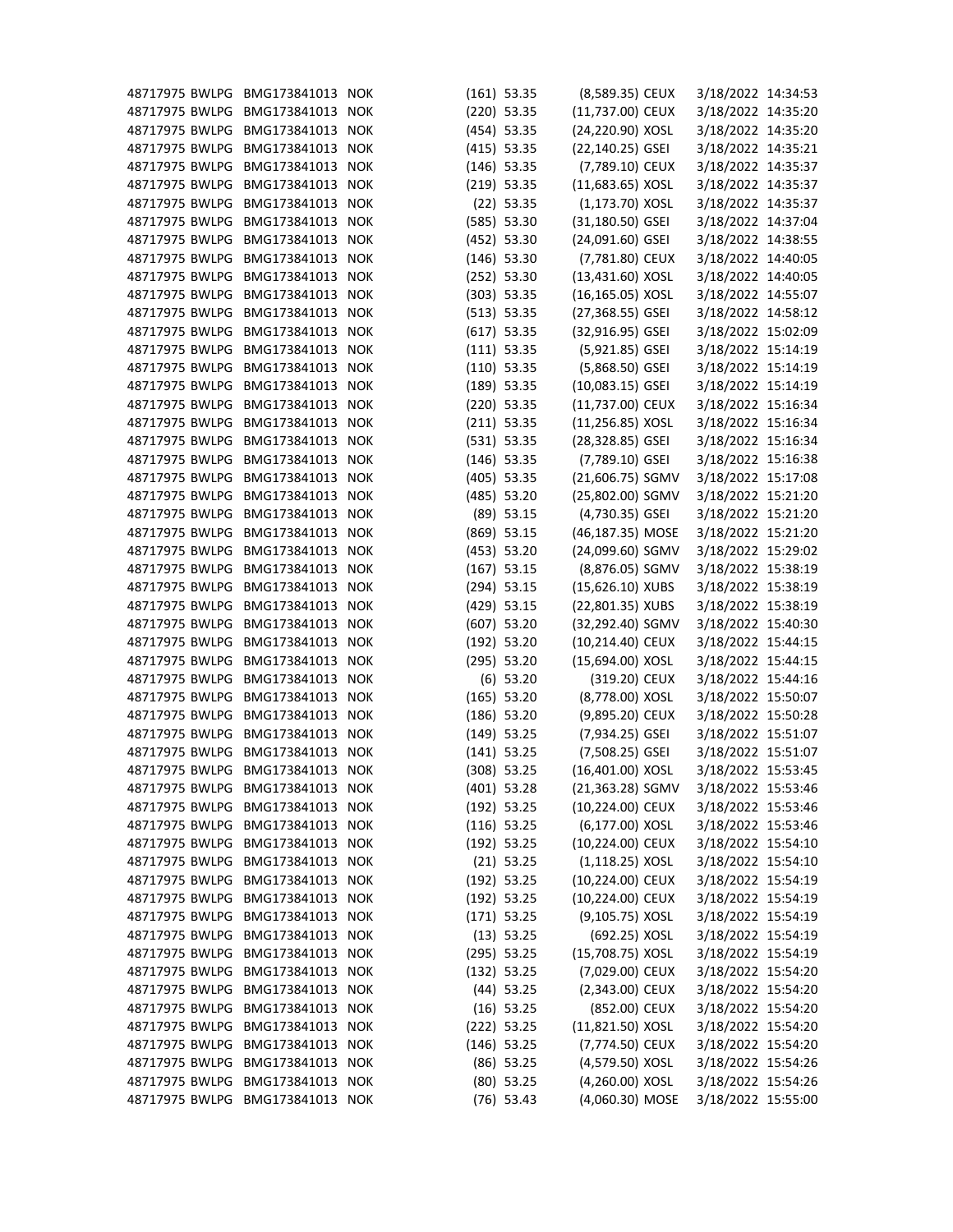| | | | | | | | | | |
|---|---|---|---|---|---|---|---|---|---|
| 48717975 | BWLPG | BMG173841013 | NOK | (161) | 53.35 | (8,589.35) | CEUX | 3/18/2022 | 14:34:53 |
| 48717975 | BWLPG | BMG173841013 | NOK | (220) | 53.35 | (11,737.00) | CEUX | 3/18/2022 | 14:35:20 |
| 48717975 | BWLPG | BMG173841013 | NOK | (454) | 53.35 | (24,220.90) | XOSL | 3/18/2022 | 14:35:20 |
| 48717975 | BWLPG | BMG173841013 | NOK | (415) | 53.35 | (22,140.25) | GSEI | 3/18/2022 | 14:35:21 |
| 48717975 | BWLPG | BMG173841013 | NOK | (146) | 53.35 | (7,789.10) | CEUX | 3/18/2022 | 14:35:37 |
| 48717975 | BWLPG | BMG173841013 | NOK | (219) | 53.35 | (11,683.65) | XOSL | 3/18/2022 | 14:35:37 |
| 48717975 | BWLPG | BMG173841013 | NOK | (22) | 53.35 | (1,173.70) | XOSL | 3/18/2022 | 14:35:37 |
| 48717975 | BWLPG | BMG173841013 | NOK | (585) | 53.30 | (31,180.50) | GSEI | 3/18/2022 | 14:37:04 |
| 48717975 | BWLPG | BMG173841013 | NOK | (452) | 53.30 | (24,091.60) | GSEI | 3/18/2022 | 14:38:55 |
| 48717975 | BWLPG | BMG173841013 | NOK | (146) | 53.30 | (7,781.80) | CEUX | 3/18/2022 | 14:40:05 |
| 48717975 | BWLPG | BMG173841013 | NOK | (252) | 53.30 | (13,431.60) | XOSL | 3/18/2022 | 14:40:05 |
| 48717975 | BWLPG | BMG173841013 | NOK | (303) | 53.35 | (16,165.05) | XOSL | 3/18/2022 | 14:55:07 |
| 48717975 | BWLPG | BMG173841013 | NOK | (513) | 53.35 | (27,368.55) | GSEI | 3/18/2022 | 14:58:12 |
| 48717975 | BWLPG | BMG173841013 | NOK | (617) | 53.35 | (32,916.95) | GSEI | 3/18/2022 | 15:02:09 |
| 48717975 | BWLPG | BMG173841013 | NOK | (111) | 53.35 | (5,921.85) | GSEI | 3/18/2022 | 15:14:19 |
| 48717975 | BWLPG | BMG173841013 | NOK | (110) | 53.35 | (5,868.50) | GSEI | 3/18/2022 | 15:14:19 |
| 48717975 | BWLPG | BMG173841013 | NOK | (189) | 53.35 | (10,083.15) | GSEI | 3/18/2022 | 15:14:19 |
| 48717975 | BWLPG | BMG173841013 | NOK | (220) | 53.35 | (11,737.00) | CEUX | 3/18/2022 | 15:16:34 |
| 48717975 | BWLPG | BMG173841013 | NOK | (211) | 53.35 | (11,256.85) | XOSL | 3/18/2022 | 15:16:34 |
| 48717975 | BWLPG | BMG173841013 | NOK | (531) | 53.35 | (28,328.85) | GSEI | 3/18/2022 | 15:16:34 |
| 48717975 | BWLPG | BMG173841013 | NOK | (146) | 53.35 | (7,789.10) | GSEI | 3/18/2022 | 15:16:38 |
| 48717975 | BWLPG | BMG173841013 | NOK | (405) | 53.35 | (21,606.75) | SGMV | 3/18/2022 | 15:17:08 |
| 48717975 | BWLPG | BMG173841013 | NOK | (485) | 53.20 | (25,802.00) | SGMV | 3/18/2022 | 15:21:20 |
| 48717975 | BWLPG | BMG173841013 | NOK | (89) | 53.15 | (4,730.35) | GSEI | 3/18/2022 | 15:21:20 |
| 48717975 | BWLPG | BMG173841013 | NOK | (869) | 53.15 | (46,187.35) | MOSE | 3/18/2022 | 15:21:20 |
| 48717975 | BWLPG | BMG173841013 | NOK | (453) | 53.20 | (24,099.60) | SGMV | 3/18/2022 | 15:29:02 |
| 48717975 | BWLPG | BMG173841013 | NOK | (167) | 53.15 | (8,876.05) | SGMV | 3/18/2022 | 15:38:19 |
| 48717975 | BWLPG | BMG173841013 | NOK | (294) | 53.15 | (15,626.10) | XUBS | 3/18/2022 | 15:38:19 |
| 48717975 | BWLPG | BMG173841013 | NOK | (429) | 53.15 | (22,801.35) | XUBS | 3/18/2022 | 15:38:19 |
| 48717975 | BWLPG | BMG173841013 | NOK | (607) | 53.20 | (32,292.40) | SGMV | 3/18/2022 | 15:40:30 |
| 48717975 | BWLPG | BMG173841013 | NOK | (192) | 53.20 | (10,214.40) | CEUX | 3/18/2022 | 15:44:15 |
| 48717975 | BWLPG | BMG173841013 | NOK | (295) | 53.20 | (15,694.00) | XOSL | 3/18/2022 | 15:44:15 |
| 48717975 | BWLPG | BMG173841013 | NOK | (6) | 53.20 | (319.20) | CEUX | 3/18/2022 | 15:44:16 |
| 48717975 | BWLPG | BMG173841013 | NOK | (165) | 53.20 | (8,778.00) | XOSL | 3/18/2022 | 15:50:07 |
| 48717975 | BWLPG | BMG173841013 | NOK | (186) | 53.20 | (9,895.20) | CEUX | 3/18/2022 | 15:50:28 |
| 48717975 | BWLPG | BMG173841013 | NOK | (149) | 53.25 | (7,934.25) | GSEI | 3/18/2022 | 15:51:07 |
| 48717975 | BWLPG | BMG173841013 | NOK | (141) | 53.25 | (7,508.25) | GSEI | 3/18/2022 | 15:51:07 |
| 48717975 | BWLPG | BMG173841013 | NOK | (308) | 53.25 | (16,401.00) | XOSL | 3/18/2022 | 15:53:45 |
| 48717975 | BWLPG | BMG173841013 | NOK | (401) | 53.28 | (21,363.28) | SGMV | 3/18/2022 | 15:53:46 |
| 48717975 | BWLPG | BMG173841013 | NOK | (192) | 53.25 | (10,224.00) | CEUX | 3/18/2022 | 15:53:46 |
| 48717975 | BWLPG | BMG173841013 | NOK | (116) | 53.25 | (6,177.00) | XOSL | 3/18/2022 | 15:53:46 |
| 48717975 | BWLPG | BMG173841013 | NOK | (192) | 53.25 | (10,224.00) | CEUX | 3/18/2022 | 15:54:10 |
| 48717975 | BWLPG | BMG173841013 | NOK | (21) | 53.25 | (1,118.25) | XOSL | 3/18/2022 | 15:54:10 |
| 48717975 | BWLPG | BMG173841013 | NOK | (192) | 53.25 | (10,224.00) | CEUX | 3/18/2022 | 15:54:19 |
| 48717975 | BWLPG | BMG173841013 | NOK | (192) | 53.25 | (10,224.00) | CEUX | 3/18/2022 | 15:54:19 |
| 48717975 | BWLPG | BMG173841013 | NOK | (171) | 53.25 | (9,105.75) | XOSL | 3/18/2022 | 15:54:19 |
| 48717975 | BWLPG | BMG173841013 | NOK | (13) | 53.25 | (692.25) | XOSL | 3/18/2022 | 15:54:19 |
| 48717975 | BWLPG | BMG173841013 | NOK | (295) | 53.25 | (15,708.75) | XOSL | 3/18/2022 | 15:54:19 |
| 48717975 | BWLPG | BMG173841013 | NOK | (132) | 53.25 | (7,029.00) | CEUX | 3/18/2022 | 15:54:20 |
| 48717975 | BWLPG | BMG173841013 | NOK | (44) | 53.25 | (2,343.00) | CEUX | 3/18/2022 | 15:54:20 |
| 48717975 | BWLPG | BMG173841013 | NOK | (16) | 53.25 | (852.00) | CEUX | 3/18/2022 | 15:54:20 |
| 48717975 | BWLPG | BMG173841013 | NOK | (222) | 53.25 | (11,821.50) | XOSL | 3/18/2022 | 15:54:20 |
| 48717975 | BWLPG | BMG173841013 | NOK | (146) | 53.25 | (7,774.50) | CEUX | 3/18/2022 | 15:54:20 |
| 48717975 | BWLPG | BMG173841013 | NOK | (86) | 53.25 | (4,579.50) | XOSL | 3/18/2022 | 15:54:26 |
| 48717975 | BWLPG | BMG173841013 | NOK | (80) | 53.25 | (4,260.00) | XOSL | 3/18/2022 | 15:54:26 |
| 48717975 | BWLPG | BMG173841013 | NOK | (76) | 53.43 | (4,060.30) | MOSE | 3/18/2022 | 15:55:00 |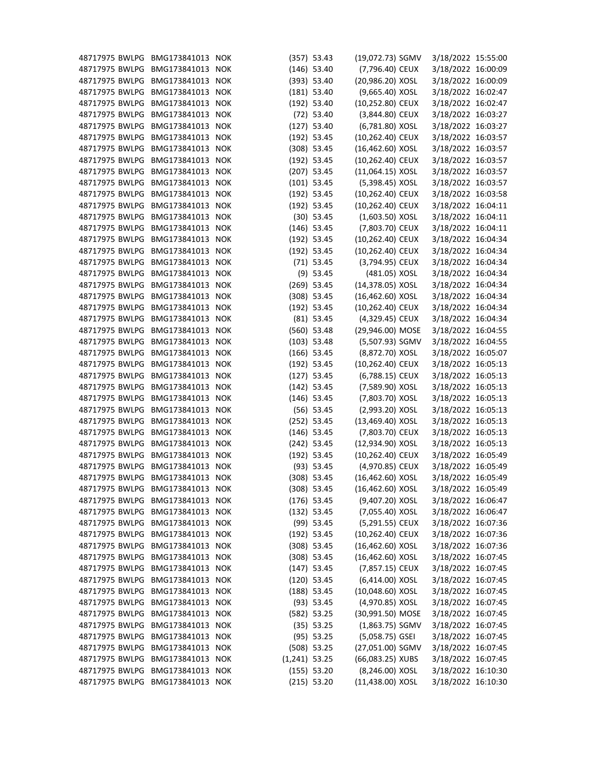| | | | | | | | | | |
|---|---|---|---|---|---|---|---|---|---|
| 48717975 | BWLPG | BMG173841013 | NOK | (357) | 53.43 | (19,072.73) | SGMV | 3/18/2022 | 15:55:00 |
| 48717975 | BWLPG | BMG173841013 | NOK | (146) | 53.40 | (7,796.40) | CEUX | 3/18/2022 | 16:00:09 |
| 48717975 | BWLPG | BMG173841013 | NOK | (393) | 53.40 | (20,986.20) | XOSL | 3/18/2022 | 16:00:09 |
| 48717975 | BWLPG | BMG173841013 | NOK | (181) | 53.40 | (9,665.40) | XOSL | 3/18/2022 | 16:02:47 |
| 48717975 | BWLPG | BMG173841013 | NOK | (192) | 53.40 | (10,252.80) | CEUX | 3/18/2022 | 16:02:47 |
| 48717975 | BWLPG | BMG173841013 | NOK | (72) | 53.40 | (3,844.80) | CEUX | 3/18/2022 | 16:03:27 |
| 48717975 | BWLPG | BMG173841013 | NOK | (127) | 53.40 | (6,781.80) | XOSL | 3/18/2022 | 16:03:27 |
| 48717975 | BWLPG | BMG173841013 | NOK | (192) | 53.45 | (10,262.40) | CEUX | 3/18/2022 | 16:03:57 |
| 48717975 | BWLPG | BMG173841013 | NOK | (308) | 53.45 | (16,462.60) | XOSL | 3/18/2022 | 16:03:57 |
| 48717975 | BWLPG | BMG173841013 | NOK | (192) | 53.45 | (10,262.40) | CEUX | 3/18/2022 | 16:03:57 |
| 48717975 | BWLPG | BMG173841013 | NOK | (207) | 53.45 | (11,064.15) | XOSL | 3/18/2022 | 16:03:57 |
| 48717975 | BWLPG | BMG173841013 | NOK | (101) | 53.45 | (5,398.45) | XOSL | 3/18/2022 | 16:03:57 |
| 48717975 | BWLPG | BMG173841013 | NOK | (192) | 53.45 | (10,262.40) | CEUX | 3/18/2022 | 16:03:58 |
| 48717975 | BWLPG | BMG173841013 | NOK | (192) | 53.45 | (10,262.40) | CEUX | 3/18/2022 | 16:04:11 |
| 48717975 | BWLPG | BMG173841013 | NOK | (30) | 53.45 | (1,603.50) | XOSL | 3/18/2022 | 16:04:11 |
| 48717975 | BWLPG | BMG173841013 | NOK | (146) | 53.45 | (7,803.70) | CEUX | 3/18/2022 | 16:04:11 |
| 48717975 | BWLPG | BMG173841013 | NOK | (192) | 53.45 | (10,262.40) | CEUX | 3/18/2022 | 16:04:34 |
| 48717975 | BWLPG | BMG173841013 | NOK | (192) | 53.45 | (10,262.40) | CEUX | 3/18/2022 | 16:04:34 |
| 48717975 | BWLPG | BMG173841013 | NOK | (71) | 53.45 | (3,794.95) | CEUX | 3/18/2022 | 16:04:34 |
| 48717975 | BWLPG | BMG173841013 | NOK | (9) | 53.45 | (481.05) | XOSL | 3/18/2022 | 16:04:34 |
| 48717975 | BWLPG | BMG173841013 | NOK | (269) | 53.45 | (14,378.05) | XOSL | 3/18/2022 | 16:04:34 |
| 48717975 | BWLPG | BMG173841013 | NOK | (308) | 53.45 | (16,462.60) | XOSL | 3/18/2022 | 16:04:34 |
| 48717975 | BWLPG | BMG173841013 | NOK | (192) | 53.45 | (10,262.40) | CEUX | 3/18/2022 | 16:04:34 |
| 48717975 | BWLPG | BMG173841013 | NOK | (81) | 53.45 | (4,329.45) | CEUX | 3/18/2022 | 16:04:34 |
| 48717975 | BWLPG | BMG173841013 | NOK | (560) | 53.48 | (29,946.00) | MOSE | 3/18/2022 | 16:04:55 |
| 48717975 | BWLPG | BMG173841013 | NOK | (103) | 53.48 | (5,507.93) | SGMV | 3/18/2022 | 16:04:55 |
| 48717975 | BWLPG | BMG173841013 | NOK | (166) | 53.45 | (8,872.70) | XOSL | 3/18/2022 | 16:05:07 |
| 48717975 | BWLPG | BMG173841013 | NOK | (192) | 53.45 | (10,262.40) | CEUX | 3/18/2022 | 16:05:13 |
| 48717975 | BWLPG | BMG173841013 | NOK | (127) | 53.45 | (6,788.15) | CEUX | 3/18/2022 | 16:05:13 |
| 48717975 | BWLPG | BMG173841013 | NOK | (142) | 53.45 | (7,589.90) | XOSL | 3/18/2022 | 16:05:13 |
| 48717975 | BWLPG | BMG173841013 | NOK | (146) | 53.45 | (7,803.70) | XOSL | 3/18/2022 | 16:05:13 |
| 48717975 | BWLPG | BMG173841013 | NOK | (56) | 53.45 | (2,993.20) | XOSL | 3/18/2022 | 16:05:13 |
| 48717975 | BWLPG | BMG173841013 | NOK | (252) | 53.45 | (13,469.40) | XOSL | 3/18/2022 | 16:05:13 |
| 48717975 | BWLPG | BMG173841013 | NOK | (146) | 53.45 | (7,803.70) | CEUX | 3/18/2022 | 16:05:13 |
| 48717975 | BWLPG | BMG173841013 | NOK | (242) | 53.45 | (12,934.90) | XOSL | 3/18/2022 | 16:05:13 |
| 48717975 | BWLPG | BMG173841013 | NOK | (192) | 53.45 | (10,262.40) | CEUX | 3/18/2022 | 16:05:49 |
| 48717975 | BWLPG | BMG173841013 | NOK | (93) | 53.45 | (4,970.85) | CEUX | 3/18/2022 | 16:05:49 |
| 48717975 | BWLPG | BMG173841013 | NOK | (308) | 53.45 | (16,462.60) | XOSL | 3/18/2022 | 16:05:49 |
| 48717975 | BWLPG | BMG173841013 | NOK | (308) | 53.45 | (16,462.60) | XOSL | 3/18/2022 | 16:05:49 |
| 48717975 | BWLPG | BMG173841013 | NOK | (176) | 53.45 | (9,407.20) | XOSL | 3/18/2022 | 16:06:47 |
| 48717975 | BWLPG | BMG173841013 | NOK | (132) | 53.45 | (7,055.40) | XOSL | 3/18/2022 | 16:06:47 |
| 48717975 | BWLPG | BMG173841013 | NOK | (99) | 53.45 | (5,291.55) | CEUX | 3/18/2022 | 16:07:36 |
| 48717975 | BWLPG | BMG173841013 | NOK | (192) | 53.45 | (10,262.40) | CEUX | 3/18/2022 | 16:07:36 |
| 48717975 | BWLPG | BMG173841013 | NOK | (308) | 53.45 | (16,462.60) | XOSL | 3/18/2022 | 16:07:36 |
| 48717975 | BWLPG | BMG173841013 | NOK | (308) | 53.45 | (16,462.60) | XOSL | 3/18/2022 | 16:07:45 |
| 48717975 | BWLPG | BMG173841013 | NOK | (147) | 53.45 | (7,857.15) | CEUX | 3/18/2022 | 16:07:45 |
| 48717975 | BWLPG | BMG173841013 | NOK | (120) | 53.45 | (6,414.00) | XOSL | 3/18/2022 | 16:07:45 |
| 48717975 | BWLPG | BMG173841013 | NOK | (188) | 53.45 | (10,048.60) | XOSL | 3/18/2022 | 16:07:45 |
| 48717975 | BWLPG | BMG173841013 | NOK | (93) | 53.45 | (4,970.85) | XOSL | 3/18/2022 | 16:07:45 |
| 48717975 | BWLPG | BMG173841013 | NOK | (582) | 53.25 | (30,991.50) | MOSE | 3/18/2022 | 16:07:45 |
| 48717975 | BWLPG | BMG173841013 | NOK | (35) | 53.25 | (1,863.75) | SGMV | 3/18/2022 | 16:07:45 |
| 48717975 | BWLPG | BMG173841013 | NOK | (95) | 53.25 | (5,058.75) | GSEI | 3/18/2022 | 16:07:45 |
| 48717975 | BWLPG | BMG173841013 | NOK | (508) | 53.25 | (27,051.00) | SGMV | 3/18/2022 | 16:07:45 |
| 48717975 | BWLPG | BMG173841013 | NOK | (1,241) | 53.25 | (66,083.25) | XUBS | 3/18/2022 | 16:07:45 |
| 48717975 | BWLPG | BMG173841013 | NOK | (155) | 53.20 | (8,246.00) | XOSL | 3/18/2022 | 16:10:30 |
| 48717975 | BWLPG | BMG173841013 | NOK | (215) | 53.20 | (11,438.00) | XOSL | 3/18/2022 | 16:10:30 |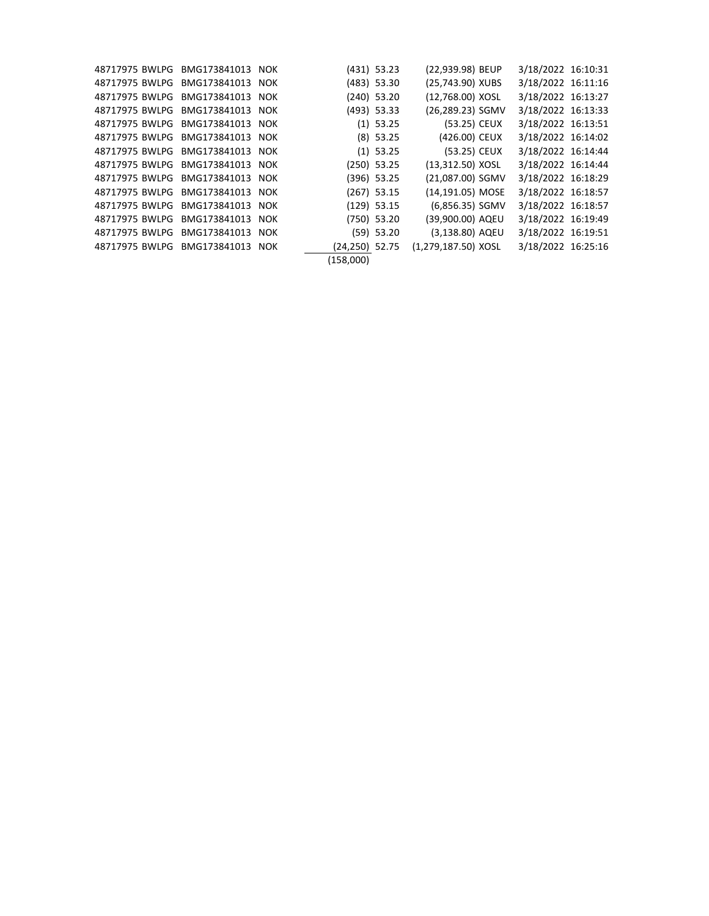| | | | | | | | | | |
|---|---|---|---|---|---|---|---|---|---|
| 48717975 | BWLPG | BMG173841013 | NOK | (431) | 53.23 | (22,939.98) | BEUP | 3/18/2022 | 16:10:31 |
| 48717975 | BWLPG | BMG173841013 | NOK | (483) | 53.30 | (25,743.90) | XUBS | 3/18/2022 | 16:11:16 |
| 48717975 | BWLPG | BMG173841013 | NOK | (240) | 53.20 | (12,768.00) | XOSL | 3/18/2022 | 16:13:27 |
| 48717975 | BWLPG | BMG173841013 | NOK | (493) | 53.33 | (26,289.23) | SGMV | 3/18/2022 | 16:13:33 |
| 48717975 | BWLPG | BMG173841013 | NOK | (1) | 53.25 | (53.25) | CEUX | 3/18/2022 | 16:13:51 |
| 48717975 | BWLPG | BMG173841013 | NOK | (8) | 53.25 | (426.00) | CEUX | 3/18/2022 | 16:14:02 |
| 48717975 | BWLPG | BMG173841013 | NOK | (1) | 53.25 | (53.25) | CEUX | 3/18/2022 | 16:14:44 |
| 48717975 | BWLPG | BMG173841013 | NOK | (250) | 53.25 | (13,312.50) | XOSL | 3/18/2022 | 16:14:44 |
| 48717975 | BWLPG | BMG173841013 | NOK | (396) | 53.25 | (21,087.00) | SGMV | 3/18/2022 | 16:18:29 |
| 48717975 | BWLPG | BMG173841013 | NOK | (267) | 53.15 | (14,191.05) | MOSE | 3/18/2022 | 16:18:57 |
| 48717975 | BWLPG | BMG173841013 | NOK | (129) | 53.15 | (6,856.35) | SGMV | 3/18/2022 | 16:18:57 |
| 48717975 | BWLPG | BMG173841013 | NOK | (750) | 53.20 | (39,900.00) | AQEU | 3/18/2022 | 16:19:49 |
| 48717975 | BWLPG | BMG173841013 | NOK | (59) | 53.20 | (3,138.80) | AQEU | 3/18/2022 | 16:19:51 |
| 48717975 | BWLPG | BMG173841013 | NOK | (24,250) | 52.75 | (1,279,187.50) | XOSL | 3/18/2022 | 16:25:16 |
| | | | | (158,000) | | | | | |